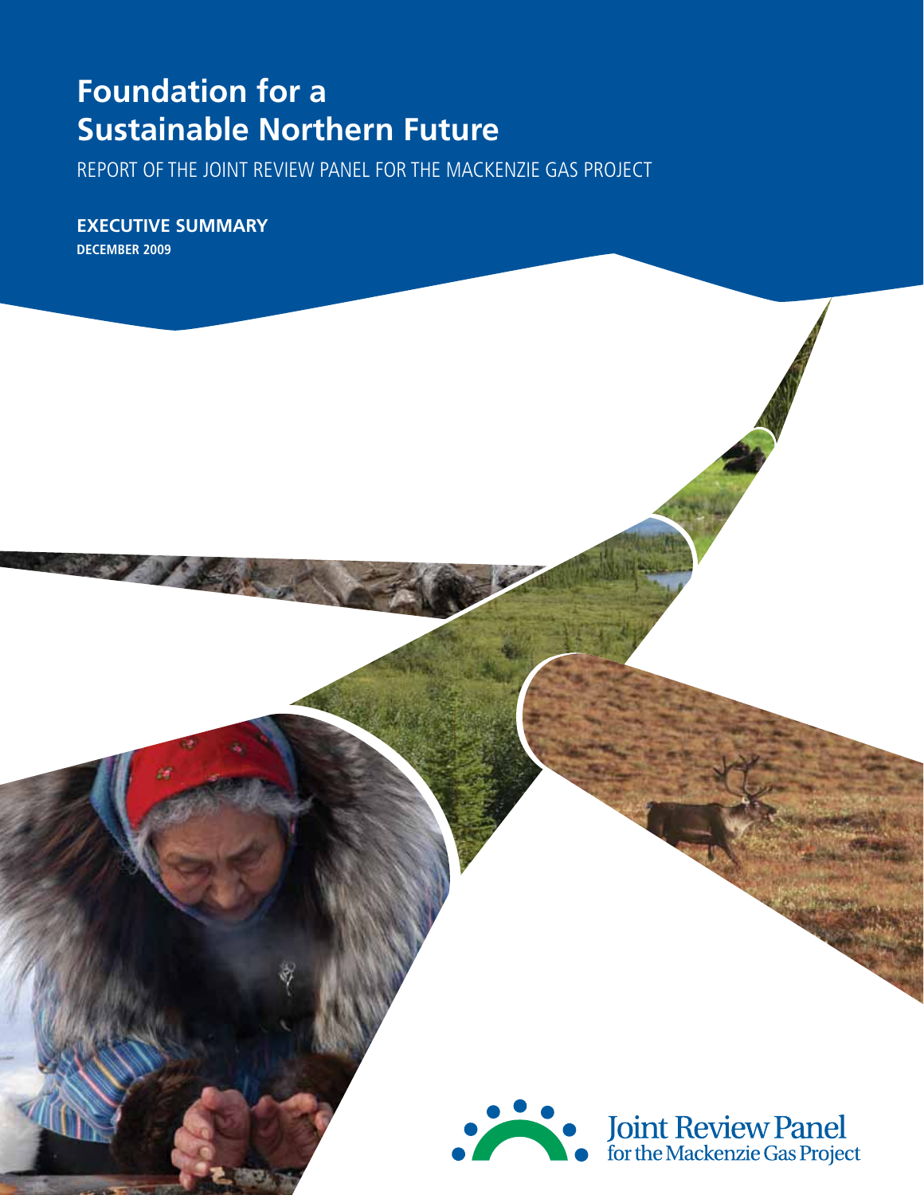# Foundation for a Sustainable Northern Future

REPORT OF THE JOINT REVIEW PANEL FOR THE MACKENZIE GAS PROJECT

**EXECUTIVE SUMMARY**

**DECEMBER 2009**

Joint Review Panel for the Mackenzie Gas Project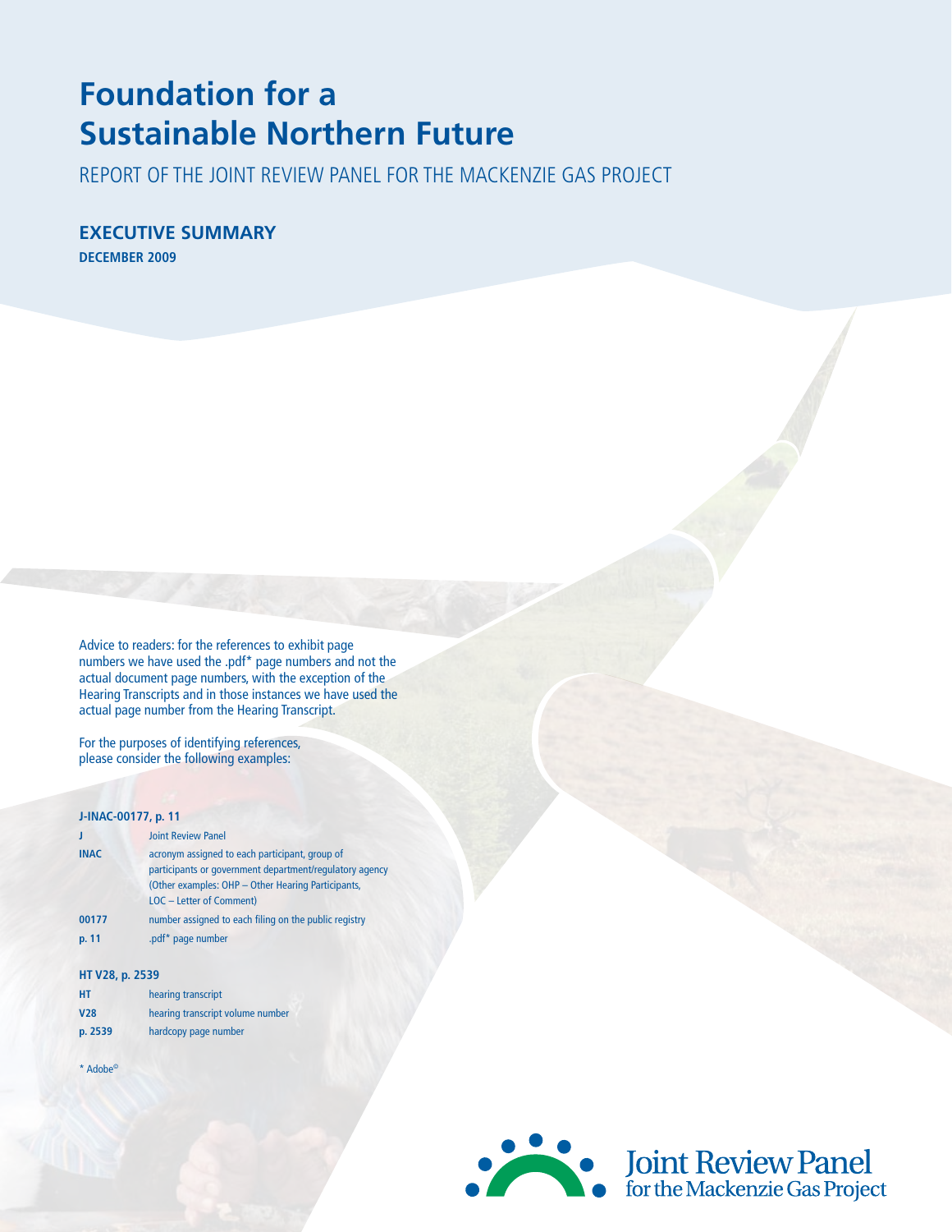# Foundation for a Sustainable Northern Future

REPORT OF THE JOINT REVIEW PANEL FOR THE MACKENZIE GAS PROJECT

## EXECUTIVE SUMMARY

**DECEMBER 2009**

Advice to readers: for the references to exhibit page numbers we have used the .pdf* page numbers and not the actual document page numbers, with the exception of the Hearing Transcripts and in those instances we have used the actual page number from the Hearing Transcript.

For the purposes of identifying references, please consider the following examples:

**J-INAC-00177, p. 11**

| | |
|---|---|
| **J** | Joint Review Panel |
| **INAC** | acronym assigned to each participant, group of participants or government department/regulatory agency (Other examples: OHP – Other Hearing Participants, LOC – Letter of Comment) |
| **00177** | number assigned to each filing on the public registry |
| **p. 11** | .pdf* page number |

**HT V28, p. 2539**

| | |
|---|---|
| **HT** | hearing transcript |
| **V28** | hearing transcript volume number |
| **p. 2539** | hardcopy page number |

\* Adobe©

Joint Review Panel for the Mackenzie Gas Project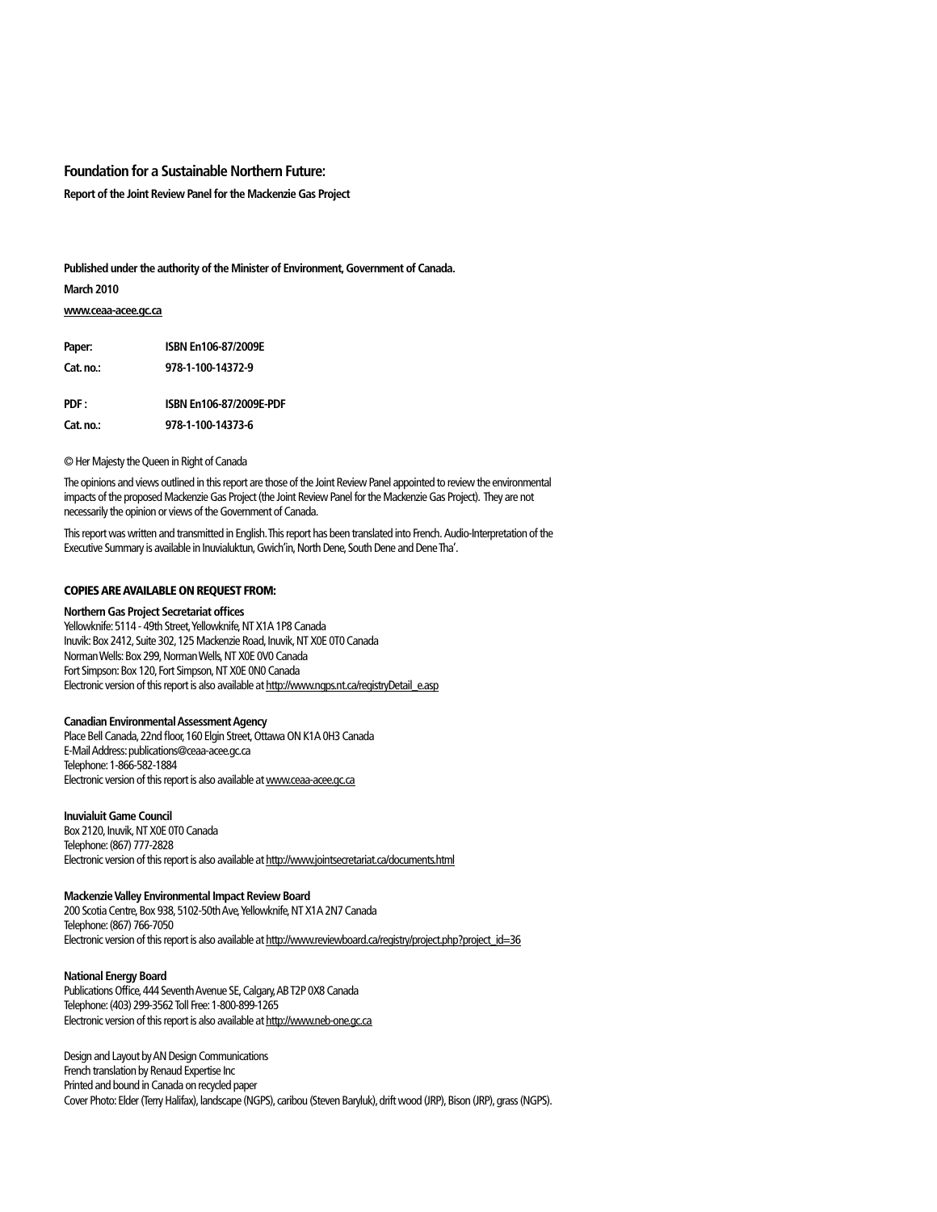**Foundation for a Sustainable Northern Future:**

**Report of the Joint Review Panel for the Mackenzie Gas Project**

**Published under the authority of the Minister of Environment, Government of Canada.**

**March 2010**

**www.ceaa-acee.gc.ca**

| | |
|---|---|
| **Paper:** | **ISBN En106-87/2009E** |
| **Cat. no.:** | **978-1-100-14372-9** |
| **PDF :** | **ISBN En106-87/2009E-PDF** |
| **Cat. no.:** | **978-1-100-14373-6** |

© Her Majesty the Queen in Right of Canada

The opinions and views outlined in this report are those of the Joint Review Panel appointed to review the environmental impacts of the proposed Mackenzie Gas Project (the Joint Review Panel for the Mackenzie Gas Project). They are not necessarily the opinion or views of the Government of Canada.

This report was written and transmitted in English. This report has been translated into French. Audio-Interpretation of the Executive Summary is available in Inuvialuktun, Gwich'in, North Dene, South Dene and Dene Tha'.

**COPIES ARE AVAILABLE ON REQUEST FROM:**

**Northern Gas Project Secretariat offices**
Yellowknife: 5114 - 49th Street, Yellowknife, NT X1A 1P8 Canada
Inuvik: Box 2412, Suite 302, 125 Mackenzie Road, Inuvik, NT X0E 0T0 Canada
Norman Wells: Box 299, Norman Wells, NT X0E 0V0 Canada
Fort Simpson: Box 120, Fort Simpson, NT X0E 0N0 Canada
Electronic version of this report is also available at http://www.ngps.nt.ca/registryDetail_e.asp

**Canadian Environmental Assessment Agency**
Place Bell Canada, 22nd floor, 160 Elgin Street, Ottawa ON K1A 0H3 Canada
E-Mail Address: publications@ceaa-acee.gc.ca
Telephone: 1-866-582-1884
Electronic version of this report is also available at www.ceaa-acee.gc.ca

**Inuvialuit Game Council**
Box 2120, Inuvik, NT X0E 0T0 Canada
Telephone: (867) 777-2828
Electronic version of this report is also available at http://www.jointsecretariat.ca/documents.html

**Mackenzie Valley Environmental Impact Review Board**
200 Scotia Centre, Box 938, 5102-50th Ave, Yellowknife, NT X1A 2N7 Canada
Telephone: (867) 766-7050
Electronic version of this report is also available at http://www.reviewboard.ca/registry/project.php?project_id=36

**National Energy Board**
Publications Office, 444 Seventh Avenue SE, Calgary, AB T2P 0X8 Canada
Telephone: (403) 299-3562 Toll Free: 1-800-899-1265
Electronic version of this report is also available at http://www.neb-one.gc.ca

Design and Layout by AN Design Communications
French translation by Renaud Expertise Inc
Printed and bound in Canada on recycled paper
Cover Photo: Elder (Terry Halifax), landscape (NGPS), caribou (Steven Baryluk), drift wood (JRP), Bison (JRP), grass (NGPS).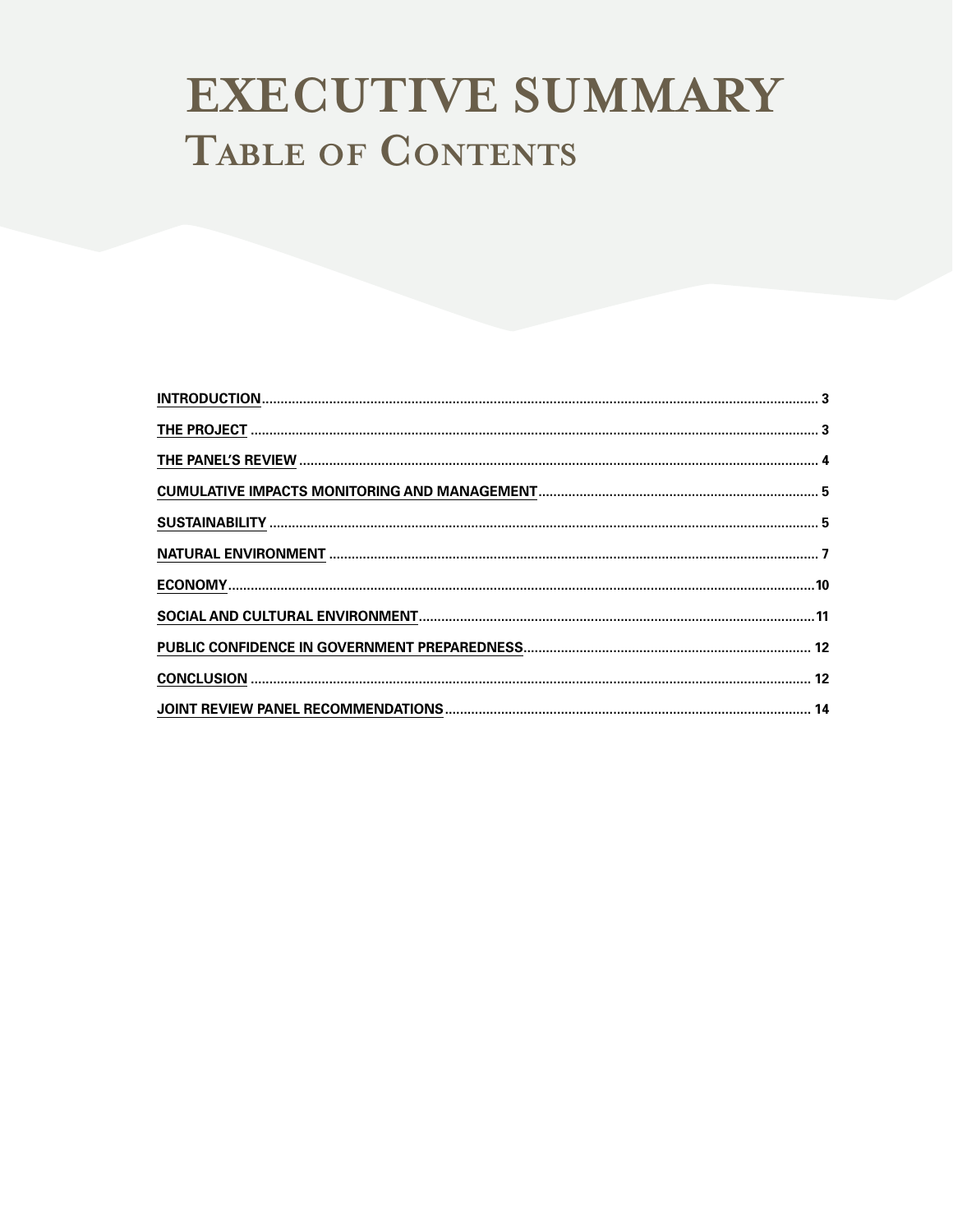# EXECUTIVE SUMMARY

## Table of Contents

| | |
|---|---|
| INTRODUCTION | 3 |
| THE PROJECT | 3 |
| THE PANEL'S REVIEW | 4 |
| CUMULATIVE IMPACTS MONITORING AND MANAGEMENT | 5 |
| SUSTAINABILITY | 5 |
| NATURAL ENVIRONMENT | 7 |
| ECONOMY | 10 |
| SOCIAL AND CULTURAL ENVIRONMENT | 11 |
| PUBLIC CONFIDENCE IN GOVERNMENT PREPAREDNESS | 12 |
| CONCLUSION | 12 |
| JOINT REVIEW PANEL RECOMMENDATIONS | 14 |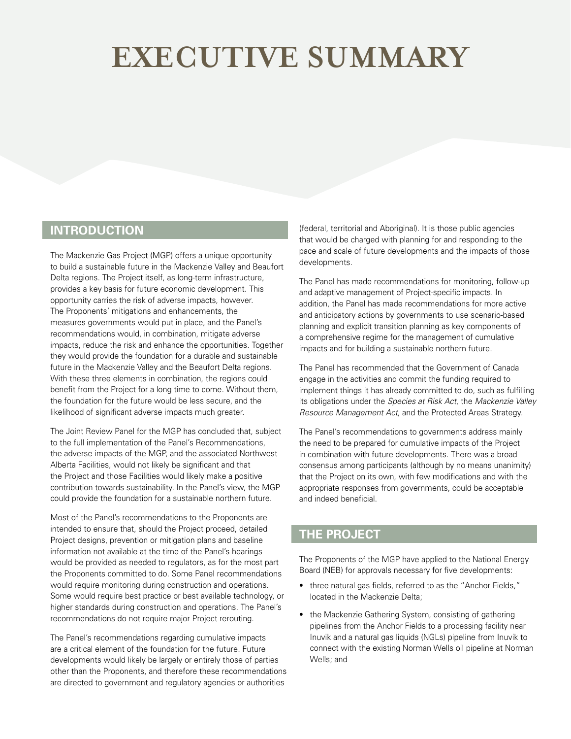# EXECUTIVE SUMMARY

## INTRODUCTION

The Mackenzie Gas Project (MGP) offers a unique opportunity to build a sustainable future in the Mackenzie Valley and Beaufort Delta regions. The Project itself, as long-term infrastructure, provides a key basis for future economic development. This opportunity carries the risk of adverse impacts, however. The Proponents' mitigations and enhancements, the measures governments would put in place, and the Panel's recommendations would, in combination, mitigate adverse impacts, reduce the risk and enhance the opportunities. Together they would provide the foundation for a durable and sustainable future in the Mackenzie Valley and the Beaufort Delta regions. With these three elements in combination, the regions could benefit from the Project for a long time to come. Without them, the foundation for the future would be less secure, and the likelihood of significant adverse impacts much greater.

The Joint Review Panel for the MGP has concluded that, subject to the full implementation of the Panel's Recommendations, the adverse impacts of the MGP, and the associated Northwest Alberta Facilities, would not likely be significant and that the Project and those Facilities would likely make a positive contribution towards sustainability. In the Panel's view, the MGP could provide the foundation for a sustainable northern future.

Most of the Panel's recommendations to the Proponents are intended to ensure that, should the Project proceed, detailed Project designs, prevention or mitigation plans and baseline information not available at the time of the Panel's hearings would be provided as needed to regulators, as for the most part the Proponents committed to do. Some Panel recommendations would require monitoring during construction and operations. Some would require best practice or best available technology, or higher standards during construction and operations. The Panel's recommendations do not require major Project rerouting.

The Panel's recommendations regarding cumulative impacts are a critical element of the foundation for the future. Future developments would likely be largely or entirely those of parties other than the Proponents, and therefore these recommendations are directed to government and regulatory agencies or authorities (federal, territorial and Aboriginal). It is those public agencies that would be charged with planning for and responding to the pace and scale of future developments and the impacts of those developments.

The Panel has made recommendations for monitoring, follow-up and adaptive management of Project-specific impacts. In addition, the Panel has made recommendations for more active and anticipatory actions by governments to use scenario-based planning and explicit transition planning as key components of a comprehensive regime for the management of cumulative impacts and for building a sustainable northern future.

The Panel has recommended that the Government of Canada engage in the activities and commit the funding required to implement things it has already committed to do, such as fulfilling its obligations under the *Species at Risk Act*, the *Mackenzie Valley Resource Management Act*, and the Protected Areas Strategy.

The Panel's recommendations to governments address mainly the need to be prepared for cumulative impacts of the Project in combination with future developments. There was a broad consensus among participants (although by no means unanimity) that the Project on its own, with few modifications and with the appropriate responses from governments, could be acceptable and indeed beneficial.

## THE PROJECT

The Proponents of the MGP have applied to the National Energy Board (NEB) for approvals necessary for five developments:

- three natural gas fields, referred to as the "Anchor Fields," located in the Mackenzie Delta;
- the Mackenzie Gathering System, consisting of gathering pipelines from the Anchor Fields to a processing facility near Inuvik and a natural gas liquids (NGLs) pipeline from Inuvik to connect with the existing Norman Wells oil pipeline at Norman Wells; and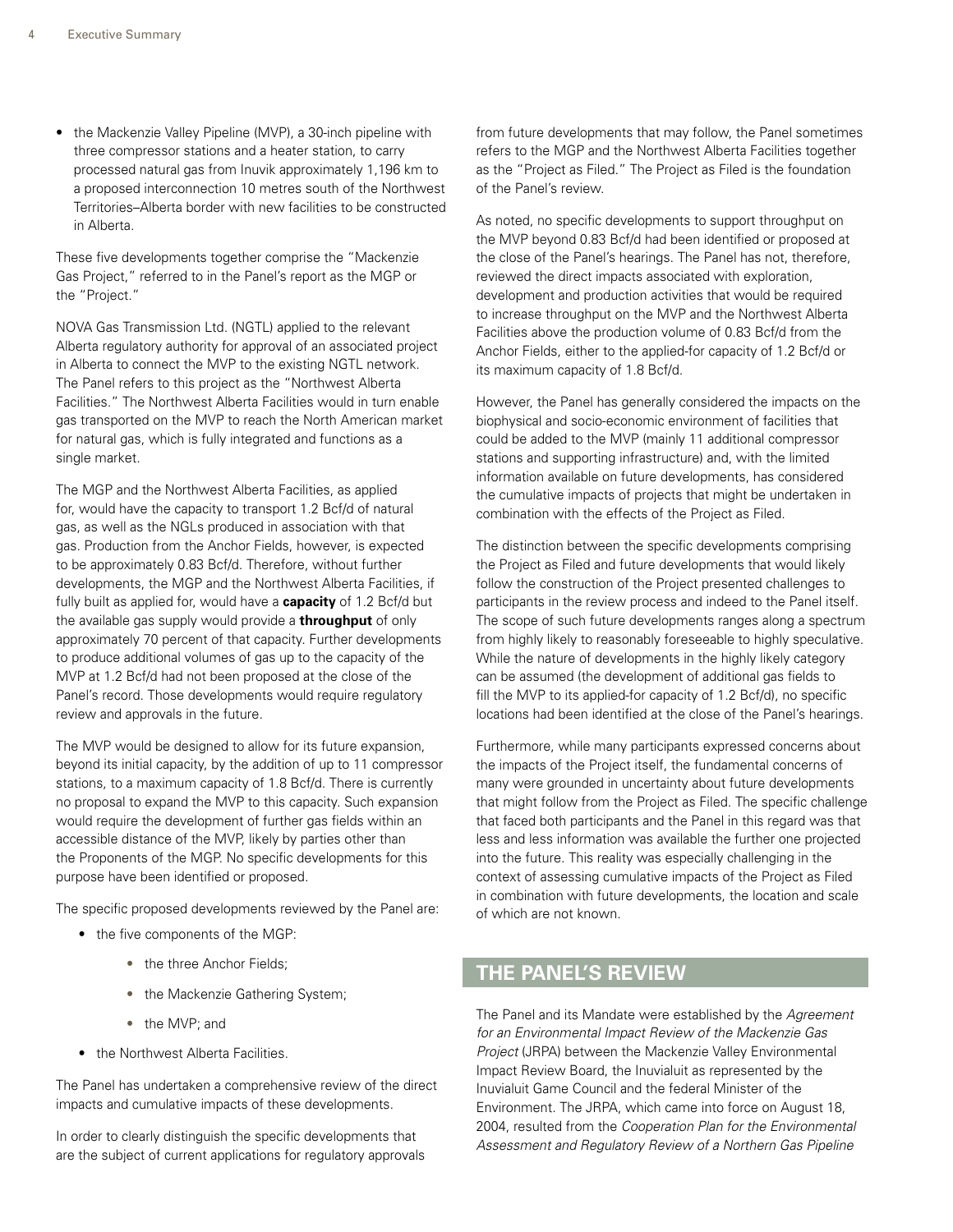- the Mackenzie Valley Pipeline (MVP), a 30-inch pipeline with three compressor stations and a heater station, to carry processed natural gas from Inuvik approximately 1,196 km to a proposed interconnection 10 metres south of the Northwest Territories–Alberta border with new facilities to be constructed in Alberta.

These five developments together comprise the "Mackenzie Gas Project," referred to in the Panel's report as the MGP or the "Project."

NOVA Gas Transmission Ltd. (NGTL) applied to the relevant Alberta regulatory authority for approval of an associated project in Alberta to connect the MVP to the existing NGTL network. The Panel refers to this project as the "Northwest Alberta Facilities." The Northwest Alberta Facilities would in turn enable gas transported on the MVP to reach the North American market for natural gas, which is fully integrated and functions as a single market.

The MGP and the Northwest Alberta Facilities, as applied for, would have the capacity to transport 1.2 Bcf/d of natural gas, as well as the NGLs produced in association with that gas. Production from the Anchor Fields, however, is expected to be approximately 0.83 Bcf/d. Therefore, without further developments, the MGP and the Northwest Alberta Facilities, if fully built as applied for, would have a **capacity** of 1.2 Bcf/d but the available gas supply would provide a **throughput** of only approximately 70 percent of that capacity. Further developments to produce additional volumes of gas up to the capacity of the MVP at 1.2 Bcf/d had not been proposed at the close of the Panel's record. Those developments would require regulatory review and approvals in the future.

The MVP would be designed to allow for its future expansion, beyond its initial capacity, by the addition of up to 11 compressor stations, to a maximum capacity of 1.8 Bcf/d. There is currently no proposal to expand the MVP to this capacity. Such expansion would require the development of further gas fields within an accessible distance of the MVP, likely by parties other than the Proponents of the MGP. No specific developments for this purpose have been identified or proposed.

The specific proposed developments reviewed by the Panel are:

- the five components of the MGP:
  - the three Anchor Fields;
  - the Mackenzie Gathering System;
  - the MVP; and
- the Northwest Alberta Facilities.

The Panel has undertaken a comprehensive review of the direct impacts and cumulative impacts of these developments.

In order to clearly distinguish the specific developments that are the subject of current applications for regulatory approvals from future developments that may follow, the Panel sometimes refers to the MGP and the Northwest Alberta Facilities together as the "Project as Filed." The Project as Filed is the foundation of the Panel's review.

As noted, no specific developments to support throughput on the MVP beyond 0.83 Bcf/d had been identified or proposed at the close of the Panel's hearings. The Panel has not, therefore, reviewed the direct impacts associated with exploration, development and production activities that would be required to increase throughput on the MVP and the Northwest Alberta Facilities above the production volume of 0.83 Bcf/d from the Anchor Fields, either to the applied-for capacity of 1.2 Bcf/d or its maximum capacity of 1.8 Bcf/d.

However, the Panel has generally considered the impacts on the biophysical and socio-economic environment of facilities that could be added to the MVP (mainly 11 additional compressor stations and supporting infrastructure) and, with the limited information available on future developments, has considered the cumulative impacts of projects that might be undertaken in combination with the effects of the Project as Filed.

The distinction between the specific developments comprising the Project as Filed and future developments that would likely follow the construction of the Project presented challenges to participants in the review process and indeed to the Panel itself. The scope of such future developments ranges along a spectrum from highly likely to reasonably foreseeable to highly speculative. While the nature of developments in the highly likely category can be assumed (the development of additional gas fields to fill the MVP to its applied-for capacity of 1.2 Bcf/d), no specific locations had been identified at the close of the Panel's hearings.

Furthermore, while many participants expressed concerns about the impacts of the Project itself, the fundamental concerns of many were grounded in uncertainty about future developments that might follow from the Project as Filed. The specific challenge that faced both participants and the Panel in this regard was that less and less information was available the further one projected into the future. This reality was especially challenging in the context of assessing cumulative impacts of the Project as Filed in combination with future developments, the location and scale of which are not known.

## THE PANEL'S REVIEW

The Panel and its Mandate were established by the *Agreement for an Environmental Impact Review of the Mackenzie Gas Project* (JRPA) between the Mackenzie Valley Environmental Impact Review Board, the Inuvialuit as represented by the Inuvialuit Game Council and the federal Minister of the Environment. The JRPA, which came into force on August 18, 2004, resulted from the *Cooperation Plan for the Environmental Assessment and Regulatory Review of a Northern Gas Pipeline*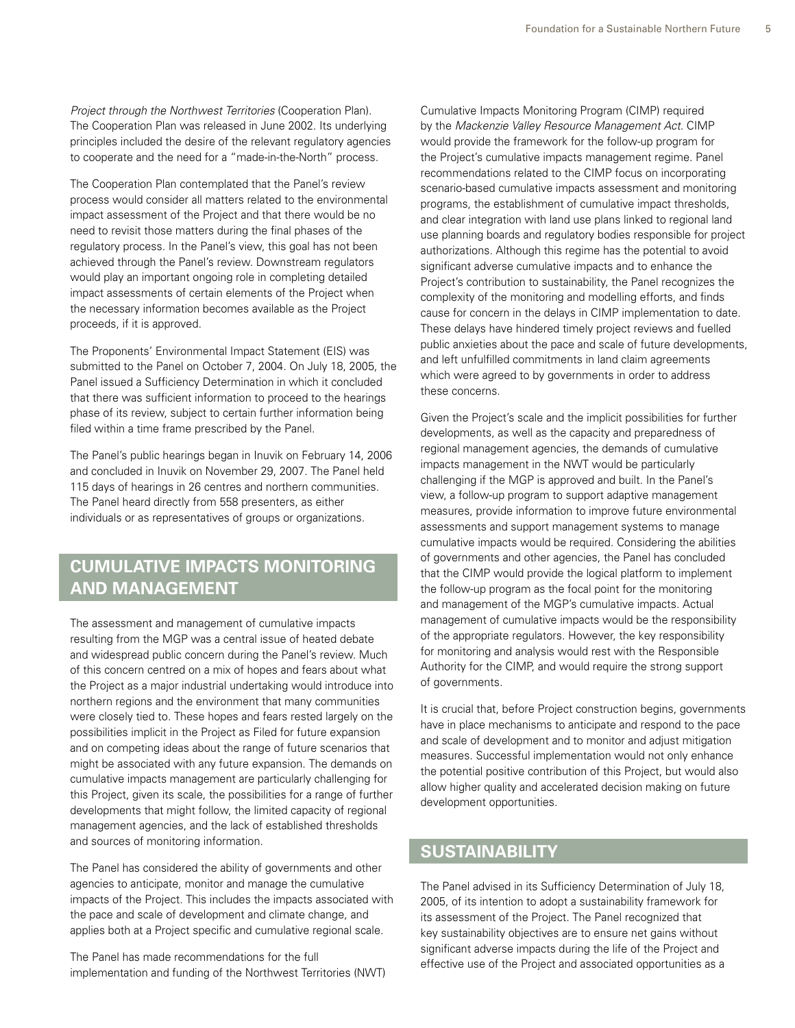*Project through the Northwest Territories* (Cooperation Plan). The Cooperation Plan was released in June 2002. Its underlying principles included the desire of the relevant regulatory agencies to cooperate and the need for a "made-in-the-North" process.

The Cooperation Plan contemplated that the Panel's review process would consider all matters related to the environmental impact assessment of the Project and that there would be no need to revisit those matters during the final phases of the regulatory process. In the Panel's view, this goal has not been achieved through the Panel's review. Downstream regulators would play an important ongoing role in completing detailed impact assessments of certain elements of the Project when the necessary information becomes available as the Project proceeds, if it is approved.

The Proponents' Environmental Impact Statement (EIS) was submitted to the Panel on October 7, 2004. On July 18, 2005, the Panel issued a Sufficiency Determination in which it concluded that there was sufficient information to proceed to the hearings phase of its review, subject to certain further information being filed within a time frame prescribed by the Panel.

The Panel's public hearings began in Inuvik on February 14, 2006 and concluded in Inuvik on November 29, 2007. The Panel held 115 days of hearings in 26 centres and northern communities. The Panel heard directly from 558 presenters, as either individuals or as representatives of groups or organizations.

## CUMULATIVE IMPACTS MONITORING AND MANAGEMENT

The assessment and management of cumulative impacts resulting from the MGP was a central issue of heated debate and widespread public concern during the Panel's review. Much of this concern centred on a mix of hopes and fears about what the Project as a major industrial undertaking would introduce into northern regions and the environment that many communities were closely tied to. These hopes and fears rested largely on the possibilities implicit in the Project as Filed for future expansion and on competing ideas about the range of future scenarios that might be associated with any future expansion. The demands on cumulative impacts management are particularly challenging for this Project, given its scale, the possibilities for a range of further developments that might follow, the limited capacity of regional management agencies, and the lack of established thresholds and sources of monitoring information.

The Panel has considered the ability of governments and other agencies to anticipate, monitor and manage the cumulative impacts of the Project. This includes the impacts associated with the pace and scale of development and climate change, and applies both at a Project specific and cumulative regional scale.

The Panel has made recommendations for the full implementation and funding of the Northwest Territories (NWT) Cumulative Impacts Monitoring Program (CIMP) required by the *Mackenzie Valley Resource Management Act*. CIMP would provide the framework for the follow-up program for the Project's cumulative impacts management regime. Panel recommendations related to the CIMP focus on incorporating scenario-based cumulative impacts assessment and monitoring programs, the establishment of cumulative impact thresholds, and clear integration with land use plans linked to regional land use planning boards and regulatory bodies responsible for project authorizations. Although this regime has the potential to avoid significant adverse cumulative impacts and to enhance the Project's contribution to sustainability, the Panel recognizes the complexity of the monitoring and modelling efforts, and finds cause for concern in the delays in CIMP implementation to date. These delays have hindered timely project reviews and fuelled public anxieties about the pace and scale of future developments, and left unfulfilled commitments in land claim agreements which were agreed to by governments in order to address these concerns.

Given the Project's scale and the implicit possibilities for further developments, as well as the capacity and preparedness of regional management agencies, the demands of cumulative impacts management in the NWT would be particularly challenging if the MGP is approved and built. In the Panel's view, a follow-up program to support adaptive management measures, provide information to improve future environmental assessments and support management systems to manage cumulative impacts would be required. Considering the abilities of governments and other agencies, the Panel has concluded that the CIMP would provide the logical platform to implement the follow-up program as the focal point for the monitoring and management of the MGP's cumulative impacts. Actual management of cumulative impacts would be the responsibility of the appropriate regulators. However, the key responsibility for monitoring and analysis would rest with the Responsible Authority for the CIMP, and would require the strong support of governments.

It is crucial that, before Project construction begins, governments have in place mechanisms to anticipate and respond to the pace and scale of development and to monitor and adjust mitigation measures. Successful implementation would not only enhance the potential positive contribution of this Project, but would also allow higher quality and accelerated decision making on future development opportunities.

## SUSTAINABILITY

The Panel advised in its Sufficiency Determination of July 18, 2005, of its intention to adopt a sustainability framework for its assessment of the Project. The Panel recognized that key sustainability objectives are to ensure net gains without significant adverse impacts during the life of the Project and effective use of the Project and associated opportunities as a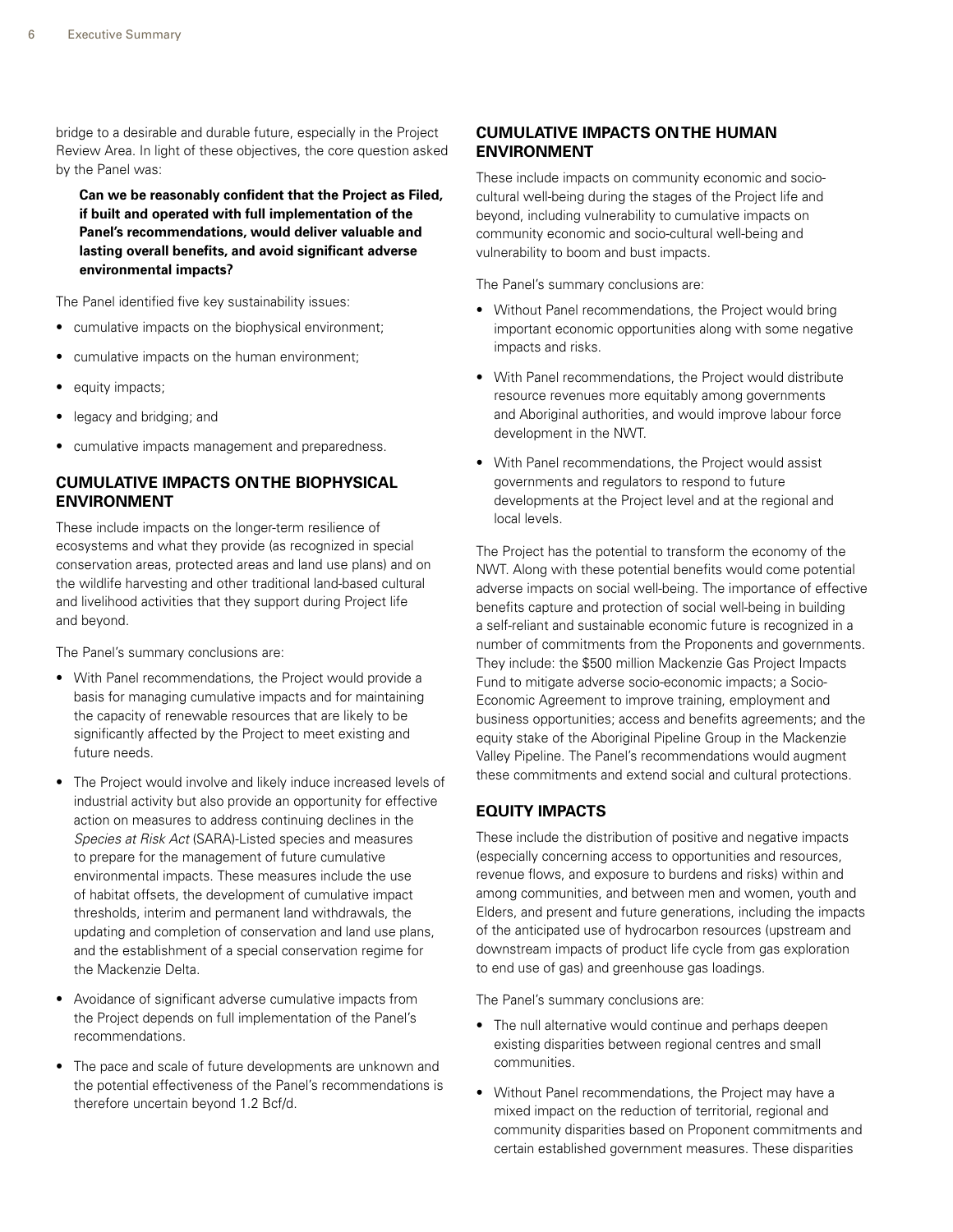bridge to a desirable and durable future, especially in the Project Review Area. In light of these objectives, the core question asked by the Panel was:

> **Can we be reasonably confident that the Project as Filed, if built and operated with full implementation of the Panel's recommendations, would deliver valuable and lasting overall benefits, and avoid significant adverse environmental impacts?**

The Panel identified five key sustainability issues:

- cumulative impacts on the biophysical environment;
- cumulative impacts on the human environment;
- equity impacts;
- legacy and bridging; and
- cumulative impacts management and preparedness.

## CUMULATIVE IMPACTS ON THE BIOPHYSICAL ENVIRONMENT

These include impacts on the longer-term resilience of ecosystems and what they provide (as recognized in special conservation areas, protected areas and land use plans) and on the wildlife harvesting and other traditional land-based cultural and livelihood activities that they support during Project life and beyond.

The Panel's summary conclusions are:

- With Panel recommendations, the Project would provide a basis for managing cumulative impacts and for maintaining the capacity of renewable resources that are likely to be significantly affected by the Project to meet existing and future needs.
- The Project would involve and likely induce increased levels of industrial activity but also provide an opportunity for effective action on measures to address continuing declines in the *Species at Risk Act* (SARA)-Listed species and measures to prepare for the management of future cumulative environmental impacts. These measures include the use of habitat offsets, the development of cumulative impact thresholds, interim and permanent land withdrawals, the updating and completion of conservation and land use plans, and the establishment of a special conservation regime for the Mackenzie Delta.
- Avoidance of significant adverse cumulative impacts from the Project depends on full implementation of the Panel's recommendations.
- The pace and scale of future developments are unknown and the potential effectiveness of the Panel's recommendations is therefore uncertain beyond 1.2 Bcf/d.

## CUMULATIVE IMPACTS ON THE HUMAN ENVIRONMENT

These include impacts on community economic and socio-cultural well-being during the stages of the Project life and beyond, including vulnerability to cumulative impacts on community economic and socio-cultural well-being and vulnerability to boom and bust impacts.

The Panel's summary conclusions are:

- Without Panel recommendations, the Project would bring important economic opportunities along with some negative impacts and risks.
- With Panel recommendations, the Project would distribute resource revenues more equitably among governments and Aboriginal authorities, and would improve labour force development in the NWT.
- With Panel recommendations, the Project would assist governments and regulators to respond to future developments at the Project level and at the regional and local levels.

The Project has the potential to transform the economy of the NWT. Along with these potential benefits would come potential adverse impacts on social well-being. The importance of effective benefits capture and protection of social well-being in building a self-reliant and sustainable economic future is recognized in a number of commitments from the Proponents and governments. They include: the \$500 million Mackenzie Gas Project Impacts Fund to mitigate adverse socio-economic impacts; a Socio-Economic Agreement to improve training, employment and business opportunities; access and benefits agreements; and the equity stake of the Aboriginal Pipeline Group in the Mackenzie Valley Pipeline. The Panel's recommendations would augment these commitments and extend social and cultural protections.

## EQUITY IMPACTS

These include the distribution of positive and negative impacts (especially concerning access to opportunities and resources, revenue flows, and exposure to burdens and risks) within and among communities, and between men and women, youth and Elders, and present and future generations, including the impacts of the anticipated use of hydrocarbon resources (upstream and downstream impacts of product life cycle from gas exploration to end use of gas) and greenhouse gas loadings.

The Panel's summary conclusions are:

- The null alternative would continue and perhaps deepen existing disparities between regional centres and small communities.
- Without Panel recommendations, the Project may have a mixed impact on the reduction of territorial, regional and community disparities based on Proponent commitments and certain established government measures. These disparities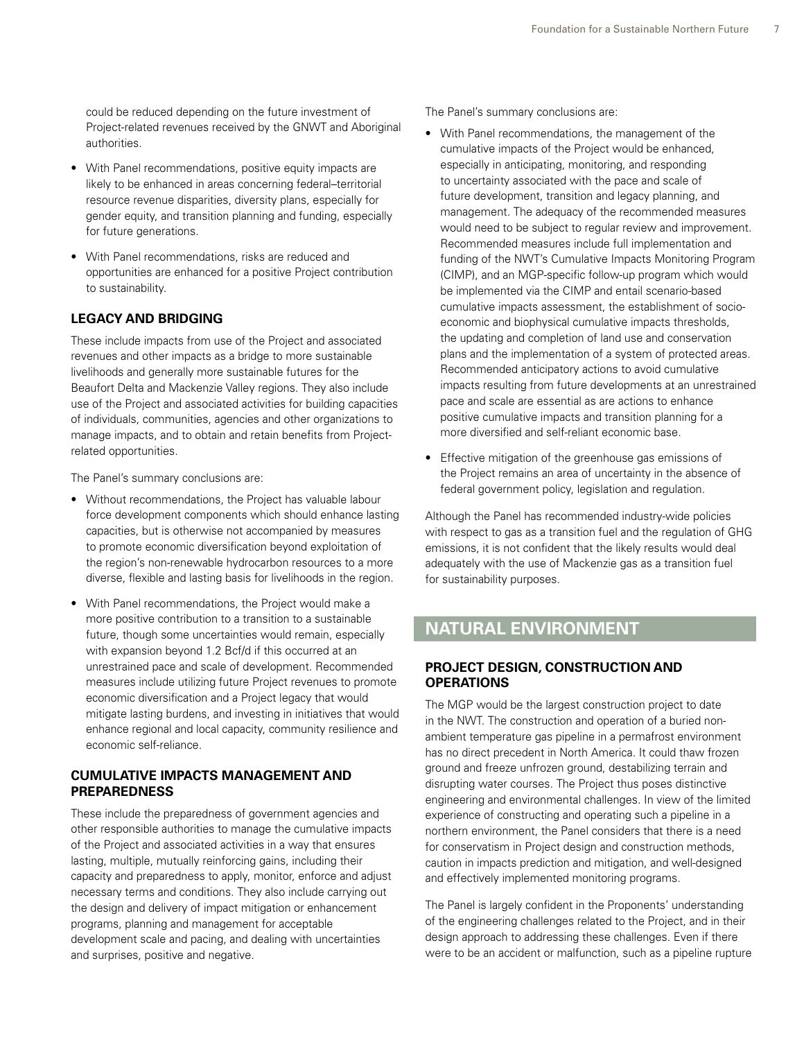could be reduced depending on the future investment of Project-related revenues received by the GNWT and Aboriginal authorities.

- With Panel recommendations, positive equity impacts are likely to be enhanced in areas concerning federal–territorial resource revenue disparities, diversity plans, especially for gender equity, and transition planning and funding, especially for future generations.
- With Panel recommendations, risks are reduced and opportunities are enhanced for a positive Project contribution to sustainability.

### LEGACY AND BRIDGING

These include impacts from use of the Project and associated revenues and other impacts as a bridge to more sustainable livelihoods and generally more sustainable futures for the Beaufort Delta and Mackenzie Valley regions. They also include use of the Project and associated activities for building capacities of individuals, communities, agencies and other organizations to manage impacts, and to obtain and retain benefits from Project-related opportunities.

The Panel's summary conclusions are:

- Without recommendations, the Project has valuable labour force development components which should enhance lasting capacities, but is otherwise not accompanied by measures to promote economic diversification beyond exploitation of the region's non-renewable hydrocarbon resources to a more diverse, flexible and lasting basis for livelihoods in the region.
- With Panel recommendations, the Project would make a more positive contribution to a transition to a sustainable future, though some uncertainties would remain, especially with expansion beyond 1.2 Bcf/d if this occurred at an unrestrained pace and scale of development. Recommended measures include utilizing future Project revenues to promote economic diversification and a Project legacy that would mitigate lasting burdens, and investing in initiatives that would enhance regional and local capacity, community resilience and economic self-reliance.

### CUMULATIVE IMPACTS MANAGEMENT AND PREPAREDNESS

These include the preparedness of government agencies and other responsible authorities to manage the cumulative impacts of the Project and associated activities in a way that ensures lasting, multiple, mutually reinforcing gains, including their capacity and preparedness to apply, monitor, enforce and adjust necessary terms and conditions. They also include carrying out the design and delivery of impact mitigation or enhancement programs, planning and management for acceptable development scale and pacing, and dealing with uncertainties and surprises, positive and negative.

The Panel's summary conclusions are:

- With Panel recommendations, the management of the cumulative impacts of the Project would be enhanced, especially in anticipating, monitoring, and responding to uncertainty associated with the pace and scale of future development, transition and legacy planning, and management. The adequacy of the recommended measures would need to be subject to regular review and improvement. Recommended measures include full implementation and funding of the NWT's Cumulative Impacts Monitoring Program (CIMP), and an MGP-specific follow-up program which would be implemented via the CIMP and entail scenario-based cumulative impacts assessment, the establishment of socio-economic and biophysical cumulative impacts thresholds, the updating and completion of land use and conservation plans and the implementation of a system of protected areas. Recommended anticipatory actions to avoid cumulative impacts resulting from future developments at an unrestrained pace and scale are essential as are actions to enhance positive cumulative impacts and transition planning for a more diversified and self-reliant economic base.
- Effective mitigation of the greenhouse gas emissions of the Project remains an area of uncertainty in the absence of federal government policy, legislation and regulation.

Although the Panel has recommended industry-wide policies with respect to gas as a transition fuel and the regulation of GHG emissions, it is not confident that the likely results would deal adequately with the use of Mackenzie gas as a transition fuel for sustainability purposes.

## NATURAL ENVIRONMENT

### PROJECT DESIGN, CONSTRUCTION AND OPERATIONS

The MGP would be the largest construction project to date in the NWT. The construction and operation of a buried non-ambient temperature gas pipeline in a permafrost environment has no direct precedent in North America. It could thaw frozen ground and freeze unfrozen ground, destabilizing terrain and disrupting water courses. The Project thus poses distinctive engineering and environmental challenges. In view of the limited experience of constructing and operating such a pipeline in a northern environment, the Panel considers that there is a need for conservatism in Project design and construction methods, caution in impacts prediction and mitigation, and well-designed and effectively implemented monitoring programs.

The Panel is largely confident in the Proponents' understanding of the engineering challenges related to the Project, and in their design approach to addressing these challenges. Even if there were to be an accident or malfunction, such as a pipeline rupture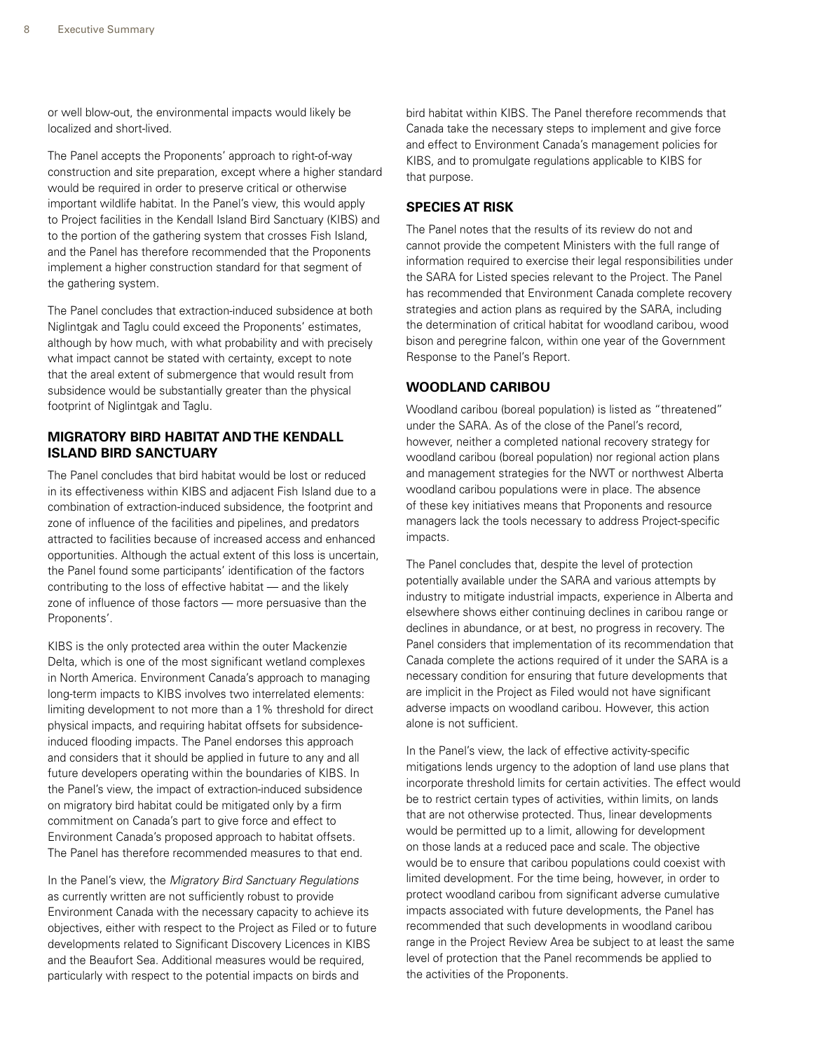or well blow-out, the environmental impacts would likely be localized and short-lived.

The Panel accepts the Proponents' approach to right-of-way construction and site preparation, except where a higher standard would be required in order to preserve critical or otherwise important wildlife habitat. In the Panel's view, this would apply to Project facilities in the Kendall Island Bird Sanctuary (KIBS) and to the portion of the gathering system that crosses Fish Island, and the Panel has therefore recommended that the Proponents implement a higher construction standard for that segment of the gathering system.

The Panel concludes that extraction-induced subsidence at both Niglintgak and Taglu could exceed the Proponents' estimates, although by how much, with what probability and with precisely what impact cannot be stated with certainty, except to note that the areal extent of submergence that would result from subsidence would be substantially greater than the physical footprint of Niglintgak and Taglu.

## MIGRATORY BIRD HABITAT AND THE KENDALL ISLAND BIRD SANCTUARY

The Panel concludes that bird habitat would be lost or reduced in its effectiveness within KIBS and adjacent Fish Island due to a combination of extraction-induced subsidence, the footprint and zone of influence of the facilities and pipelines, and predators attracted to facilities because of increased access and enhanced opportunities. Although the actual extent of this loss is uncertain, the Panel found some participants' identification of the factors contributing to the loss of effective habitat — and the likely zone of influence of those factors — more persuasive than the Proponents'.

KIBS is the only protected area within the outer Mackenzie Delta, which is one of the most significant wetland complexes in North America. Environment Canada's approach to managing long-term impacts to KIBS involves two interrelated elements: limiting development to not more than a 1% threshold for direct physical impacts, and requiring habitat offsets for subsidence-induced flooding impacts. The Panel endorses this approach and considers that it should be applied in future to any and all future developers operating within the boundaries of KIBS. In the Panel's view, the impact of extraction-induced subsidence on migratory bird habitat could be mitigated only by a firm commitment on Canada's part to give force and effect to Environment Canada's proposed approach to habitat offsets. The Panel has therefore recommended measures to that end.

In the Panel's view, the *Migratory Bird Sanctuary Regulations* as currently written are not sufficiently robust to provide Environment Canada with the necessary capacity to achieve its objectives, either with respect to the Project as Filed or to future developments related to Significant Discovery Licences in KIBS and the Beaufort Sea. Additional measures would be required, particularly with respect to the potential impacts on birds and bird habitat within KIBS. The Panel therefore recommends that Canada take the necessary steps to implement and give force and effect to Environment Canada's management policies for KIBS, and to promulgate regulations applicable to KIBS for that purpose.

## SPECIES AT RISK

The Panel notes that the results of its review do not and cannot provide the competent Ministers with the full range of information required to exercise their legal responsibilities under the SARA for Listed species relevant to the Project. The Panel has recommended that Environment Canada complete recovery strategies and action plans as required by the SARA, including the determination of critical habitat for woodland caribou, wood bison and peregrine falcon, within one year of the Government Response to the Panel's Report.

## WOODLAND CARIBOU

Woodland caribou (boreal population) is listed as "threatened" under the SARA. As of the close of the Panel's record, however, neither a completed national recovery strategy for woodland caribou (boreal population) nor regional action plans and management strategies for the NWT or northwest Alberta woodland caribou populations were in place. The absence of these key initiatives means that Proponents and resource managers lack the tools necessary to address Project-specific impacts.

The Panel concludes that, despite the level of protection potentially available under the SARA and various attempts by industry to mitigate industrial impacts, experience in Alberta and elsewhere shows either continuing declines in caribou range or declines in abundance, or at best, no progress in recovery. The Panel considers that implementation of its recommendation that Canada complete the actions required of it under the SARA is a necessary condition for ensuring that future developments that are implicit in the Project as Filed would not have significant adverse impacts on woodland caribou. However, this action alone is not sufficient.

In the Panel's view, the lack of effective activity-specific mitigations lends urgency to the adoption of land use plans that incorporate threshold limits for certain activities. The effect would be to restrict certain types of activities, within limits, on lands that are not otherwise protected. Thus, linear developments would be permitted up to a limit, allowing for development on those lands at a reduced pace and scale. The objective would be to ensure that caribou populations could coexist with limited development. For the time being, however, in order to protect woodland caribou from significant adverse cumulative impacts associated with future developments, the Panel has recommended that such developments in woodland caribou range in the Project Review Area be subject to at least the same level of protection that the Panel recommends be applied to the activities of the Proponents.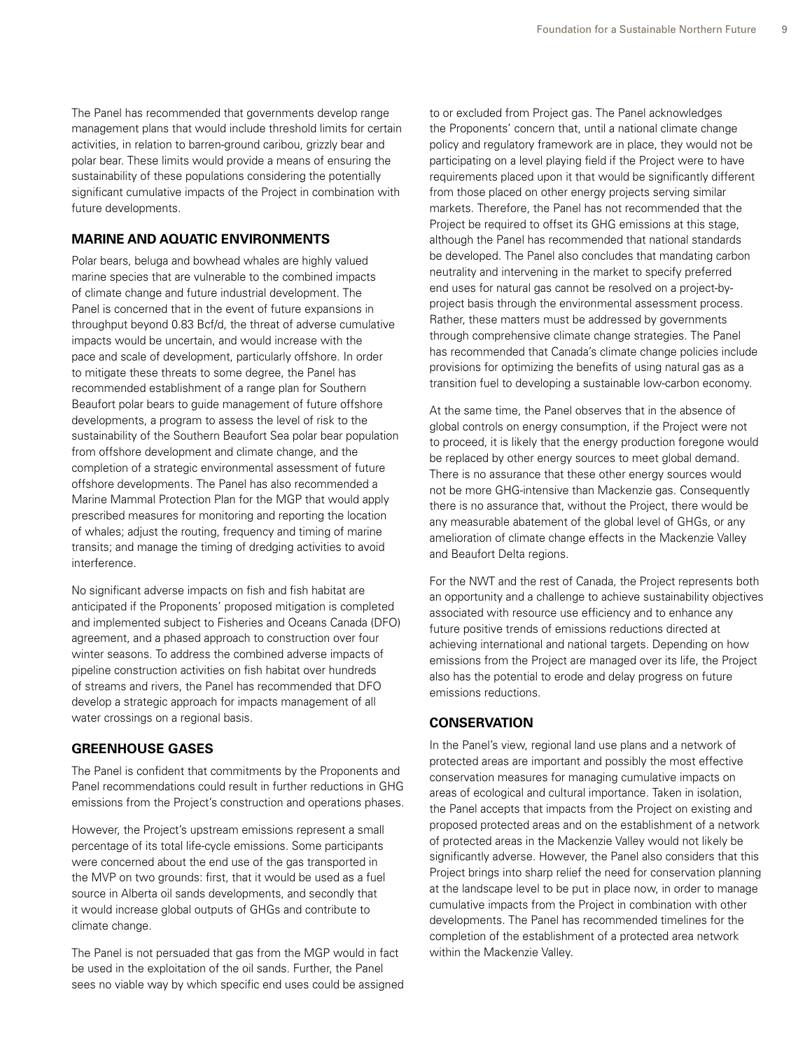The Panel has recommended that governments develop range management plans that would include threshold limits for certain activities, in relation to barren-ground caribou, grizzly bear and polar bear. These limits would provide a means of ensuring the sustainability of these populations considering the potentially significant cumulative impacts of the Project in combination with future developments.

## MARINE AND AQUATIC ENVIRONMENTS

Polar bears, beluga and bowhead whales are highly valued marine species that are vulnerable to the combined impacts of climate change and future industrial development. The Panel is concerned that in the event of future expansions in throughput beyond 0.83 Bcf/d, the threat of adverse cumulative impacts would be uncertain, and would increase with the pace and scale of development, particularly offshore. In order to mitigate these threats to some degree, the Panel has recommended establishment of a range plan for Southern Beaufort polar bears to guide management of future offshore developments, a program to assess the level of risk to the sustainability of the Southern Beaufort Sea polar bear population from offshore development and climate change, and the completion of a strategic environmental assessment of future offshore developments. The Panel has also recommended a Marine Mammal Protection Plan for the MGP that would apply prescribed measures for monitoring and reporting the location of whales; adjust the routing, frequency and timing of marine transits; and manage the timing of dredging activities to avoid interference.

No significant adverse impacts on fish and fish habitat are anticipated if the Proponents' proposed mitigation is completed and implemented subject to Fisheries and Oceans Canada (DFO) agreement, and a phased approach to construction over four winter seasons. To address the combined adverse impacts of pipeline construction activities on fish habitat over hundreds of streams and rivers, the Panel has recommended that DFO develop a strategic approach for impacts management of all water crossings on a regional basis.

## GREENHOUSE GASES

The Panel is confident that commitments by the Proponents and Panel recommendations could result in further reductions in GHG emissions from the Project's construction and operations phases.

However, the Project's upstream emissions represent a small percentage of its total life-cycle emissions. Some participants were concerned about the end use of the gas transported in the MVP on two grounds: first, that it would be used as a fuel source in Alberta oil sands developments, and secondly that it would increase global outputs of GHGs and contribute to climate change.

The Panel is not persuaded that gas from the MGP would in fact be used in the exploitation of the oil sands. Further, the Panel sees no viable way by which specific end uses could be assigned to or excluded from Project gas. The Panel acknowledges the Proponents' concern that, until a national climate change policy and regulatory framework are in place, they would not be participating on a level playing field if the Project were to have requirements placed upon it that would be significantly different from those placed on other energy projects serving similar markets. Therefore, the Panel has not recommended that the Project be required to offset its GHG emissions at this stage, although the Panel has recommended that national standards be developed. The Panel also concludes that mandating carbon neutrality and intervening in the market to specify preferred end uses for natural gas cannot be resolved on a project-by-project basis through the environmental assessment process. Rather, these matters must be addressed by governments through comprehensive climate change strategies. The Panel has recommended that Canada's climate change policies include provisions for optimizing the benefits of using natural gas as a transition fuel to developing a sustainable low-carbon economy.

At the same time, the Panel observes that in the absence of global controls on energy consumption, if the Project were not to proceed, it is likely that the energy production foregone would be replaced by other energy sources to meet global demand. There is no assurance that these other energy sources would not be more GHG-intensive than Mackenzie gas. Consequently there is no assurance that, without the Project, there would be any measurable abatement of the global level of GHGs, or any amelioration of climate change effects in the Mackenzie Valley and Beaufort Delta regions.

For the NWT and the rest of Canada, the Project represents both an opportunity and a challenge to achieve sustainability objectives associated with resource use efficiency and to enhance any future positive trends of emissions reductions directed at achieving international and national targets. Depending on how emissions from the Project are managed over its life, the Project also has the potential to erode and delay progress on future emissions reductions.

## CONSERVATION

In the Panel's view, regional land use plans and a network of protected areas are important and possibly the most effective conservation measures for managing cumulative impacts on areas of ecological and cultural importance. Taken in isolation, the Panel accepts that impacts from the Project on existing and proposed protected areas and on the establishment of a network of protected areas in the Mackenzie Valley would not likely be significantly adverse. However, the Panel also considers that this Project brings into sharp relief the need for conservation planning at the landscape level to be put in place now, in order to manage cumulative impacts from the Project in combination with other developments. The Panel has recommended timelines for the completion of the establishment of a protected area network within the Mackenzie Valley.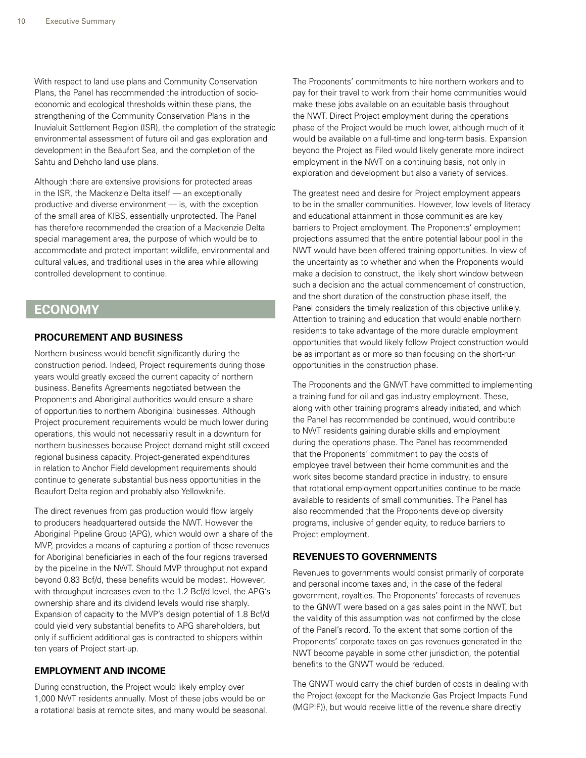With respect to land use plans and Community Conservation Plans, the Panel has recommended the introduction of socio-economic and ecological thresholds within these plans, the strengthening of the Community Conservation Plans in the Inuvialuit Settlement Region (ISR), the completion of the strategic environmental assessment of future oil and gas exploration and development in the Beaufort Sea, and the completion of the Sahtu and Dehcho land use plans.

Although there are extensive provisions for protected areas in the ISR, the Mackenzie Delta itself — an exceptionally productive and diverse environment — is, with the exception of the small area of KIBS, essentially unprotected. The Panel has therefore recommended the creation of a Mackenzie Delta special management area, the purpose of which would be to accommodate and protect important wildlife, environmental and cultural values, and traditional uses in the area while allowing controlled development to continue.

## ECONOMY

### PROCUREMENT AND BUSINESS

Northern business would benefit significantly during the construction period. Indeed, Project requirements during those years would greatly exceed the current capacity of northern business. Benefits Agreements negotiated between the Proponents and Aboriginal authorities would ensure a share of opportunities to northern Aboriginal businesses. Although Project procurement requirements would be much lower during operations, this would not necessarily result in a downturn for northern businesses because Project demand might still exceed regional business capacity. Project-generated expenditures in relation to Anchor Field development requirements should continue to generate substantial business opportunities in the Beaufort Delta region and probably also Yellowknife.

The direct revenues from gas production would flow largely to producers headquartered outside the NWT. However the Aboriginal Pipeline Group (APG), which would own a share of the MVP, provides a means of capturing a portion of those revenues for Aboriginal beneficiaries in each of the four regions traversed by the pipeline in the NWT. Should MVP throughput not expand beyond 0.83 Bcf/d, these benefits would be modest. However, with throughput increases even to the 1.2 Bcf/d level, the APG's ownership share and its dividend levels would rise sharply. Expansion of capacity to the MVP's design potential of 1.8 Bcf/d could yield very substantial benefits to APG shareholders, but only if sufficient additional gas is contracted to shippers within ten years of Project start-up.

### EMPLOYMENT AND INCOME

During construction, the Project would likely employ over 1,000 NWT residents annually. Most of these jobs would be on a rotational basis at remote sites, and many would be seasonal. The Proponents' commitments to hire northern workers and to pay for their travel to work from their home communities would make these jobs available on an equitable basis throughout the NWT. Direct Project employment during the operations phase of the Project would be much lower, although much of it would be available on a full-time and long-term basis. Expansion beyond the Project as Filed would likely generate more indirect employment in the NWT on a continuing basis, not only in exploration and development but also a variety of services.

The greatest need and desire for Project employment appears to be in the smaller communities. However, low levels of literacy and educational attainment in those communities are key barriers to Project employment. The Proponents' employment projections assumed that the entire potential labour pool in the NWT would have been offered training opportunities. In view of the uncertainty as to whether and when the Proponents would make a decision to construct, the likely short window between such a decision and the actual commencement of construction, and the short duration of the construction phase itself, the Panel considers the timely realization of this objective unlikely. Attention to training and education that would enable northern residents to take advantage of the more durable employment opportunities that would likely follow Project construction would be as important as or more so than focusing on the short-run opportunities in the construction phase.

The Proponents and the GNWT have committed to implementing a training fund for oil and gas industry employment. These, along with other training programs already initiated, and which the Panel has recommended be continued, would contribute to NWT residents gaining durable skills and employment during the operations phase. The Panel has recommended that the Proponents' commitment to pay the costs of employee travel between their home communities and the work sites become standard practice in industry, to ensure that rotational employment opportunities continue to be made available to residents of small communities. The Panel has also recommended that the Proponents develop diversity programs, inclusive of gender equity, to reduce barriers to Project employment.

### REVENUES TO GOVERNMENTS

Revenues to governments would consist primarily of corporate and personal income taxes and, in the case of the federal government, royalties. The Proponents' forecasts of revenues to the GNWT were based on a gas sales point in the NWT, but the validity of this assumption was not confirmed by the close of the Panel's record. To the extent that some portion of the Proponents' corporate taxes on gas revenues generated in the NWT become payable in some other jurisdiction, the potential benefits to the GNWT would be reduced.

The GNWT would carry the chief burden of costs in dealing with the Project (except for the Mackenzie Gas Project Impacts Fund (MGPIF)), but would receive little of the revenue share directly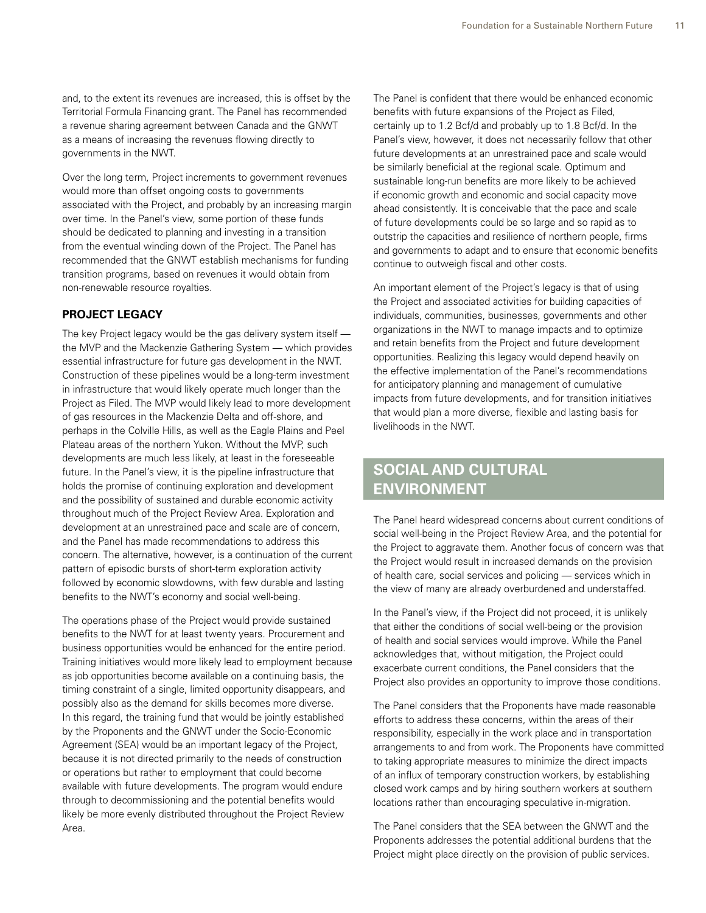and, to the extent its revenues are increased, this is offset by the Territorial Formula Financing grant. The Panel has recommended a revenue sharing agreement between Canada and the GNWT as a means of increasing the revenues flowing directly to governments in the NWT.

Over the long term, Project increments to government revenues would more than offset ongoing costs to governments associated with the Project, and probably by an increasing margin over time. In the Panel's view, some portion of these funds should be dedicated to planning and investing in a transition from the eventual winding down of the Project. The Panel has recommended that the GNWT establish mechanisms for funding transition programs, based on revenues it would obtain from non-renewable resource royalties.

### PROJECT LEGACY

The key Project legacy would be the gas delivery system itself — the MVP and the Mackenzie Gathering System — which provides essential infrastructure for future gas development in the NWT. Construction of these pipelines would be a long-term investment in infrastructure that would likely operate much longer than the Project as Filed. The MVP would likely lead to more development of gas resources in the Mackenzie Delta and off-shore, and perhaps in the Colville Hills, as well as the Eagle Plains and Peel Plateau areas of the northern Yukon. Without the MVP, such developments are much less likely, at least in the foreseeable future. In the Panel's view, it is the pipeline infrastructure that holds the promise of continuing exploration and development and the possibility of sustained and durable economic activity throughout much of the Project Review Area. Exploration and development at an unrestrained pace and scale are of concern, and the Panel has made recommendations to address this concern. The alternative, however, is a continuation of the current pattern of episodic bursts of short-term exploration activity followed by economic slowdowns, with few durable and lasting benefits to the NWT's economy and social well-being.

The operations phase of the Project would provide sustained benefits to the NWT for at least twenty years. Procurement and business opportunities would be enhanced for the entire period. Training initiatives would more likely lead to employment because as job opportunities become available on a continuing basis, the timing constraint of a single, limited opportunity disappears, and possibly also as the demand for skills becomes more diverse. In this regard, the training fund that would be jointly established by the Proponents and the GNWT under the Socio-Economic Agreement (SEA) would be an important legacy of the Project, because it is not directed primarily to the needs of construction or operations but rather to employment that could become available with future developments. The program would endure through to decommissioning and the potential benefits would likely be more evenly distributed throughout the Project Review Area.

The Panel is confident that there would be enhanced economic benefits with future expansions of the Project as Filed, certainly up to 1.2 Bcf/d and probably up to 1.8 Bcf/d. In the Panel's view, however, it does not necessarily follow that other future developments at an unrestrained pace and scale would be similarly beneficial at the regional scale. Optimum and sustainable long-run benefits are more likely to be achieved if economic growth and economic and social capacity move ahead consistently. It is conceivable that the pace and scale of future developments could be so large and so rapid as to outstrip the capacities and resilience of northern people, firms and governments to adapt and to ensure that economic benefits continue to outweigh fiscal and other costs.

An important element of the Project's legacy is that of using the Project and associated activities for building capacities of individuals, communities, businesses, governments and other organizations in the NWT to manage impacts and to optimize and retain benefits from the Project and future development opportunities. Realizing this legacy would depend heavily on the effective implementation of the Panel's recommendations for anticipatory planning and management of cumulative impacts from future developments, and for transition initiatives that would plan a more diverse, flexible and lasting basis for livelihoods in the NWT.

## SOCIAL AND CULTURAL ENVIRONMENT

The Panel heard widespread concerns about current conditions of social well-being in the Project Review Area, and the potential for the Project to aggravate them. Another focus of concern was that the Project would result in increased demands on the provision of health care, social services and policing — services which in the view of many are already overburdened and understaffed.

In the Panel's view, if the Project did not proceed, it is unlikely that either the conditions of social well-being or the provision of health and social services would improve. While the Panel acknowledges that, without mitigation, the Project could exacerbate current conditions, the Panel considers that the Project also provides an opportunity to improve those conditions.

The Panel considers that the Proponents have made reasonable efforts to address these concerns, within the areas of their responsibility, especially in the work place and in transportation arrangements to and from work. The Proponents have committed to taking appropriate measures to minimize the direct impacts of an influx of temporary construction workers, by establishing closed work camps and by hiring southern workers at southern locations rather than encouraging speculative in-migration.

The Panel considers that the SEA between the GNWT and the Proponents addresses the potential additional burdens that the Project might place directly on the provision of public services.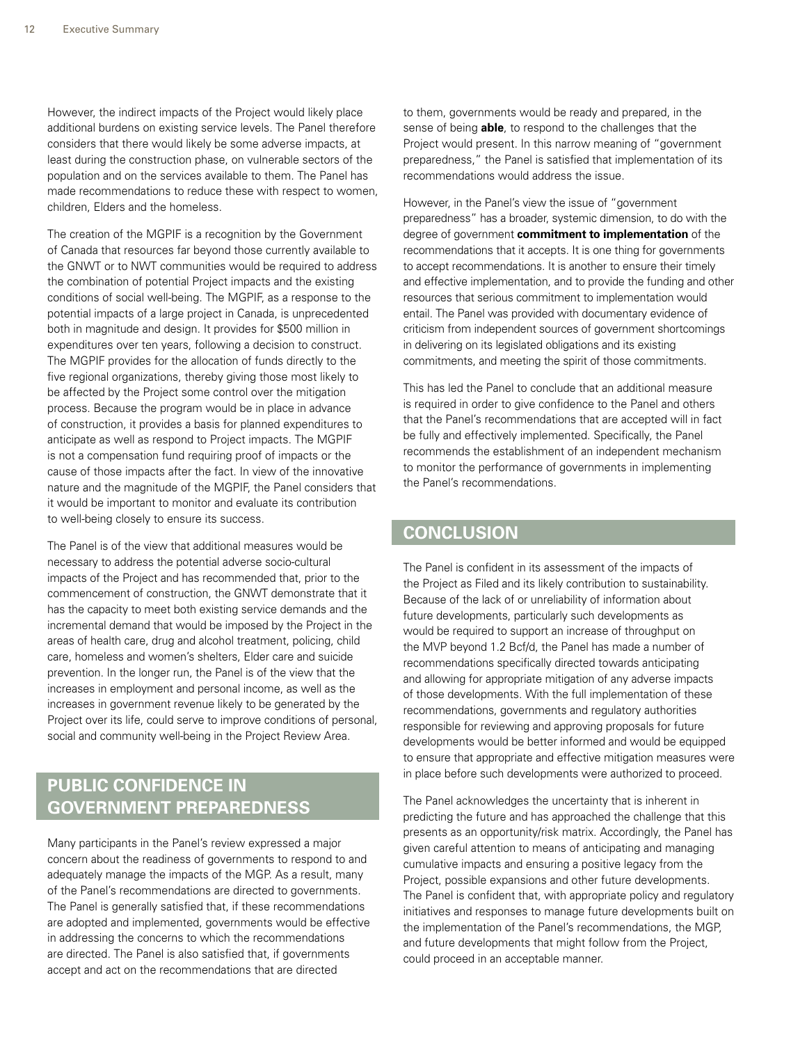However, the indirect impacts of the Project would likely place additional burdens on existing service levels. The Panel therefore considers that there would likely be some adverse impacts, at least during the construction phase, on vulnerable sectors of the population and on the services available to them. The Panel has made recommendations to reduce these with respect to women, children, Elders and the homeless.

The creation of the MGPIF is a recognition by the Government of Canada that resources far beyond those currently available to the GNWT or to NWT communities would be required to address the combination of potential Project impacts and the existing conditions of social well-being. The MGPIF, as a response to the potential impacts of a large project in Canada, is unprecedented both in magnitude and design. It provides for $500 million in expenditures over ten years, following a decision to construct. The MGPIF provides for the allocation of funds directly to the five regional organizations, thereby giving those most likely to be affected by the Project some control over the mitigation process. Because the program would be in place in advance of construction, it provides a basis for planned expenditures to anticipate as well as respond to Project impacts. The MGPIF is not a compensation fund requiring proof of impacts or the cause of those impacts after the fact. In view of the innovative nature and the magnitude of the MGPIF, the Panel considers that it would be important to monitor and evaluate its contribution to well-being closely to ensure its success.

The Panel is of the view that additional measures would be necessary to address the potential adverse socio-cultural impacts of the Project and has recommended that, prior to the commencement of construction, the GNWT demonstrate that it has the capacity to meet both existing service demands and the incremental demand that would be imposed by the Project in the areas of health care, drug and alcohol treatment, policing, child care, homeless and women's shelters, Elder care and suicide prevention. In the longer run, the Panel is of the view that the increases in employment and personal income, as well as the increases in government revenue likely to be generated by the Project over its life, could serve to improve conditions of personal, social and community well-being in the Project Review Area.

## PUBLIC CONFIDENCE IN GOVERNMENT PREPAREDNESS

Many participants in the Panel's review expressed a major concern about the readiness of governments to respond to and adequately manage the impacts of the MGP. As a result, many of the Panel's recommendations are directed to governments. The Panel is generally satisfied that, if these recommendations are adopted and implemented, governments would be effective in addressing the concerns to which the recommendations are directed. The Panel is also satisfied that, if governments accept and act on the recommendations that are directed to them, governments would be ready and prepared, in the sense of being **able**, to respond to the challenges that the Project would present. In this narrow meaning of "government preparedness," the Panel is satisfied that implementation of its recommendations would address the issue.

However, in the Panel's view the issue of "government preparedness" has a broader, systemic dimension, to do with the degree of government **commitment to implementation** of the recommendations that it accepts. It is one thing for governments to accept recommendations. It is another to ensure their timely and effective implementation, and to provide the funding and other resources that serious commitment to implementation would entail. The Panel was provided with documentary evidence of criticism from independent sources of government shortcomings in delivering on its legislated obligations and its existing commitments, and meeting the spirit of those commitments.

This has led the Panel to conclude that an additional measure is required in order to give confidence to the Panel and others that the Panel's recommendations that are accepted will in fact be fully and effectively implemented. Specifically, the Panel recommends the establishment of an independent mechanism to monitor the performance of governments in implementing the Panel's recommendations.

## CONCLUSION

The Panel is confident in its assessment of the impacts of the Project as Filed and its likely contribution to sustainability. Because of the lack of or unreliability of information about future developments, particularly such developments as would be required to support an increase of throughput on the MVP beyond 1.2 Bcf/d, the Panel has made a number of recommendations specifically directed towards anticipating and allowing for appropriate mitigation of any adverse impacts of those developments. With the full implementation of these recommendations, governments and regulatory authorities responsible for reviewing and approving proposals for future developments would be better informed and would be equipped to ensure that appropriate and effective mitigation measures were in place before such developments were authorized to proceed.

The Panel acknowledges the uncertainty that is inherent in predicting the future and has approached the challenge that this presents as an opportunity/risk matrix. Accordingly, the Panel has given careful attention to means of anticipating and managing cumulative impacts and ensuring a positive legacy from the Project, possible expansions and other future developments. The Panel is confident that, with appropriate policy and regulatory initiatives and responses to manage future developments built on the implementation of the Panel's recommendations, the MGP, and future developments that might follow from the Project, could proceed in an acceptable manner.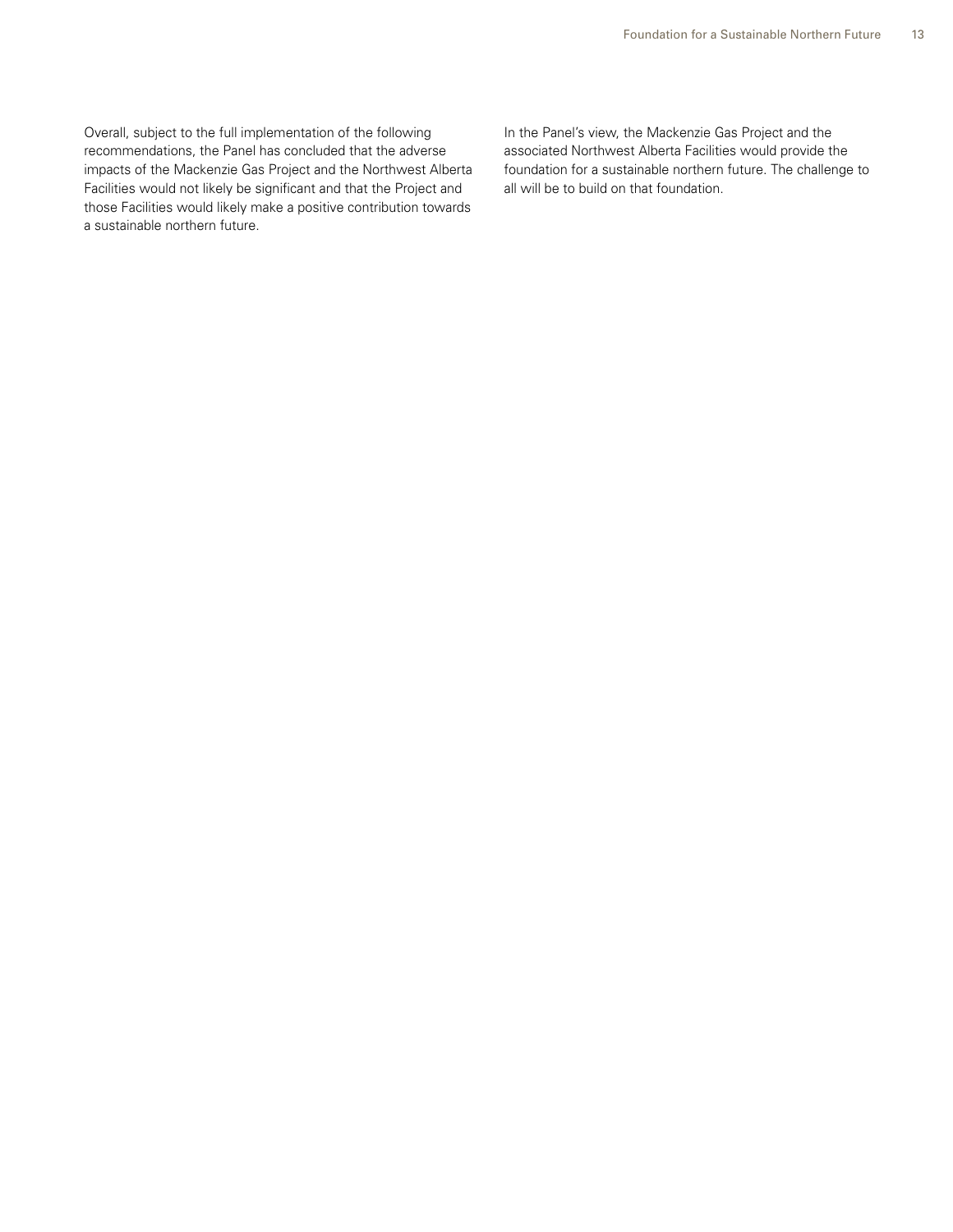Overall, subject to the full implementation of the following recommendations, the Panel has concluded that the adverse impacts of the Mackenzie Gas Project and the Northwest Alberta Facilities would not likely be significant and that the Project and those Facilities would likely make a positive contribution towards a sustainable northern future.

In the Panel's view, the Mackenzie Gas Project and the associated Northwest Alberta Facilities would provide the foundation for a sustainable northern future. The challenge to all will be to build on that foundation.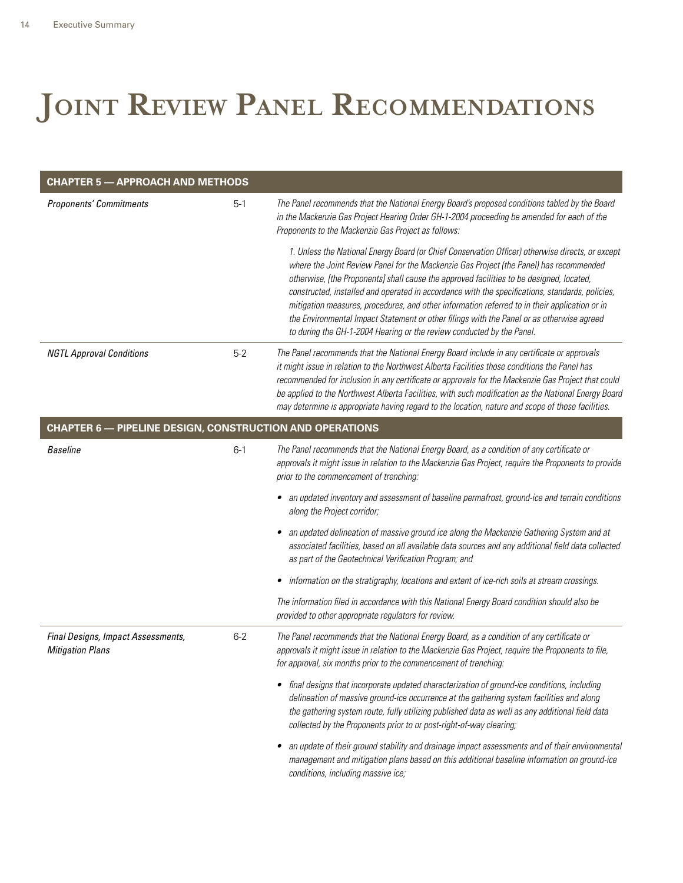# Joint Review Panel Recommendations

## Chapter 5 — Approach and Methods

| Topic | No. | Recommendation |
|---|---|---|
| *Proponents' Commitments* | 5-1 | *The Panel recommends that the National Energy Board's proposed conditions tabled by the Board in the Mackenzie Gas Project Hearing Order GH-1-2004 proceeding be amended for each of the Proponents to the Mackenzie Gas Project as follows:*<br><br>*1. Unless the National Energy Board (or Chief Conservation Officer) otherwise directs, or except where the Joint Review Panel for the Mackenzie Gas Project (the Panel) has recommended otherwise, [the Proponents] shall cause the approved facilities to be designed, located, constructed, installed and operated in accordance with the specifications, standards, policies, mitigation measures, procedures, and other information referred to in their application or in the Environmental Impact Statement or other filings with the Panel or as otherwise agreed to during the GH-1-2004 Hearing or the review conducted by the Panel.* |
| *NGTL Approval Conditions* | 5-2 | *The Panel recommends that the National Energy Board include in any certificate or approvals it might issue in relation to the Northwest Alberta Facilities those conditions the Panel has recommended for inclusion in any certificate or approvals for the Mackenzie Gas Project that could be applied to the Northwest Alberta Facilities, with such modification as the National Energy Board may determine is appropriate having regard to the location, nature and scope of those facilities.* |

## Chapter 6 — Pipeline Design, Construction and Operations

| Topic | No. | Recommendation |
|---|---|---|
| *Baseline* | 6-1 | *The Panel recommends that the National Energy Board, as a condition of any certificate or approvals it might issue in relation to the Mackenzie Gas Project, require the Proponents to provide prior to the commencement of trenching:*<br><br>• *an updated inventory and assessment of baseline permafrost, ground-ice and terrain conditions along the Project corridor;*<br><br>• *an updated delineation of massive ground ice along the Mackenzie Gathering System and at associated facilities, based on all available data sources and any additional field data collected as part of the Geotechnical Verification Program; and*<br><br>• *information on the stratigraphy, locations and extent of ice-rich soils at stream crossings.*<br><br>*The information filed in accordance with this National Energy Board condition should also be provided to other appropriate regulators for review.* |
| *Final Designs, Impact Assessments, Mitigation Plans* | 6-2 | *The Panel recommends that the National Energy Board, as a condition of any certificate or approvals it might issue in relation to the Mackenzie Gas Project, require the Proponents to file, for approval, six months prior to the commencement of trenching:*<br><br>• *final designs that incorporate updated characterization of ground-ice conditions, including delineation of massive ground-ice occurrence at the gathering system facilities and along the gathering system route, fully utilizing published data as well as any additional field data collected by the Proponents prior to or post-right-of-way clearing;*<br><br>• *an update of their ground stability and drainage impact assessments and of their environmental management and mitigation plans based on this additional baseline information on ground-ice conditions, including massive ice;* |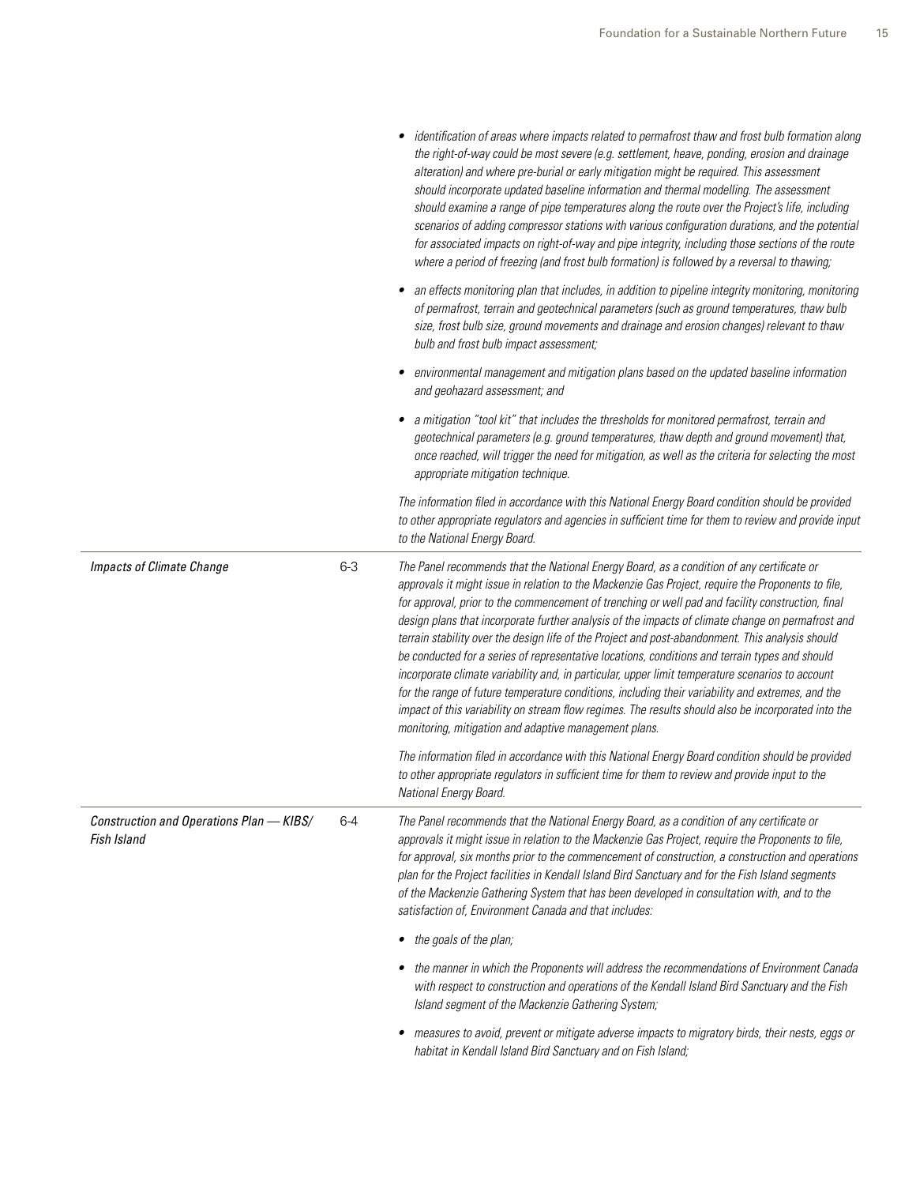| | | |
|---|---|---|
| | | • *identification of areas where impacts related to permafrost thaw and frost bulb formation along the right-of-way could be most severe (e.g. settlement, heave, ponding, erosion and drainage alteration) and where pre-burial or early mitigation might be required. This assessment should incorporate updated baseline information and thermal modelling. The assessment should examine a range of pipe temperatures along the route over the Project's life, including scenarios of adding compressor stations with various configuration durations, and the potential for associated impacts on right-of-way and pipe integrity, including those sections of the route where a period of freezing (and frost bulb formation) is followed by a reversal to thawing;*<br><br>• *an effects monitoring plan that includes, in addition to pipeline integrity monitoring, monitoring of permafrost, terrain and geotechnical parameters (such as ground temperatures, thaw bulb size, frost bulb size, ground movements and drainage and erosion changes) relevant to thaw bulb and frost bulb impact assessment;*<br><br>• *environmental management and mitigation plans based on the updated baseline information and geohazard assessment; and*<br><br>• *a mitigation "tool kit" that includes the thresholds for monitored permafrost, terrain and geotechnical parameters (e.g. ground temperatures, thaw depth and ground movement) that, once reached, will trigger the need for mitigation, as well as the criteria for selecting the most appropriate mitigation technique.*<br><br>*The information filed in accordance with this National Energy Board condition should be provided to other appropriate regulators and agencies in sufficient time for them to review and provide input to the National Energy Board.* |
| *Impacts of Climate Change* | 6-3 | *The Panel recommends that the National Energy Board, as a condition of any certificate or approvals it might issue in relation to the Mackenzie Gas Project, require the Proponents to file, for approval, prior to the commencement of trenching or well pad and facility construction, final design plans that incorporate further analysis of the impacts of climate change on permafrost and terrain stability over the design life of the Project and post-abandonment. This analysis should be conducted for a series of representative locations, conditions and terrain types and should incorporate climate variability and, in particular, upper limit temperature scenarios to account for the range of future temperature conditions, including their variability and extremes, and the impact of this variability on stream flow regimes. The results should also be incorporated into the monitoring, mitigation and adaptive management plans.*<br><br>*The information filed in accordance with this National Energy Board condition should be provided to other appropriate regulators in sufficient time for them to review and provide input to the National Energy Board.* |
| *Construction and Operations Plan — KIBS/ Fish Island* | 6-4 | *The Panel recommends that the National Energy Board, as a condition of any certificate or approvals it might issue in relation to the Mackenzie Gas Project, require the Proponents to file, for approval, six months prior to the commencement of construction, a construction and operations plan for the Project facilities in Kendall Island Bird Sanctuary and for the Fish Island segments of the Mackenzie Gathering System that has been developed in consultation with, and to the satisfaction of, Environment Canada and that includes:*<br><br>• *the goals of the plan;*<br><br>• *the manner in which the Proponents will address the recommendations of Environment Canada with respect to construction and operations of the Kendall Island Bird Sanctuary and the Fish Island segment of the Mackenzie Gathering System;*<br><br>• *measures to avoid, prevent or mitigate adverse impacts to migratory birds, their nests, eggs or habitat in Kendall Island Bird Sanctuary and on Fish Island;* |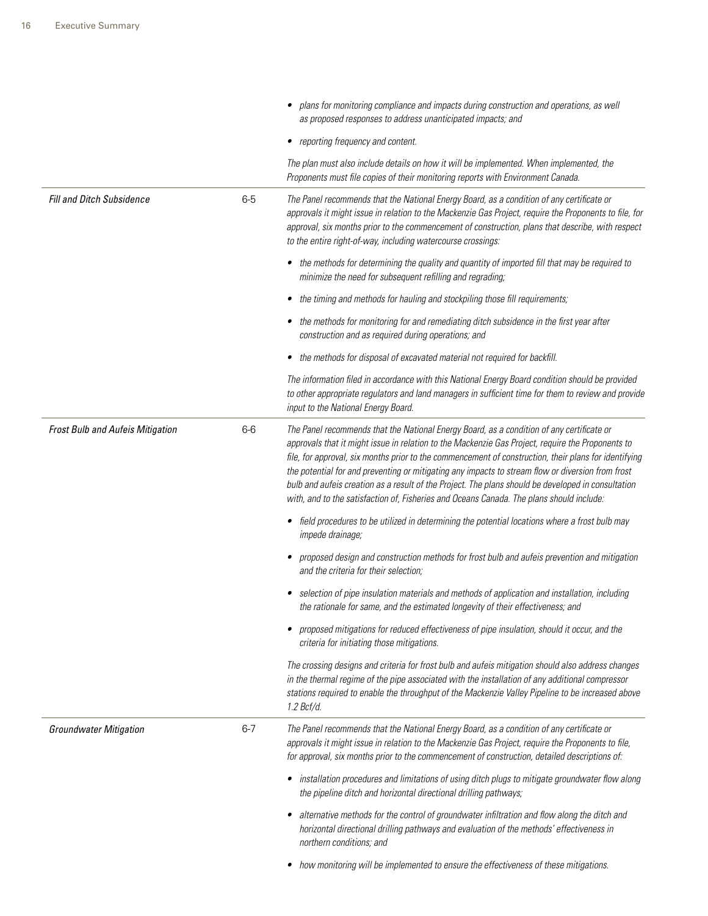| | | |
|---|---|---|
| | | • *plans for monitoring compliance and impacts during construction and operations, as well as proposed responses to address unanticipated impacts; and*<br><br>• *reporting frequency and content.*<br><br>*The plan must also include details on how it will be implemented. When implemented, the Proponents must file copies of their monitoring reports with Environment Canada.* |
| *Fill and Ditch Subsidence* | 6-5 | *The Panel recommends that the National Energy Board, as a condition of any certificate or approvals it might issue in relation to the Mackenzie Gas Project, require the Proponents to file, for approval, six months prior to the commencement of construction, plans that describe, with respect to the entire right-of-way, including watercourse crossings:*<br><br>• *the methods for determining the quality and quantity of imported fill that may be required to minimize the need for subsequent refilling and regrading;*<br><br>• *the timing and methods for hauling and stockpiling those fill requirements;*<br><br>• *the methods for monitoring for and remediating ditch subsidence in the first year after construction and as required during operations; and*<br><br>• *the methods for disposal of excavated material not required for backfill.*<br><br>*The information filed in accordance with this National Energy Board condition should be provided to other appropriate regulators and land managers in sufficient time for them to review and provide input to the National Energy Board.* |
| *Frost Bulb and Aufeis Mitigation* | 6-6 | *The Panel recommends that the National Energy Board, as a condition of any certificate or approvals that it might issue in relation to the Mackenzie Gas Project, require the Proponents to file, for approval, six months prior to the commencement of construction, their plans for identifying the potential for and preventing or mitigating any impacts to stream flow or diversion from frost bulb and aufeis creation as a result of the Project. The plans should be developed in consultation with, and to the satisfaction of, Fisheries and Oceans Canada. The plans should include:*<br><br>• *field procedures to be utilized in determining the potential locations where a frost bulb may impede drainage;*<br><br>• *proposed design and construction methods for frost bulb and aufeis prevention and mitigation and the criteria for their selection;*<br><br>• *selection of pipe insulation materials and methods of application and installation, including the rationale for same, and the estimated longevity of their effectiveness; and*<br><br>• *proposed mitigations for reduced effectiveness of pipe insulation, should it occur, and the criteria for initiating those mitigations.*<br><br>*The crossing designs and criteria for frost bulb and aufeis mitigation should also address changes in the thermal regime of the pipe associated with the installation of any additional compressor stations required to enable the throughput of the Mackenzie Valley Pipeline to be increased above 1.2 Bcf/d.* |
| *Groundwater Mitigation* | 6-7 | *The Panel recommends that the National Energy Board, as a condition of any certificate or approvals it might issue in relation to the Mackenzie Gas Project, require the Proponents to file, for approval, six months prior to the commencement of construction, detailed descriptions of:*<br><br>• *installation procedures and limitations of using ditch plugs to mitigate groundwater flow along the pipeline ditch and horizontal directional drilling pathways;*<br><br>• *alternative methods for the control of groundwater infiltration and flow along the ditch and horizontal directional drilling pathways and evaluation of the methods' effectiveness in northern conditions; and*<br><br>• *how monitoring will be implemented to ensure the effectiveness of these mitigations.* |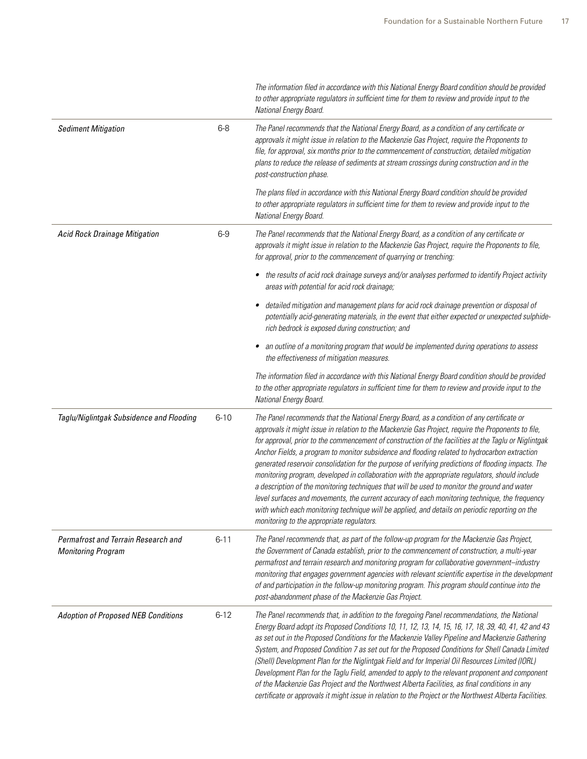| | | |
|---|---|---|
| | | *The information filed in accordance with this National Energy Board condition should be provided to other appropriate regulators in sufficient time for them to review and provide input to the National Energy Board.* |
| *Sediment Mitigation* | 6-8 | *The Panel recommends that the National Energy Board, as a condition of any certificate or approvals it might issue in relation to the Mackenzie Gas Project, require the Proponents to file, for approval, six months prior to the commencement of construction, detailed mitigation plans to reduce the release of sediments at stream crossings during construction and in the post-construction phase.*<br><br>*The plans filed in accordance with this National Energy Board condition should be provided to other appropriate regulators in sufficient time for them to review and provide input to the National Energy Board.* |
| *Acid Rock Drainage Mitigation* | 6-9 | *The Panel recommends that the National Energy Board, as a condition of any certificate or approvals it might issue in relation to the Mackenzie Gas Project, require the Proponents to file, for approval, prior to the commencement of quarrying or trenching:*<br><br>• *the results of acid rock drainage surveys and/or analyses performed to identify Project activity areas with potential for acid rock drainage;*<br><br>• *detailed mitigation and management plans for acid rock drainage prevention or disposal of potentially acid-generating materials, in the event that either expected or unexpected sulphide-rich bedrock is exposed during construction; and*<br><br>• *an outline of a monitoring program that would be implemented during operations to assess the effectiveness of mitigation measures.*<br><br>*The information filed in accordance with this National Energy Board condition should be provided to the other appropriate regulators in sufficient time for them to review and provide input to the National Energy Board.* |
| *Taglu/Niglintgak Subsidence and Flooding* | 6-10 | *The Panel recommends that the National Energy Board, as a condition of any certificate or approvals it might issue in relation to the Mackenzie Gas Project, require the Proponents to file, for approval, prior to the commencement of construction of the facilities at the Taglu or Niglintgak Anchor Fields, a program to monitor subsidence and flooding related to hydrocarbon extraction generated reservoir consolidation for the purpose of verifying predictions of flooding impacts. The monitoring program, developed in collaboration with the appropriate regulators, should include a description of the monitoring techniques that will be used to monitor the ground and water level surfaces and movements, the current accuracy of each monitoring technique, the frequency with which each monitoring technique will be applied, and details on periodic reporting on the monitoring to the appropriate regulators.* |
| *Permafrost and Terrain Research and Monitoring Program* | 6-11 | *The Panel recommends that, as part of the follow-up program for the Mackenzie Gas Project, the Government of Canada establish, prior to the commencement of construction, a multi-year permafrost and terrain research and monitoring program for collaborative government–industry monitoring that engages government agencies with relevant scientific expertise in the development of and participation in the follow-up monitoring program. This program should continue into the post-abandonment phase of the Mackenzie Gas Project.* |
| *Adoption of Proposed NEB Conditions* | 6-12 | *The Panel recommends that, in addition to the foregoing Panel recommendations, the National Energy Board adopt its Proposed Conditions 10, 11, 12, 13, 14, 15, 16, 17, 18, 39, 40, 41, 42 and 43 as set out in the Proposed Conditions for the Mackenzie Valley Pipeline and Mackenzie Gathering System, and Proposed Condition 7 as set out for the Proposed Conditions for Shell Canada Limited (Shell) Development Plan for the Niglintgak Field and for Imperial Oil Resources Limited (IORL) Development Plan for the Taglu Field, amended to apply to the relevant proponent and component of the Mackenzie Gas Project and the Northwest Alberta Facilities, as final conditions in any certificate or approvals it might issue in relation to the Project or the Northwest Alberta Facilities.* |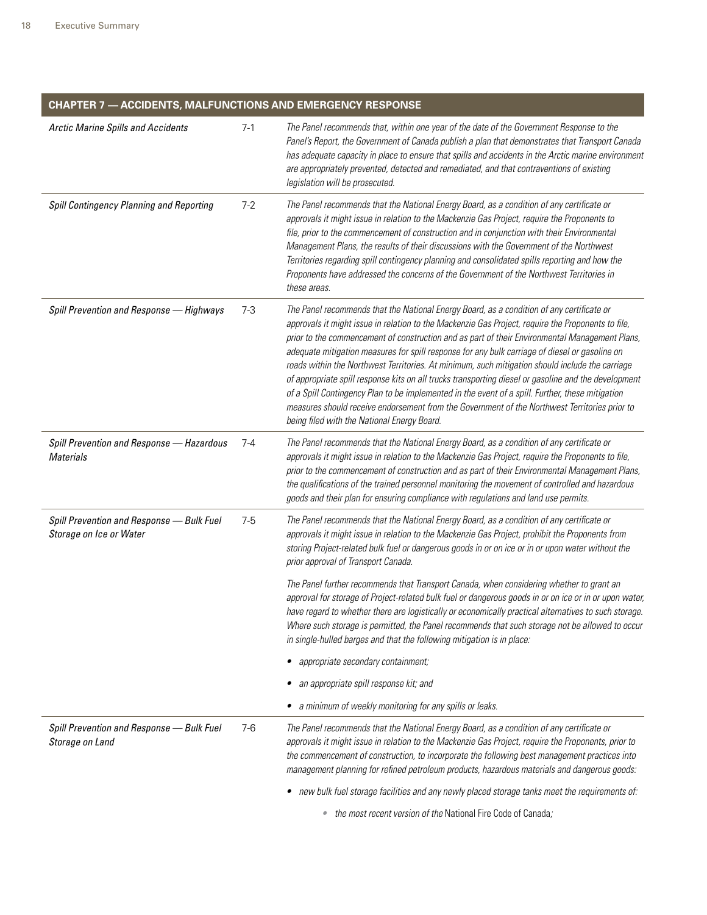| CHAPTER 7 — ACCIDENTS, MALFUNCTIONS AND EMERGENCY RESPONSE | | |
|---|---|---|
| *Arctic Marine Spills and Accidents* | 7-1 | *The Panel recommends that, within one year of the date of the Government Response to the Panel's Report, the Government of Canada publish a plan that demonstrates that Transport Canada has adequate capacity in place to ensure that spills and accidents in the Arctic marine environment are appropriately prevented, detected and remediated, and that contraventions of existing legislation will be prosecuted.* |
| *Spill Contingency Planning and Reporting* | 7-2 | *The Panel recommends that the National Energy Board, as a condition of any certificate or approvals it might issue in relation to the Mackenzie Gas Project, require the Proponents to file, prior to the commencement of construction and in conjunction with their Environmental Management Plans, the results of their discussions with the Government of the Northwest Territories regarding spill contingency planning and consolidated spills reporting and how the Proponents have addressed the concerns of the Government of the Northwest Territories in these areas.* |
| *Spill Prevention and Response — Highways* | 7-3 | *The Panel recommends that the National Energy Board, as a condition of any certificate or approvals it might issue in relation to the Mackenzie Gas Project, require the Proponents to file, prior to the commencement of construction and as part of their Environmental Management Plans, adequate mitigation measures for spill response for any bulk carriage of diesel or gasoline on roads within the Northwest Territories. At minimum, such mitigation should include the carriage of appropriate spill response kits on all trucks transporting diesel or gasoline and the development of a Spill Contingency Plan to be implemented in the event of a spill. Further, these mitigation measures should receive endorsement from the Government of the Northwest Territories prior to being filed with the National Energy Board.* |
| *Spill Prevention and Response — Hazardous Materials* | 7-4 | *The Panel recommends that the National Energy Board, as a condition of any certificate or approvals it might issue in relation to the Mackenzie Gas Project, require the Proponents to file, prior to the commencement of construction and as part of their Environmental Management Plans, the qualifications of the trained personnel monitoring the movement of controlled and hazardous goods and their plan for ensuring compliance with regulations and land use permits.* |
| *Spill Prevention and Response — Bulk Fuel Storage on Ice or Water* | 7-5 | *The Panel recommends that the National Energy Board, as a condition of any certificate or approvals it might issue in relation to the Mackenzie Gas Project, prohibit the Proponents from storing Project-related bulk fuel or dangerous goods in or on ice or in or upon water without the prior approval of Transport Canada.*<br><br>*The Panel further recommends that Transport Canada, when considering whether to grant an approval for storage of Project-related bulk fuel or dangerous goods in or on ice or in or upon water, have regard to whether there are logistically or economically practical alternatives to such storage. Where such storage is permitted, the Panel recommends that such storage not be allowed to occur in single-hulled barges and that the following mitigation is in place:*<br><br>• *appropriate secondary containment;*<br>• *an appropriate spill response kit; and*<br>• *a minimum of weekly monitoring for any spills or leaks.* |
| *Spill Prevention and Response — Bulk Fuel Storage on Land* | 7-6 | *The Panel recommends that the National Energy Board, as a condition of any certificate or approvals it might issue in relation to the Mackenzie Gas Project, require the Proponents, prior to the commencement of construction, to incorporate the following best management practices into management planning for refined petroleum products, hazardous materials and dangerous goods:*<br><br>• *new bulk fuel storage facilities and any newly placed storage tanks meet the requirements of:*<br>&nbsp;&nbsp;&nbsp;&nbsp;◦ *the most recent version of the* National Fire Code of Canada*;* |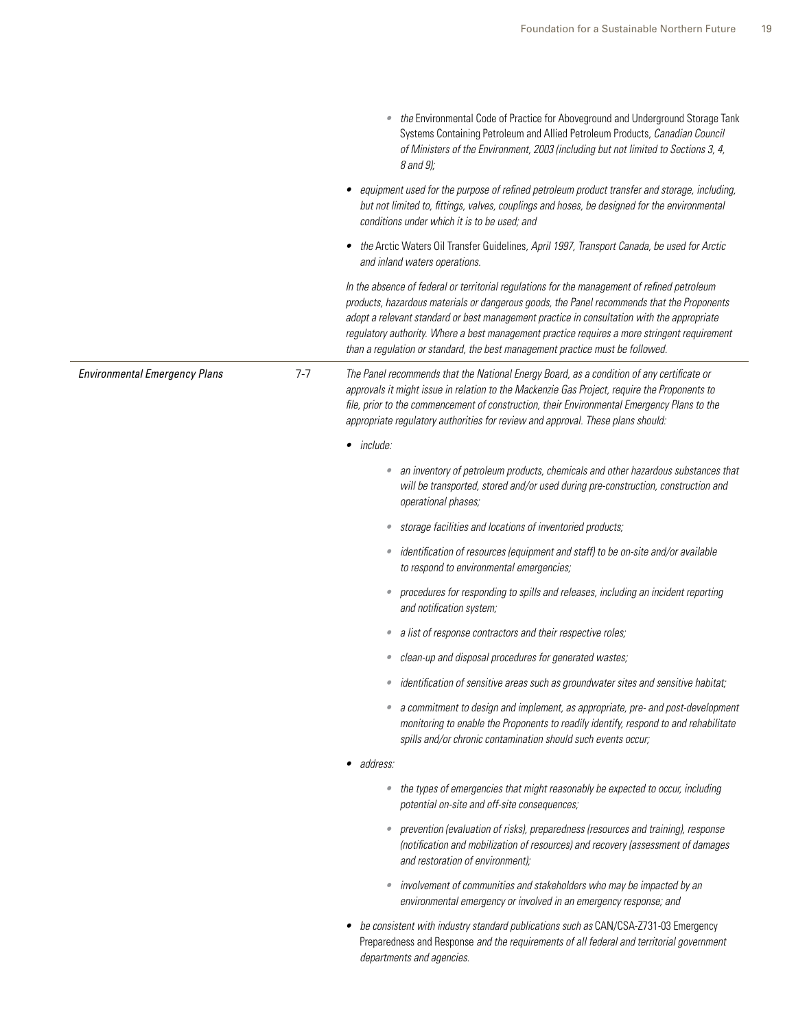- *the* Environmental Code of Practice for Aboveground and Underground Storage Tank Systems Containing Petroleum and Allied Petroleum Products, *Canadian Council of Ministers of the Environment, 2003 (including but not limited to Sections 3, 4, 8 and 9);*

- *equipment used for the purpose of refined petroleum product transfer and storage, including, but not limited to, fittings, valves, couplings and hoses, be designed for the environmental conditions under which it is to be used; and*

- *the* Arctic Waters Oil Transfer Guidelines, *April 1997, Transport Canada, be used for Arctic and inland waters operations.*

*In the absence of federal or territorial regulations for the management of refined petroleum products, hazardous materials or dangerous goods, the Panel recommends that the Proponents adopt a relevant standard or best management practice in consultation with the appropriate regulatory authority. Where a best management practice requires a more stringent requirement than a regulation or standard, the best management practice must be followed.*

---

| *Environmental Emergency Plans* | 7-7 | *The Panel recommends that the National Energy Board, as a condition of any certificate or approvals it might issue in relation to the Mackenzie Gas Project, require the Proponents to file, prior to the commencement of construction, their Environmental Emergency Plans to the appropriate regulatory authorities for review and approval. These plans should:* |
|---|---|---|

- *include:*
  - *an inventory of petroleum products, chemicals and other hazardous substances that will be transported, stored and/or used during pre-construction, construction and operational phases;*
  - *storage facilities and locations of inventoried products;*
  - *identification of resources (equipment and staff) to be on-site and/or available to respond to environmental emergencies;*
  - *procedures for responding to spills and releases, including an incident reporting and notification system;*
  - *a list of response contractors and their respective roles;*
  - *clean-up and disposal procedures for generated wastes;*
  - *identification of sensitive areas such as groundwater sites and sensitive habitat;*
  - *a commitment to design and implement, as appropriate, pre- and post-development monitoring to enable the Proponents to readily identify, respond to and rehabilitate spills and/or chronic contamination should such events occur;*
- *address:*
  - *the types of emergencies that might reasonably be expected to occur, including potential on-site and off-site consequences;*
  - *prevention (evaluation of risks), preparedness (resources and training), response (notification and mobilization of resources) and recovery (assessment of damages and restoration of environment);*
  - *involvement of communities and stakeholders who may be impacted by an environmental emergency or involved in an emergency response; and*
- *be consistent with industry standard publications such as* CAN/CSA-Z731-03 Emergency Preparedness and Response *and the requirements of all federal and territorial government departments and agencies.*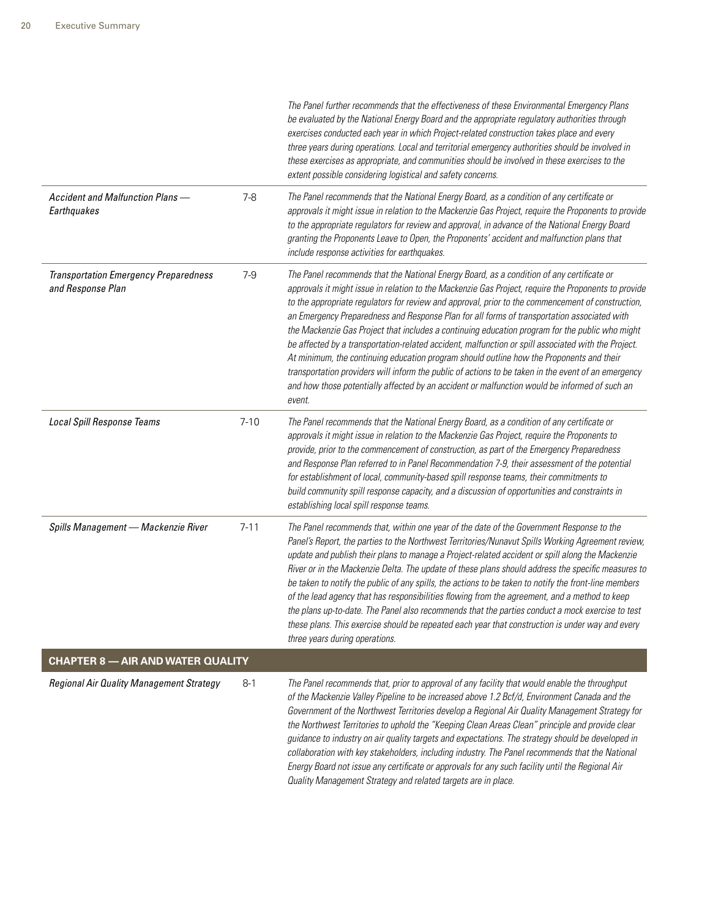| | | |
|---|---|---|
| | | *The Panel further recommends that the effectiveness of these Environmental Emergency Plans be evaluated by the National Energy Board and the appropriate regulatory authorities through exercises conducted each year in which Project-related construction takes place and every three years during operations. Local and territorial emergency authorities should be involved in these exercises as appropriate, and communities should be involved in these exercises to the extent possible considering logistical and safety concerns.* |
| *Accident and Malfunction Plans — Earthquakes* | 7-8 | *The Panel recommends that the National Energy Board, as a condition of any certificate or approvals it might issue in relation to the Mackenzie Gas Project, require the Proponents to provide to the appropriate regulators for review and approval, in advance of the National Energy Board granting the Proponents Leave to Open, the Proponents' accident and malfunction plans that include response activities for earthquakes.* |
| *Transportation Emergency Preparedness and Response Plan* | 7-9 | *The Panel recommends that the National Energy Board, as a condition of any certificate or approvals it might issue in relation to the Mackenzie Gas Project, require the Proponents to provide to the appropriate regulators for review and approval, prior to the commencement of construction, an Emergency Preparedness and Response Plan for all forms of transportation associated with the Mackenzie Gas Project that includes a continuing education program for the public who might be affected by a transportation-related accident, malfunction or spill associated with the Project. At minimum, the continuing education program should outline how the Proponents and their transportation providers will inform the public of actions to be taken in the event of an emergency and how those potentially affected by an accident or malfunction would be informed of such an event.* |
| *Local Spill Response Teams* | 7-10 | *The Panel recommends that the National Energy Board, as a condition of any certificate or approvals it might issue in relation to the Mackenzie Gas Project, require the Proponents to provide, prior to the commencement of construction, as part of the Emergency Preparedness and Response Plan referred to in Panel Recommendation 7-9, their assessment of the potential for establishment of local, community-based spill response teams, their commitments to build community spill response capacity, and a discussion of opportunities and constraints in establishing local spill response teams.* |
| *Spills Management — Mackenzie River* | 7-11 | *The Panel recommends that, within one year of the date of the Government Response to the Panel's Report, the parties to the Northwest Territories/Nunavut Spills Working Agreement review, update and publish their plans to manage a Project-related accident or spill along the Mackenzie River or in the Mackenzie Delta. The update of these plans should address the specific measures to be taken to notify the public of any spills, the actions to be taken to notify the front-line members of the lead agency that has responsibilities flowing from the agreement, and a method to keep the plans up-to-date. The Panel also recommends that the parties conduct a mock exercise to test these plans. This exercise should be repeated each year that construction is under way and every three years during operations.* |
| **CHAPTER 8 — AIR AND WATER QUALITY** | | |
| *Regional Air Quality Management Strategy* | 8-1 | *The Panel recommends that, prior to approval of any facility that would enable the throughput of the Mackenzie Valley Pipeline to be increased above 1.2 Bcf/d, Environment Canada and the Government of the Northwest Territories develop a Regional Air Quality Management Strategy for the Northwest Territories to uphold the "Keeping Clean Areas Clean" principle and provide clear guidance to industry on air quality targets and expectations. The strategy should be developed in collaboration with key stakeholders, including industry. The Panel recommends that the National Energy Board not issue any certificate or approvals for any such facility until the Regional Air Quality Management Strategy and related targets are in place.* |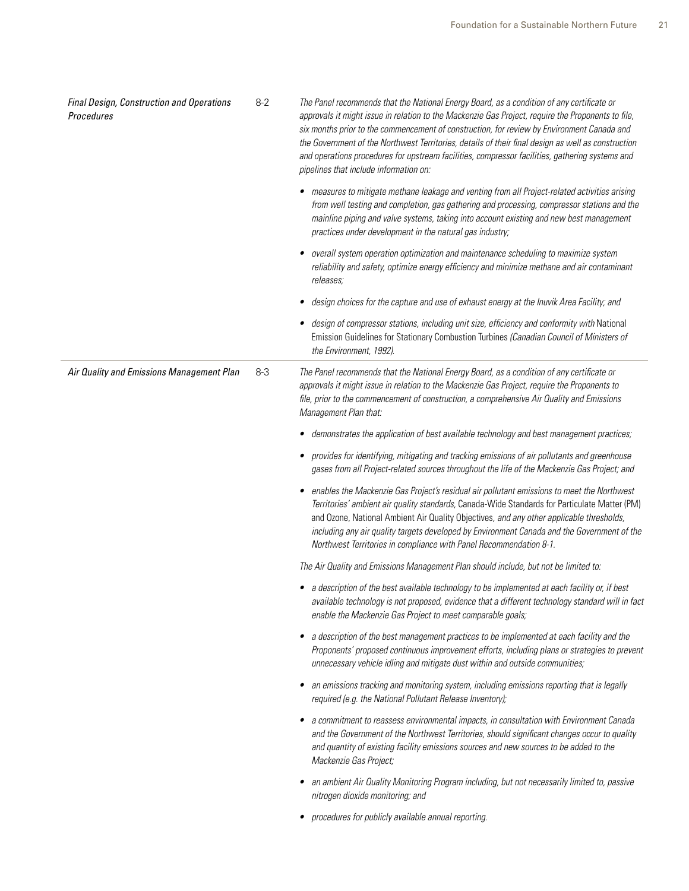| | | |
|---|---|---|
| *Final Design, Construction and Operations Procedures* | 8-2 | *The Panel recommends that the National Energy Board, as a condition of any certificate or approvals it might issue in relation to the Mackenzie Gas Project, require the Proponents to file, six months prior to the commencement of construction, for review by Environment Canada and the Government of the Northwest Territories, details of their final design as well as construction and operations procedures for upstream facilities, compressor facilities, gathering systems and pipelines that include information on:*<br><br>• *measures to mitigate methane leakage and venting from all Project-related activities arising from well testing and completion, gas gathering and processing, compressor stations and the mainline piping and valve systems, taking into account existing and new best management practices under development in the natural gas industry;*<br><br>• *overall system operation optimization and maintenance scheduling to maximize system reliability and safety, optimize energy efficiency and minimize methane and air contaminant releases;*<br><br>• *design choices for the capture and use of exhaust energy at the Inuvik Area Facility; and*<br><br>• *design of compressor stations, including unit size, efficiency and conformity with* National Emission Guidelines for Stationary Combustion Turbines *(Canadian Council of Ministers of the Environment, 1992).* |
| *Air Quality and Emissions Management Plan* | 8-3 | *The Panel recommends that the National Energy Board, as a condition of any certificate or approvals it might issue in relation to the Mackenzie Gas Project, require the Proponents to file, prior to the commencement of construction, a comprehensive Air Quality and Emissions Management Plan that:*<br><br>• *demonstrates the application of best available technology and best management practices;*<br><br>• *provides for identifying, mitigating and tracking emissions of air pollutants and greenhouse gases from all Project-related sources throughout the life of the Mackenzie Gas Project; and*<br><br>• *enables the Mackenzie Gas Project's residual air pollutant emissions to meet the Northwest Territories' ambient air quality standards,* Canada-Wide Standards for Particulate Matter (PM) and Ozone, National Ambient Air Quality Objectives*, and any other applicable thresholds, including any air quality targets developed by Environment Canada and the Government of the Northwest Territories in compliance with Panel Recommendation 8-1.*<br><br>*The Air Quality and Emissions Management Plan should include, but not be limited to:*<br><br>• *a description of the best available technology to be implemented at each facility or, if best available technology is not proposed, evidence that a different technology standard will in fact enable the Mackenzie Gas Project to meet comparable goals;*<br><br>• *a description of the best management practices to be implemented at each facility and the Proponents' proposed continuous improvement efforts, including plans or strategies to prevent unnecessary vehicle idling and mitigate dust within and outside communities;*<br><br>• *an emissions tracking and monitoring system, including emissions reporting that is legally required (e.g. the National Pollutant Release Inventory);*<br><br>• *a commitment to reassess environmental impacts, in consultation with Environment Canada and the Government of the Northwest Territories, should significant changes occur to quality and quantity of existing facility emissions sources and new sources to be added to the Mackenzie Gas Project;*<br><br>• *an ambient Air Quality Monitoring Program including, but not necessarily limited to, passive nitrogen dioxide monitoring; and*<br><br>• *procedures for publicly available annual reporting.* |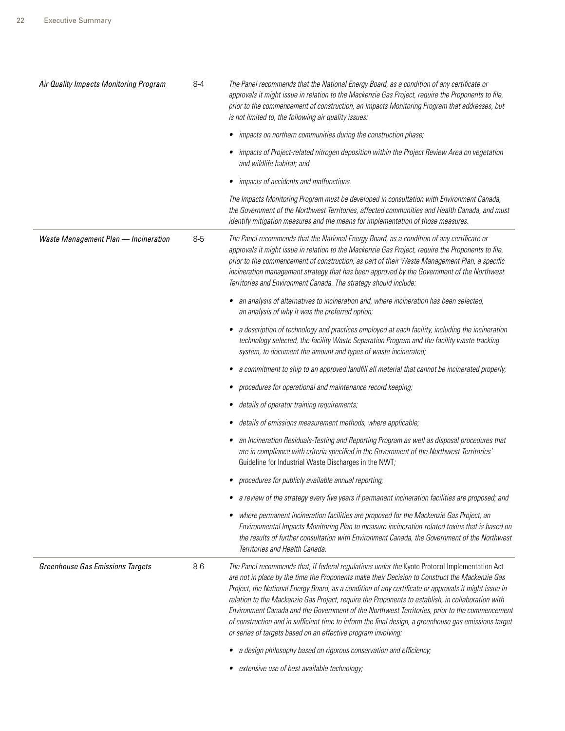| | | |
|---|---|---|
| *Air Quality Impacts Monitoring Program* | 8-4 | *The Panel recommends that the National Energy Board, as a condition of any certificate or approvals it might issue in relation to the Mackenzie Gas Project, require the Proponents to file, prior to the commencement of construction, an Impacts Monitoring Program that addresses, but is not limited to, the following air quality issues:*<br><br>• *impacts on northern communities during the construction phase;*<br><br>• *impacts of Project-related nitrogen deposition within the Project Review Area on vegetation and wildlife habitat; and*<br><br>• *impacts of accidents and malfunctions.*<br><br>*The Impacts Monitoring Program must be developed in consultation with Environment Canada, the Government of the Northwest Territories, affected communities and Health Canada, and must identify mitigation measures and the means for implementation of those measures.* |
| *Waste Management Plan — Incineration* | 8-5 | *The Panel recommends that the National Energy Board, as a condition of any certificate or approvals it might issue in relation to the Mackenzie Gas Project, require the Proponents to file, prior to the commencement of construction, as part of their Waste Management Plan, a specific incineration management strategy that has been approved by the Government of the Northwest Territories and Environment Canada. The strategy should include:*<br><br>• *an analysis of alternatives to incineration and, where incineration has been selected, an analysis of why it was the preferred option;*<br><br>• *a description of technology and practices employed at each facility, including the incineration technology selected, the facility Waste Separation Program and the facility waste tracking system, to document the amount and types of waste incinerated;*<br><br>• *a commitment to ship to an approved landfill all material that cannot be incinerated properly;*<br><br>• *procedures for operational and maintenance record keeping;*<br><br>• *details of operator training requirements;*<br><br>• *details of emissions measurement methods, where applicable;*<br><br>• *an Incineration Residuals-Testing and Reporting Program as well as disposal procedures that are in compliance with criteria specified in the Government of the Northwest Territories'* Guideline for Industrial Waste Discharges in the NWT*;*<br><br>• *procedures for publicly available annual reporting;*<br><br>• *a review of the strategy every five years if permanent incineration facilities are proposed; and*<br><br>• *where permanent incineration facilities are proposed for the Mackenzie Gas Project, an Environmental Impacts Monitoring Plan to measure incineration-related toxins that is based on the results of further consultation with Environment Canada, the Government of the Northwest Territories and Health Canada.* |
| *Greenhouse Gas Emissions Targets* | 8-6 | *The Panel recommends that, if federal regulations under the* Kyoto Protocol Implementation Act *are not in place by the time the Proponents make their Decision to Construct the Mackenzie Gas Project, the National Energy Board, as a condition of any certificate or approvals it might issue in relation to the Mackenzie Gas Project, require the Proponents to establish, in collaboration with Environment Canada and the Government of the Northwest Territories, prior to the commencement of construction and in sufficient time to inform the final design, a greenhouse gas emissions target or series of targets based on an effective program involving:*<br><br>• *a design philosophy based on rigorous conservation and efficiency;*<br><br>• *extensive use of best available technology;* |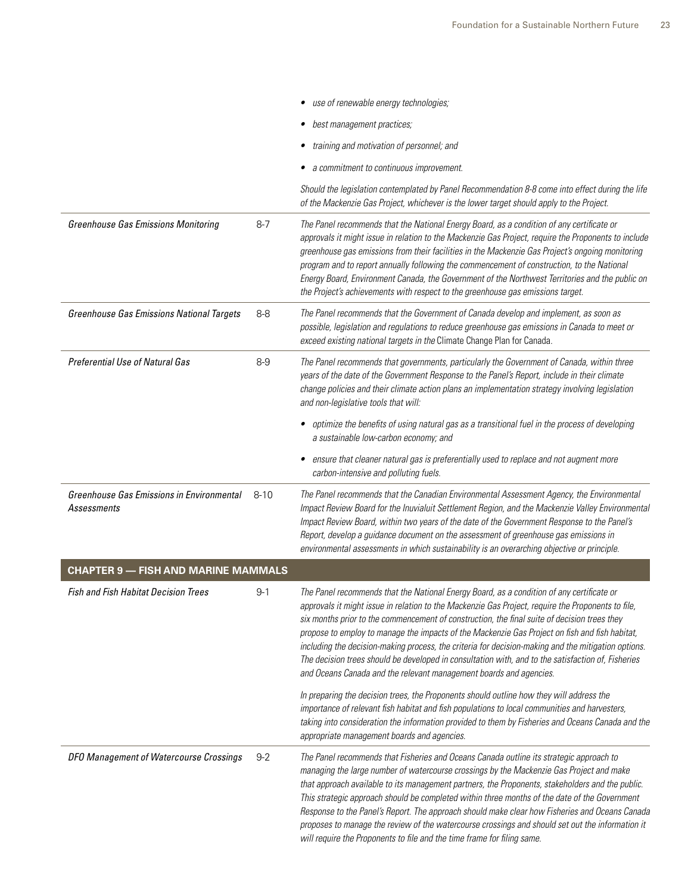| | | |
|---|---|---|
| | | • *use of renewable energy technologies;*<br>• *best management practices;*<br>• *training and motivation of personnel; and*<br>• *a commitment to continuous improvement.*<br><br>*Should the legislation contemplated by Panel Recommendation 8-8 come into effect during the life of the Mackenzie Gas Project, whichever is the lower target should apply to the Project.* |
| *Greenhouse Gas Emissions Monitoring* | 8-7 | *The Panel recommends that the National Energy Board, as a condition of any certificate or approvals it might issue in relation to the Mackenzie Gas Project, require the Proponents to include greenhouse gas emissions from their facilities in the Mackenzie Gas Project's ongoing monitoring program and to report annually following the commencement of construction, to the National Energy Board, Environment Canada, the Government of the Northwest Territories and the public on the Project's achievements with respect to the greenhouse gas emissions target.* |
| *Greenhouse Gas Emissions National Targets* | 8-8 | *The Panel recommends that the Government of Canada develop and implement, as soon as possible, legislation and regulations to reduce greenhouse gas emissions in Canada to meet or exceed existing national targets in the* Climate Change Plan for Canada. |
| *Preferential Use of Natural Gas* | 8-9 | *The Panel recommends that governments, particularly the Government of Canada, within three years of the date of the Government Response to the Panel's Report, include in their climate change policies and their climate action plans an implementation strategy involving legislation and non-legislative tools that will:*<br>• *optimize the benefits of using natural gas as a transitional fuel in the process of developing a sustainable low-carbon economy; and*<br>• *ensure that cleaner natural gas is preferentially used to replace and not augment more carbon-intensive and polluting fuels.* |
| *Greenhouse Gas Emissions in Environmental Assessments* | 8-10 | *The Panel recommends that the Canadian Environmental Assessment Agency, the Environmental Impact Review Board for the Inuvialuit Settlement Region, and the Mackenzie Valley Environmental Impact Review Board, within two years of the date of the Government Response to the Panel's Report, develop a guidance document on the assessment of greenhouse gas emissions in environmental assessments in which sustainability is an overarching objective or principle.* |
| **CHAPTER 9 — FISH AND MARINE MAMMALS** | | |
| *Fish and Fish Habitat Decision Trees* | 9-1 | *The Panel recommends that the National Energy Board, as a condition of any certificate or approvals it might issue in relation to the Mackenzie Gas Project, require the Proponents to file, six months prior to the commencement of construction, the final suite of decision trees they propose to employ to manage the impacts of the Mackenzie Gas Project on fish and fish habitat, including the decision-making process, the criteria for decision-making and the mitigation options. The decision trees should be developed in consultation with, and to the satisfaction of, Fisheries and Oceans Canada and the relevant management boards and agencies.*<br><br>*In preparing the decision trees, the Proponents should outline how they will address the importance of relevant fish habitat and fish populations to local communities and harvesters, taking into consideration the information provided to them by Fisheries and Oceans Canada and the appropriate management boards and agencies.* |
| *DFO Management of Watercourse Crossings* | 9-2 | *The Panel recommends that Fisheries and Oceans Canada outline its strategic approach to managing the large number of watercourse crossings by the Mackenzie Gas Project and make that approach available to its management partners, the Proponents, stakeholders and the public. This strategic approach should be completed within three months of the date of the Government Response to the Panel's Report. The approach should make clear how Fisheries and Oceans Canada proposes to manage the review of the watercourse crossings and should set out the information it will require the Proponents to file and the time frame for filing same.* |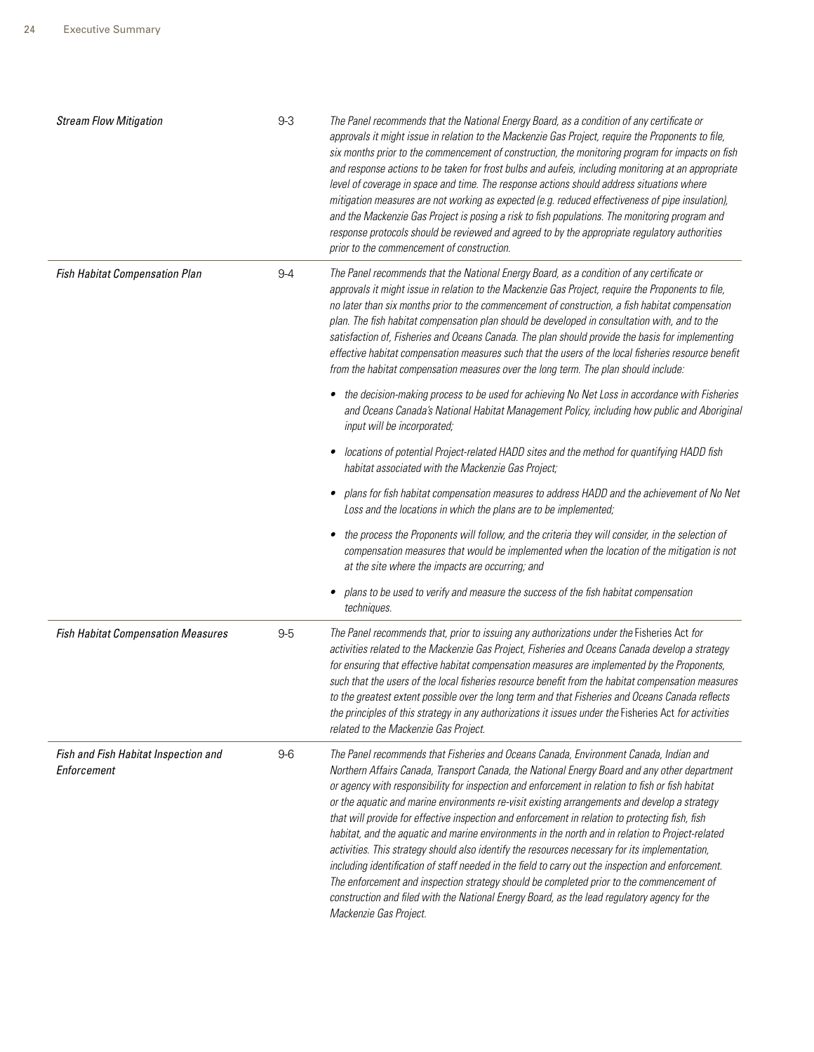| | | |
|---|---|---|
| *Stream Flow Mitigation* | 9-3 | *The Panel recommends that the National Energy Board, as a condition of any certificate or approvals it might issue in relation to the Mackenzie Gas Project, require the Proponents to file, six months prior to the commencement of construction, the monitoring program for impacts on fish and response actions to be taken for frost bulbs and aufeis, including monitoring at an appropriate level of coverage in space and time. The response actions should address situations where mitigation measures are not working as expected (e.g. reduced effectiveness of pipe insulation), and the Mackenzie Gas Project is posing a risk to fish populations. The monitoring program and response protocols should be reviewed and agreed to by the appropriate regulatory authorities prior to the commencement of construction.* |
| *Fish Habitat Compensation Plan* | 9-4 | *The Panel recommends that the National Energy Board, as a condition of any certificate or approvals it might issue in relation to the Mackenzie Gas Project, require the Proponents to file, no later than six months prior to the commencement of construction, a fish habitat compensation plan. The fish habitat compensation plan should be developed in consultation with, and to the satisfaction of, Fisheries and Oceans Canada. The plan should provide the basis for implementing effective habitat compensation measures such that the users of the local fisheries resource benefit from the habitat compensation measures over the long term. The plan should include:*<br><br>• *the decision-making process to be used for achieving No Net Loss in accordance with Fisheries and Oceans Canada's National Habitat Management Policy, including how public and Aboriginal input will be incorporated;*<br><br>• *locations of potential Project-related HADD sites and the method for quantifying HADD fish habitat associated with the Mackenzie Gas Project;*<br><br>• *plans for fish habitat compensation measures to address HADD and the achievement of No Net Loss and the locations in which the plans are to be implemented;*<br><br>• *the process the Proponents will follow, and the criteria they will consider, in the selection of compensation measures that would be implemented when the location of the mitigation is not at the site where the impacts are occurring; and*<br><br>• *plans to be used to verify and measure the success of the fish habitat compensation techniques.* |
| *Fish Habitat Compensation Measures* | 9-5 | *The Panel recommends that, prior to issuing any authorizations under the* Fisheries Act *for activities related to the Mackenzie Gas Project, Fisheries and Oceans Canada develop a strategy for ensuring that effective habitat compensation measures are implemented by the Proponents, such that the users of the local fisheries resource benefit from the habitat compensation measures to the greatest extent possible over the long term and that Fisheries and Oceans Canada reflects the principles of this strategy in any authorizations it issues under the* Fisheries Act *for activities related to the Mackenzie Gas Project.* |
| *Fish and Fish Habitat Inspection and Enforcement* | 9-6 | *The Panel recommends that Fisheries and Oceans Canada, Environment Canada, Indian and Northern Affairs Canada, Transport Canada, the National Energy Board and any other department or agency with responsibility for inspection and enforcement in relation to fish or fish habitat or the aquatic and marine environments re-visit existing arrangements and develop a strategy that will provide for effective inspection and enforcement in relation to protecting fish, fish habitat, and the aquatic and marine environments in the north and in relation to Project-related activities. This strategy should also identify the resources necessary for its implementation, including identification of staff needed in the field to carry out the inspection and enforcement. The enforcement and inspection strategy should be completed prior to the commencement of construction and filed with the National Energy Board, as the lead regulatory agency for the Mackenzie Gas Project.* |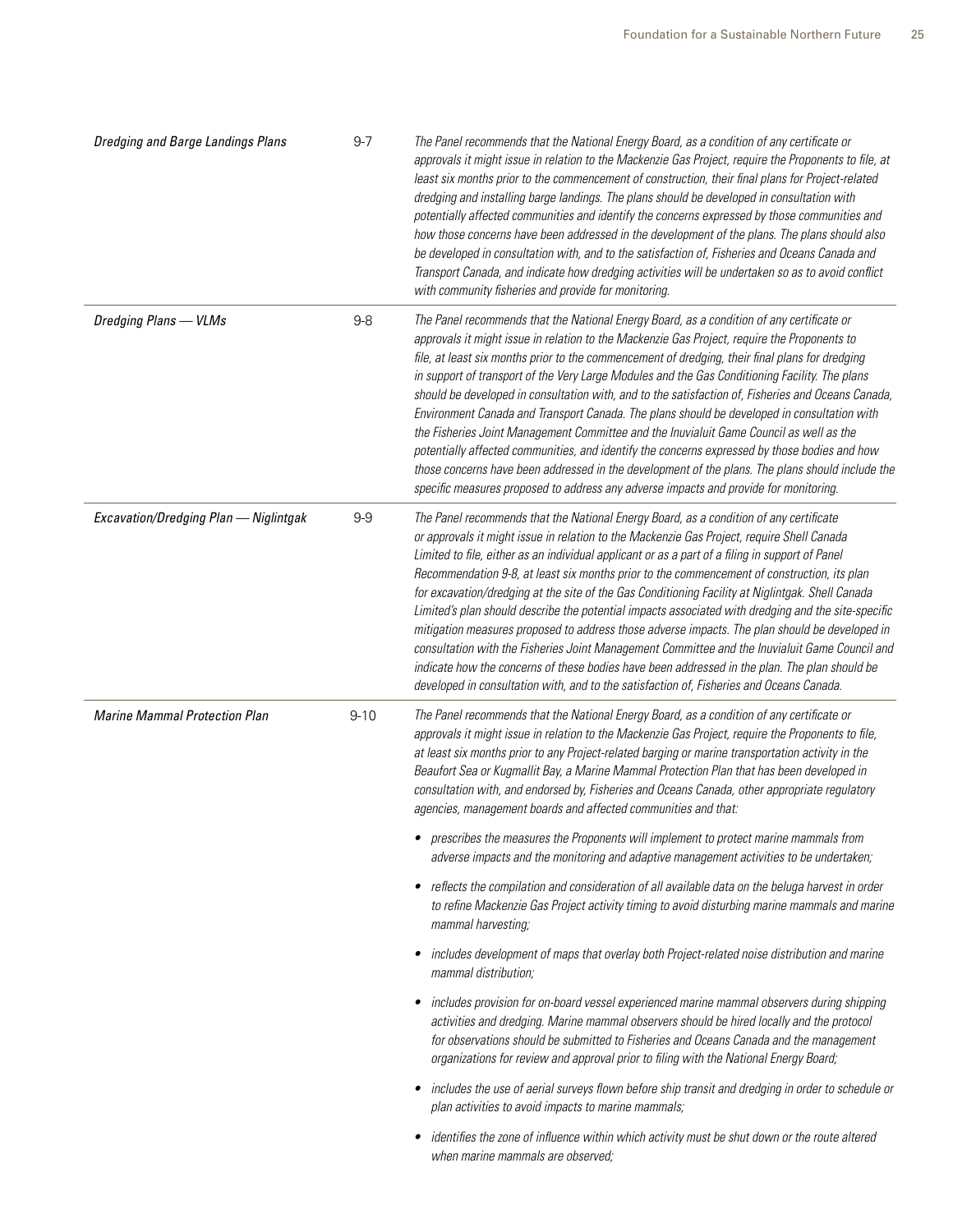| | | |
|---|---|---|
| *Dredging and Barge Landings Plans* | 9-7 | *The Panel recommends that the National Energy Board, as a condition of any certificate or approvals it might issue in relation to the Mackenzie Gas Project, require the Proponents to file, at least six months prior to the commencement of construction, their final plans for Project-related dredging and installing barge landings. The plans should be developed in consultation with potentially affected communities and identify the concerns expressed by those communities and how those concerns have been addressed in the development of the plans. The plans should also be developed in consultation with, and to the satisfaction of, Fisheries and Oceans Canada and Transport Canada, and indicate how dredging activities will be undertaken so as to avoid conflict with community fisheries and provide for monitoring.* |
| *Dredging Plans — VLMs* | 9-8 | *The Panel recommends that the National Energy Board, as a condition of any certificate or approvals it might issue in relation to the Mackenzie Gas Project, require the Proponents to file, at least six months prior to the commencement of dredging, their final plans for dredging in support of transport of the Very Large Modules and the Gas Conditioning Facility. The plans should be developed in consultation with, and to the satisfaction of, Fisheries and Oceans Canada, Environment Canada and Transport Canada. The plans should be developed in consultation with the Fisheries Joint Management Committee and the Inuvialuit Game Council as well as the potentially affected communities, and identify the concerns expressed by those bodies and how those concerns have been addressed in the development of the plans. The plans should include the specific measures proposed to address any adverse impacts and provide for monitoring.* |
| *Excavation/Dredging Plan — Niglintgak* | 9-9 | *The Panel recommends that the National Energy Board, as a condition of any certificate or approvals it might issue in relation to the Mackenzie Gas Project, require Shell Canada Limited to file, either as an individual applicant or as a part of a filing in support of Panel Recommendation 9-8, at least six months prior to the commencement of construction, its plan for excavation/dredging at the site of the Gas Conditioning Facility at Niglintgak. Shell Canada Limited's plan should describe the potential impacts associated with dredging and the site-specific mitigation measures proposed to address those adverse impacts. The plan should be developed in consultation with the Fisheries Joint Management Committee and the Inuvialuit Game Council and indicate how the concerns of these bodies have been addressed in the plan. The plan should be developed in consultation with, and to the satisfaction of, Fisheries and Oceans Canada.* |
| *Marine Mammal Protection Plan* | 9-10 | *The Panel recommends that the National Energy Board, as a condition of any certificate or approvals it might issue in relation to the Mackenzie Gas Project, require the Proponents to file, at least six months prior to any Project-related barging or marine transportation activity in the Beaufort Sea or Kugmallit Bay, a Marine Mammal Protection Plan that has been developed in consultation with, and endorsed by, Fisheries and Oceans Canada, other appropriate regulatory agencies, management boards and affected communities and that:*<br><br>• *prescribes the measures the Proponents will implement to protect marine mammals from adverse impacts and the monitoring and adaptive management activities to be undertaken;*<br><br>• *reflects the compilation and consideration of all available data on the beluga harvest in order to refine Mackenzie Gas Project activity timing to avoid disturbing marine mammals and marine mammal harvesting;*<br><br>• *includes development of maps that overlay both Project-related noise distribution and marine mammal distribution;*<br><br>• *includes provision for on-board vessel experienced marine mammal observers during shipping activities and dredging. Marine mammal observers should be hired locally and the protocol for observations should be submitted to Fisheries and Oceans Canada and the management organizations for review and approval prior to filing with the National Energy Board;*<br><br>• *includes the use of aerial surveys flown before ship transit and dredging in order to schedule or plan activities to avoid impacts to marine mammals;*<br><br>• *identifies the zone of influence within which activity must be shut down or the route altered when marine mammals are observed;* |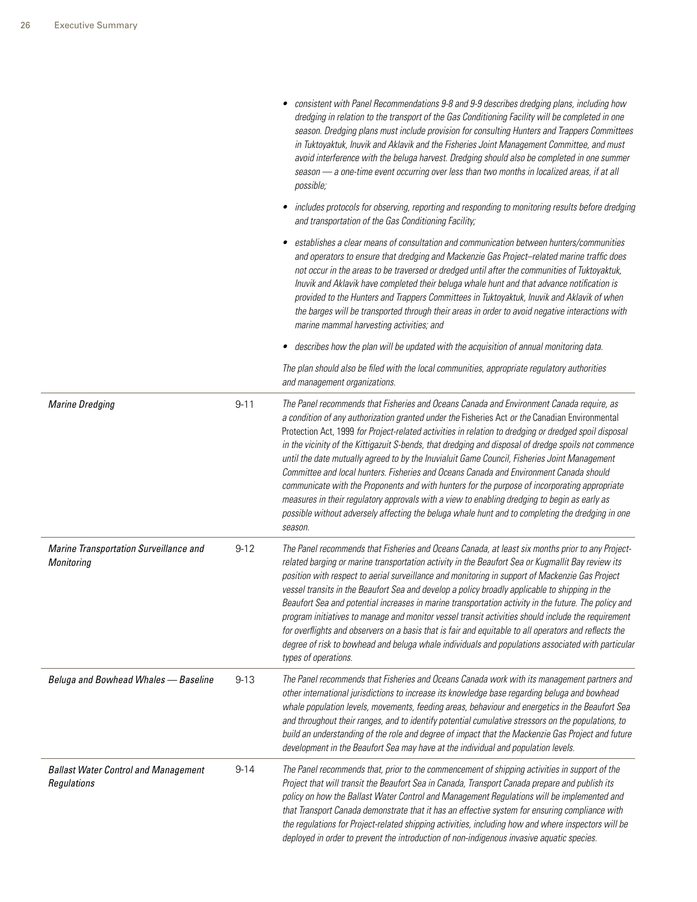| | | |
|---|---|---|
| | | • *consistent with Panel Recommendations 9-8 and 9-9 describes dredging plans, including how dredging in relation to the transport of the Gas Conditioning Facility will be completed in one season. Dredging plans must include provision for consulting Hunters and Trappers Committees in Tuktoyaktuk, Inuvik and Aklavik and the Fisheries Joint Management Committee, and must avoid interference with the beluga harvest. Dredging should also be completed in one summer season — a one-time event occurring over less than two months in localized areas, if at all possible;*<br><br>• *includes protocols for observing, reporting and responding to monitoring results before dredging and transportation of the Gas Conditioning Facility;*<br><br>• *establishes a clear means of consultation and communication between hunters/communities and operators to ensure that dredging and Mackenzie Gas Project–related marine traffic does not occur in the areas to be traversed or dredged until after the communities of Tuktoyaktuk, Inuvik and Aklavik have completed their beluga whale hunt and that advance notification is provided to the Hunters and Trappers Committees in Tuktoyaktuk, Inuvik and Aklavik of when the barges will be transported through their areas in order to avoid negative interactions with marine mammal harvesting activities; and*<br><br>• *describes how the plan will be updated with the acquisition of annual monitoring data.*<br><br>*The plan should also be filed with the local communities, appropriate regulatory authorities and management organizations.* |
| *Marine Dredging* | 9-11 | *The Panel recommends that Fisheries and Oceans Canada and Environment Canada require, as a condition of any authorization granted under the* Fisheries Act *or the* Canadian Environmental Protection Act, 1999 *for Project-related activities in relation to dredging or dredged spoil disposal in the vicinity of the Kittigazuit S-bends, that dredging and disposal of dredge spoils not commence until the date mutually agreed to by the Inuvialuit Game Council, Fisheries Joint Management Committee and local hunters. Fisheries and Oceans Canada and Environment Canada should communicate with the Proponents and with hunters for the purpose of incorporating appropriate measures in their regulatory approvals with a view to enabling dredging to begin as early as possible without adversely affecting the beluga whale hunt and to completing the dredging in one season.* |
| *Marine Transportation Surveillance and Monitoring* | 9-12 | *The Panel recommends that Fisheries and Oceans Canada, at least six months prior to any Project-related barging or marine transportation activity in the Beaufort Sea or Kugmallit Bay review its position with respect to aerial surveillance and monitoring in support of Mackenzie Gas Project vessel transits in the Beaufort Sea and develop a policy broadly applicable to shipping in the Beaufort Sea and potential increases in marine transportation activity in the future. The policy and program initiatives to manage and monitor vessel transit activities should include the requirement for overflights and observers on a basis that is fair and equitable to all operators and reflects the degree of risk to bowhead and beluga whale individuals and populations associated with particular types of operations.* |
| *Beluga and Bowhead Whales — Baseline* | 9-13 | *The Panel recommends that Fisheries and Oceans Canada work with its management partners and other international jurisdictions to increase its knowledge base regarding beluga and bowhead whale population levels, movements, feeding areas, behaviour and energetics in the Beaufort Sea and throughout their ranges, and to identify potential cumulative stressors on the populations, to build an understanding of the role and degree of impact that the Mackenzie Gas Project and future development in the Beaufort Sea may have at the individual and population levels.* |
| *Ballast Water Control and Management Regulations* | 9-14 | *The Panel recommends that, prior to the commencement of shipping activities in support of the Project that will transit the Beaufort Sea in Canada, Transport Canada prepare and publish its policy on how the Ballast Water Control and Management Regulations will be implemented and that Transport Canada demonstrate that it has an effective system for ensuring compliance with the regulations for Project-related shipping activities, including how and where inspectors will be deployed in order to prevent the introduction of non-indigenous invasive aquatic species.* |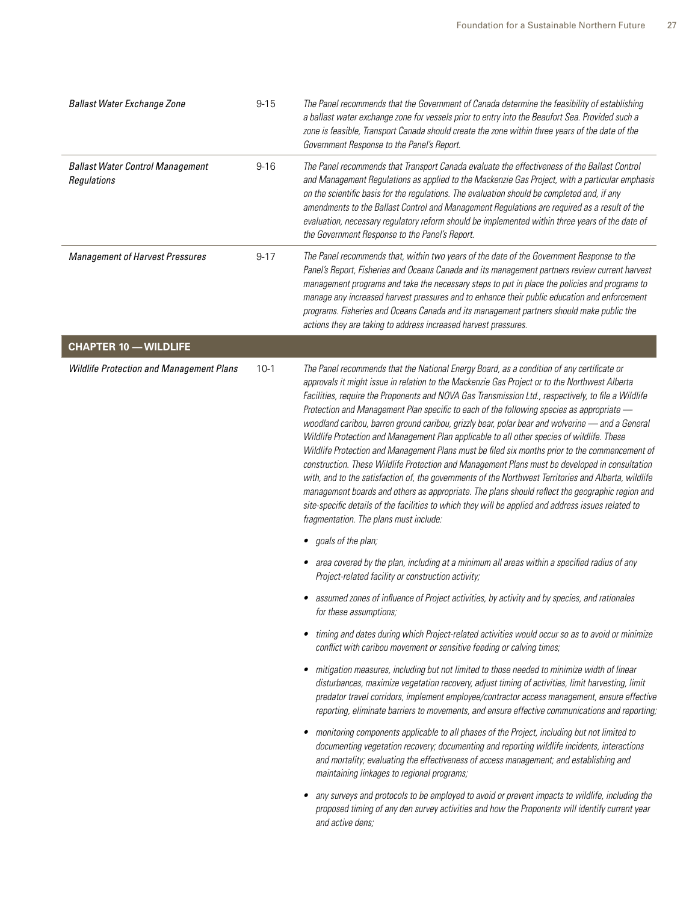| | | |
|---|---|---|
| *Ballast Water Exchange Zone* | 9-15 | *The Panel recommends that the Government of Canada determine the feasibility of establishing a ballast water exchange zone for vessels prior to entry into the Beaufort Sea. Provided such a zone is feasible, Transport Canada should create the zone within three years of the date of the Government Response to the Panel's Report.* |
| *Ballast Water Control Management Regulations* | 9-16 | *The Panel recommends that Transport Canada evaluate the effectiveness of the Ballast Control and Management Regulations as applied to the Mackenzie Gas Project, with a particular emphasis on the scientific basis for the regulations. The evaluation should be completed and, if any amendments to the Ballast Control and Management Regulations are required as a result of the evaluation, necessary regulatory reform should be implemented within three years of the date of the Government Response to the Panel's Report.* |
| *Management of Harvest Pressures* | 9-17 | *The Panel recommends that, within two years of the date of the Government Response to the Panel's Report, Fisheries and Oceans Canada and its management partners review current harvest management programs and take the necessary steps to put in place the policies and programs to manage any increased harvest pressures and to enhance their public education and enforcement programs. Fisheries and Oceans Canada and its management partners should make public the actions they are taking to address increased harvest pressures.* |
| **CHAPTER 10 — WILDLIFE** | | |
| *Wildlife Protection and Management Plans* | 10-1 | *The Panel recommends that the National Energy Board, as a condition of any certificate or approvals it might issue in relation to the Mackenzie Gas Project or to the Northwest Alberta Facilities, require the Proponents and NOVA Gas Transmission Ltd., respectively, to file a Wildlife Protection and Management Plan specific to each of the following species as appropriate — woodland caribou, barren ground caribou, grizzly bear, polar bear and wolverine — and a General Wildlife Protection and Management Plan applicable to all other species of wildlife. These Wildlife Protection and Management Plans must be filed six months prior to the commencement of construction. These Wildlife Protection and Management Plans must be developed in consultation with, and to the satisfaction of, the governments of the Northwest Territories and Alberta, wildlife management boards and others as appropriate. The plans should reflect the geographic region and site-specific details of the facilities to which they will be applied and address issues related to fragmentation. The plans must include:*<br><br>• *goals of the plan;*<br>• *area covered by the plan, including at a minimum all areas within a specified radius of any Project-related facility or construction activity;*<br>• *assumed zones of influence of Project activities, by activity and by species, and rationales for these assumptions;*<br>• *timing and dates during which Project-related activities would occur so as to avoid or minimize conflict with caribou movement or sensitive feeding or calving times;*<br>• *mitigation measures, including but not limited to those needed to minimize width of linear disturbances, maximize vegetation recovery, adjust timing of activities, limit harvesting, limit predator travel corridors, implement employee/contractor access management, ensure effective reporting, eliminate barriers to movements, and ensure effective communications and reporting;*<br>• *monitoring components applicable to all phases of the Project, including but not limited to documenting vegetation recovery; documenting and reporting wildlife incidents, interactions and mortality; evaluating the effectiveness of access management; and establishing and maintaining linkages to regional programs;*<br>• *any surveys and protocols to be employed to avoid or prevent impacts to wildlife, including the proposed timing of any den survey activities and how the Proponents will identify current year and active dens;* |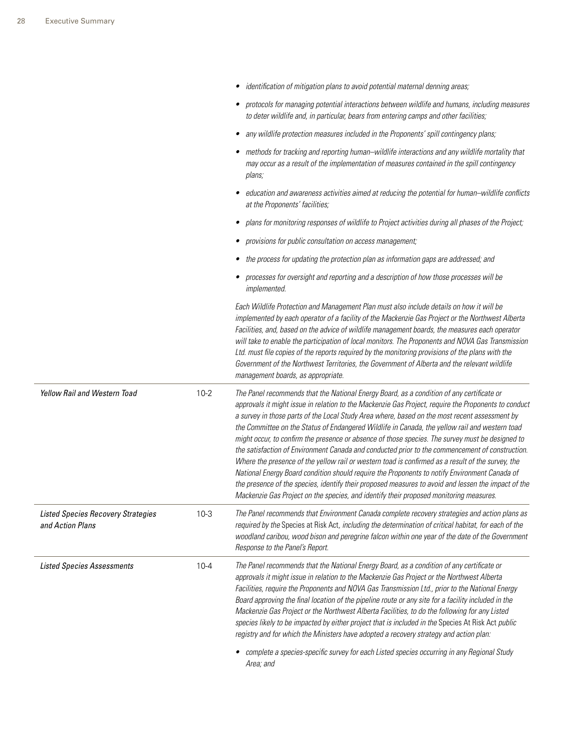| | | |
|---|---|---|
| | | • *identification of mitigation plans to avoid potential maternal denning areas;*<br>• *protocols for managing potential interactions between wildlife and humans, including measures to deter wildlife and, in particular, bears from entering camps and other facilities;*<br>• *any wildlife protection measures included in the Proponents' spill contingency plans;*<br>• *methods for tracking and reporting human–wildlife interactions and any wildlife mortality that may occur as a result of the implementation of measures contained in the spill contingency plans;*<br>• *education and awareness activities aimed at reducing the potential for human–wildlife conflicts at the Proponents' facilities;*<br>• *plans for monitoring responses of wildlife to Project activities during all phases of the Project;*<br>• *provisions for public consultation on access management;*<br>• *the process for updating the protection plan as information gaps are addressed; and*<br>• *processes for oversight and reporting and a description of how those processes will be implemented.*<br><br>*Each Wildlife Protection and Management Plan must also include details on how it will be implemented by each operator of a facility of the Mackenzie Gas Project or the Northwest Alberta Facilities, and, based on the advice of wildlife management boards, the measures each operator will take to enable the participation of local monitors. The Proponents and NOVA Gas Transmission Ltd. must file copies of the reports required by the monitoring provisions of the plans with the Government of the Northwest Territories, the Government of Alberta and the relevant wildlife management boards, as appropriate.* |
| *Yellow Rail and Western Toad* | 10-2 | *The Panel recommends that the National Energy Board, as a condition of any certificate or approvals it might issue in relation to the Mackenzie Gas Project, require the Proponents to conduct a survey in those parts of the Local Study Area where, based on the most recent assessment by the Committee on the Status of Endangered Wildlife in Canada, the yellow rail and western toad might occur, to confirm the presence or absence of those species. The survey must be designed to the satisfaction of Environment Canada and conducted prior to the commencement of construction. Where the presence of the yellow rail or western toad is confirmed as a result of the survey, the National Energy Board condition should require the Proponents to notify Environment Canada of the presence of the species, identify their proposed measures to avoid and lessen the impact of the Mackenzie Gas Project on the species, and identify their proposed monitoring measures.* |
| *Listed Species Recovery Strategies and Action Plans* | 10-3 | *The Panel recommends that Environment Canada complete recovery strategies and action plans as required by the* Species at Risk Act*, including the determination of critical habitat, for each of the woodland caribou, wood bison and peregrine falcon within one year of the date of the Government Response to the Panel's Report.* |
| *Listed Species Assessments* | 10-4 | *The Panel recommends that the National Energy Board, as a condition of any certificate or approvals it might issue in relation to the Mackenzie Gas Project or the Northwest Alberta Facilities, require the Proponents and NOVA Gas Transmission Ltd., prior to the National Energy Board approving the final location of the pipeline route or any site for a facility included in the Mackenzie Gas Project or the Northwest Alberta Facilities, to do the following for any Listed species likely to be impacted by either project that is included in the* Species At Risk Act *public registry and for which the Ministers have adopted a recovery strategy and action plan:*<br><br>• *complete a species-specific survey for each Listed species occurring in any Regional Study Area; and* |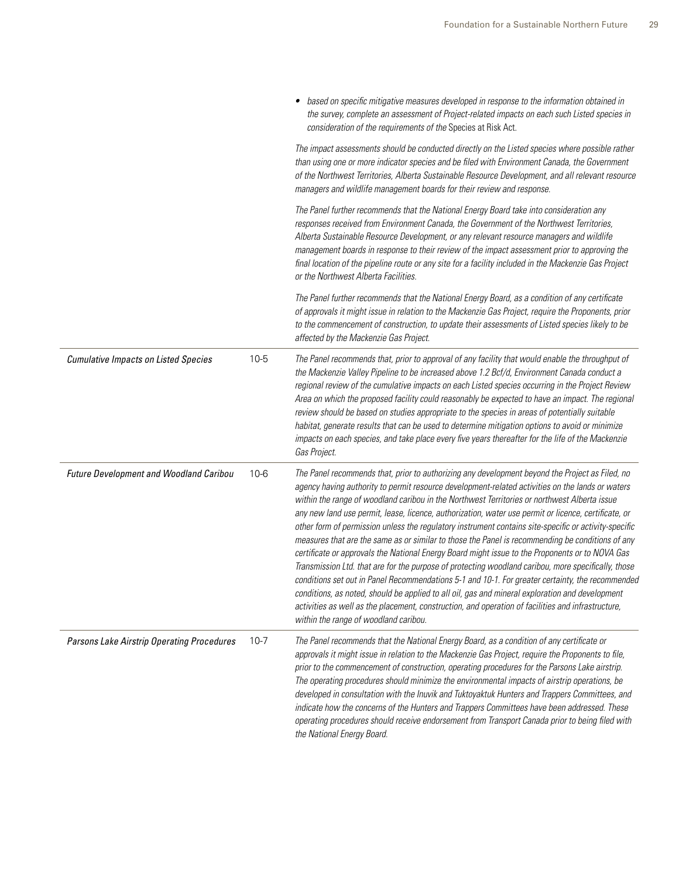| | | |
|---|---|---|
| | | • *based on specific mitigative measures developed in response to the information obtained in the survey, complete an assessment of Project-related impacts on each such Listed species in consideration of the requirements of the* Species at Risk Act.<br><br>*The impact assessments should be conducted directly on the Listed species where possible rather than using one or more indicator species and be filed with Environment Canada, the Government of the Northwest Territories, Alberta Sustainable Resource Development, and all relevant resource managers and wildlife management boards for their review and response.*<br><br>*The Panel further recommends that the National Energy Board take into consideration any responses received from Environment Canada, the Government of the Northwest Territories, Alberta Sustainable Resource Development, or any relevant resource managers and wildlife management boards in response to their review of the impact assessment prior to approving the final location of the pipeline route or any site for a facility included in the Mackenzie Gas Project or the Northwest Alberta Facilities.*<br><br>*The Panel further recommends that the National Energy Board, as a condition of any certificate of approvals it might issue in relation to the Mackenzie Gas Project, require the Proponents, prior to the commencement of construction, to update their assessments of Listed species likely to be affected by the Mackenzie Gas Project.* |
| *Cumulative Impacts on Listed Species* | 10-5 | *The Panel recommends that, prior to approval of any facility that would enable the throughput of the Mackenzie Valley Pipeline to be increased above 1.2 Bcf/d, Environment Canada conduct a regional review of the cumulative impacts on each Listed species occurring in the Project Review Area on which the proposed facility could reasonably be expected to have an impact. The regional review should be based on studies appropriate to the species in areas of potentially suitable habitat, generate results that can be used to determine mitigation options to avoid or minimize impacts on each species, and take place every five years thereafter for the life of the Mackenzie Gas Project.* |
| *Future Development and Woodland Caribou* | 10-6 | *The Panel recommends that, prior to authorizing any development beyond the Project as Filed, no agency having authority to permit resource development-related activities on the lands or waters within the range of woodland caribou in the Northwest Territories or northwest Alberta issue any new land use permit, lease, licence, authorization, water use permit or licence, certificate, or other form of permission unless the regulatory instrument contains site-specific or activity-specific measures that are the same as or similar to those the Panel is recommending be conditions of any certificate or approvals the National Energy Board might issue to the Proponents or to NOVA Gas Transmission Ltd. that are for the purpose of protecting woodland caribou, more specifically, those conditions set out in Panel Recommendations 5-1 and 10-1. For greater certainty, the recommended conditions, as noted, should be applied to all oil, gas and mineral exploration and development activities as well as the placement, construction, and operation of facilities and infrastructure, within the range of woodland caribou.* |
| *Parsons Lake Airstrip Operating Procedures* | 10-7 | *The Panel recommends that the National Energy Board, as a condition of any certificate or approvals it might issue in relation to the Mackenzie Gas Project, require the Proponents to file, prior to the commencement of construction, operating procedures for the Parsons Lake airstrip. The operating procedures should minimize the environmental impacts of airstrip operations, be developed in consultation with the Inuvik and Tuktoyaktuk Hunters and Trappers Committees, and indicate how the concerns of the Hunters and Trappers Committees have been addressed. These operating procedures should receive endorsement from Transport Canada prior to being filed with the National Energy Board.* |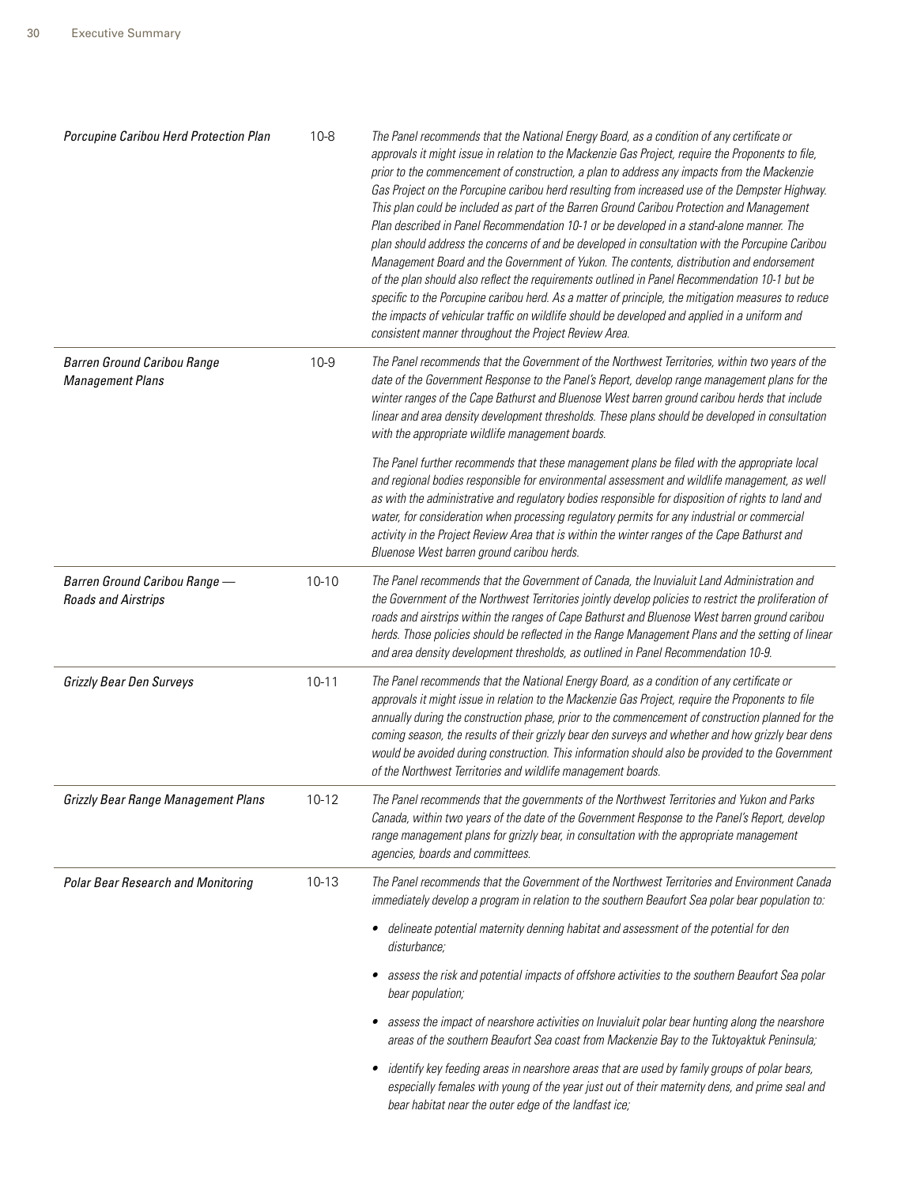| | | |
|---|---|---|
| *Porcupine Caribou Herd Protection Plan* | 10-8 | *The Panel recommends that the National Energy Board, as a condition of any certificate or approvals it might issue in relation to the Mackenzie Gas Project, require the Proponents to file, prior to the commencement of construction, a plan to address any impacts from the Mackenzie Gas Project on the Porcupine caribou herd resulting from increased use of the Dempster Highway. This plan could be included as part of the Barren Ground Caribou Protection and Management Plan described in Panel Recommendation 10-1 or be developed in a stand-alone manner. The plan should address the concerns of and be developed in consultation with the Porcupine Caribou Management Board and the Government of Yukon. The contents, distribution and endorsement of the plan should also reflect the requirements outlined in Panel Recommendation 10-1 but be specific to the Porcupine caribou herd. As a matter of principle, the mitigation measures to reduce the impacts of vehicular traffic on wildlife should be developed and applied in a uniform and consistent manner throughout the Project Review Area.* |
| *Barren Ground Caribou Range Management Plans* | 10-9 | *The Panel recommends that the Government of the Northwest Territories, within two years of the date of the Government Response to the Panel's Report, develop range management plans for the winter ranges of the Cape Bathurst and Bluenose West barren ground caribou herds that include linear and area density development thresholds. These plans should be developed in consultation with the appropriate wildlife management boards.*<br><br>*The Panel further recommends that these management plans be filed with the appropriate local and regional bodies responsible for environmental assessment and wildlife management, as well as with the administrative and regulatory bodies responsible for disposition of rights to land and water, for consideration when processing regulatory permits for any industrial or commercial activity in the Project Review Area that is within the winter ranges of the Cape Bathurst and Bluenose West barren ground caribou herds.* |
| *Barren Ground Caribou Range — Roads and Airstrips* | 10-10 | *The Panel recommends that the Government of Canada, the Inuvialuit Land Administration and the Government of the Northwest Territories jointly develop policies to restrict the proliferation of roads and airstrips within the ranges of Cape Bathurst and Bluenose West barren ground caribou herds. Those policies should be reflected in the Range Management Plans and the setting of linear and area density development thresholds, as outlined in Panel Recommendation 10-9.* |
| *Grizzly Bear Den Surveys* | 10-11 | *The Panel recommends that the National Energy Board, as a condition of any certificate or approvals it might issue in relation to the Mackenzie Gas Project, require the Proponents to file annually during the construction phase, prior to the commencement of construction planned for the coming season, the results of their grizzly bear den surveys and whether and how grizzly bear dens would be avoided during construction. This information should also be provided to the Government of the Northwest Territories and wildlife management boards.* |
| *Grizzly Bear Range Management Plans* | 10-12 | *The Panel recommends that the governments of the Northwest Territories and Yukon and Parks Canada, within two years of the date of the Government Response to the Panel's Report, develop range management plans for grizzly bear, in consultation with the appropriate management agencies, boards and committees.* |
| *Polar Bear Research and Monitoring* | 10-13 | *The Panel recommends that the Government of the Northwest Territories and Environment Canada immediately develop a program in relation to the southern Beaufort Sea polar bear population to:*<br><br>• *delineate potential maternity denning habitat and assessment of the potential for den disturbance;*<br><br>• *assess the risk and potential impacts of offshore activities to the southern Beaufort Sea polar bear population;*<br><br>• *assess the impact of nearshore activities on Inuvialuit polar bear hunting along the nearshore areas of the southern Beaufort Sea coast from Mackenzie Bay to the Tuktoyaktuk Peninsula;*<br><br>• *identify key feeding areas in nearshore areas that are used by family groups of polar bears, especially females with young of the year just out of their maternity dens, and prime seal and bear habitat near the outer edge of the landfast ice;* |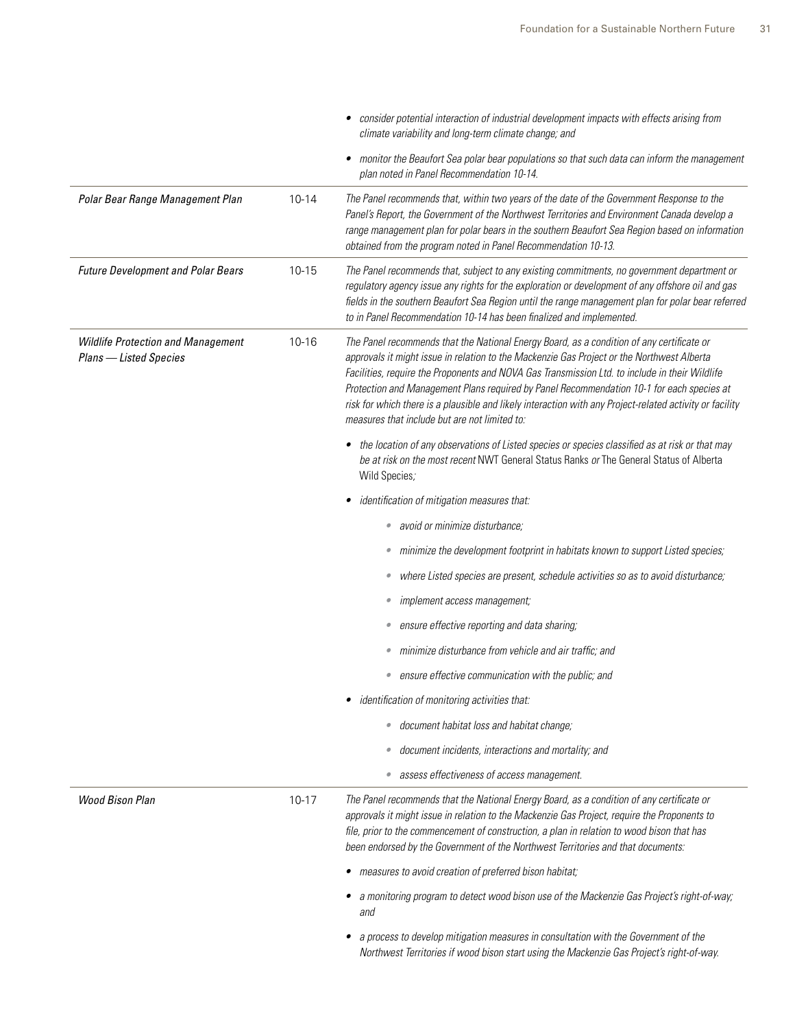| | | |
|---|---|---|
| | | • *consider potential interaction of industrial development impacts with effects arising from climate variability and long-term climate change; and*<br><br>• *monitor the Beaufort Sea polar bear populations so that such data can inform the management plan noted in Panel Recommendation 10-14.* |
| *Polar Bear Range Management Plan* | 10-14 | *The Panel recommends that, within two years of the date of the Government Response to the Panel's Report, the Government of the Northwest Territories and Environment Canada develop a range management plan for polar bears in the southern Beaufort Sea Region based on information obtained from the program noted in Panel Recommendation 10-13.* |
| *Future Development and Polar Bears* | 10-15 | *The Panel recommends that, subject to any existing commitments, no government department or regulatory agency issue any rights for the exploration or development of any offshore oil and gas fields in the southern Beaufort Sea Region until the range management plan for polar bear referred to in Panel Recommendation 10-14 has been finalized and implemented.* |
| *Wildlife Protection and Management Plans — Listed Species* | 10-16 | *The Panel recommends that the National Energy Board, as a condition of any certificate or approvals it might issue in relation to the Mackenzie Gas Project or the Northwest Alberta Facilities, require the Proponents and NOVA Gas Transmission Ltd. to include in their Wildlife Protection and Management Plans required by Panel Recommendation 10-1 for each species at risk for which there is a plausible and likely interaction with any Project-related activity or facility measures that include but are not limited to:*<br><br>• *the location of any observations of Listed species or species classified as at risk or that may be at risk on the most recent* NWT General Status Ranks *or* The General Status of Alberta Wild Species*;*<br><br>• *identification of mitigation measures that:*<br>&nbsp;&nbsp;&nbsp;&nbsp;• *avoid or minimize disturbance;*<br>&nbsp;&nbsp;&nbsp;&nbsp;• *minimize the development footprint in habitats known to support Listed species;*<br>&nbsp;&nbsp;&nbsp;&nbsp;• *where Listed species are present, schedule activities so as to avoid disturbance;*<br>&nbsp;&nbsp;&nbsp;&nbsp;• *implement access management;*<br>&nbsp;&nbsp;&nbsp;&nbsp;• *ensure effective reporting and data sharing;*<br>&nbsp;&nbsp;&nbsp;&nbsp;• *minimize disturbance from vehicle and air traffic; and*<br>&nbsp;&nbsp;&nbsp;&nbsp;• *ensure effective communication with the public; and*<br><br>• *identification of monitoring activities that:*<br>&nbsp;&nbsp;&nbsp;&nbsp;• *document habitat loss and habitat change;*<br>&nbsp;&nbsp;&nbsp;&nbsp;• *document incidents, interactions and mortality; and*<br>&nbsp;&nbsp;&nbsp;&nbsp;• *assess effectiveness of access management.* |
| *Wood Bison Plan* | 10-17 | *The Panel recommends that the National Energy Board, as a condition of any certificate or approvals it might issue in relation to the Mackenzie Gas Project, require the Proponents to file, prior to the commencement of construction, a plan in relation to wood bison that has been endorsed by the Government of the Northwest Territories and that documents:*<br><br>• *measures to avoid creation of preferred bison habitat;*<br><br>• *a monitoring program to detect wood bison use of the Mackenzie Gas Project's right-of-way; and*<br><br>• *a process to develop mitigation measures in consultation with the Government of the Northwest Territories if wood bison start using the Mackenzie Gas Project's right-of-way.* |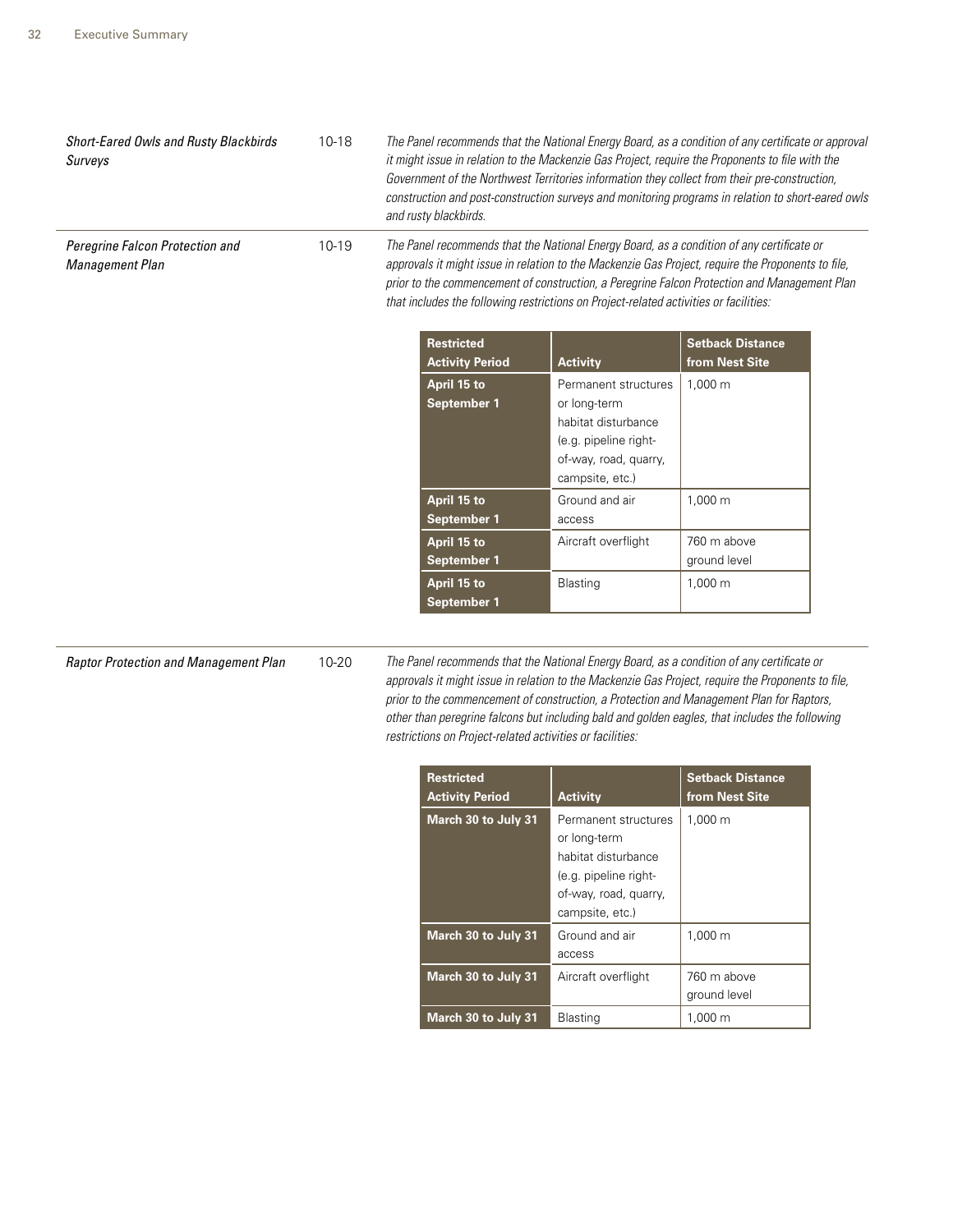| | | |
|---|---|---|
| *Short-Eared Owls and Rusty Blackbirds Surveys* | 10-18 | *The Panel recommends that the National Energy Board, as a condition of any certificate or approval it might issue in relation to the Mackenzie Gas Project, require the Proponents to file with the Government of the Northwest Territories information they collect from their pre-construction, construction and post-construction surveys and monitoring programs in relation to short-eared owls and rusty blackbirds.* |
| *Peregrine Falcon Protection and Management Plan* | 10-19 | *The Panel recommends that the National Energy Board, as a condition of any certificate or approvals it might issue in relation to the Mackenzie Gas Project, require the Proponents to file, prior to the commencement of construction, a Peregrine Falcon Protection and Management Plan that includes the following restrictions on Project-related activities or facilities:* |

| Restricted Activity Period | Activity | Setback Distance from Nest Site |
|---|---|---|
| **April 15 to September 1** | Permanent structures or long-term habitat disturbance (e.g. pipeline right-of-way, road, quarry, campsite, etc.) | 1,000 m |
| **April 15 to September 1** | Ground and air access | 1,000 m |
| **April 15 to September 1** | Aircraft overflight | 760 m above ground level |
| **April 15 to September 1** | Blasting | 1,000 m |

| | | |
|---|---|---|
| *Raptor Protection and Management Plan* | 10-20 | *The Panel recommends that the National Energy Board, as a condition of any certificate or approvals it might issue in relation to the Mackenzie Gas Project, require the Proponents to file, prior to the commencement of construction, a Protection and Management Plan for Raptors, other than peregrine falcons but including bald and golden eagles, that includes the following restrictions on Project-related activities or facilities:* |

| Restricted Activity Period | Activity | Setback Distance from Nest Site |
|---|---|---|
| **March 30 to July 31** | Permanent structures or long-term habitat disturbance (e.g. pipeline right-of-way, road, quarry, campsite, etc.) | 1,000 m |
| **March 30 to July 31** | Ground and air access | 1,000 m |
| **March 30 to July 31** | Aircraft overflight | 760 m above ground level |
| **March 30 to July 31** | Blasting | 1,000 m |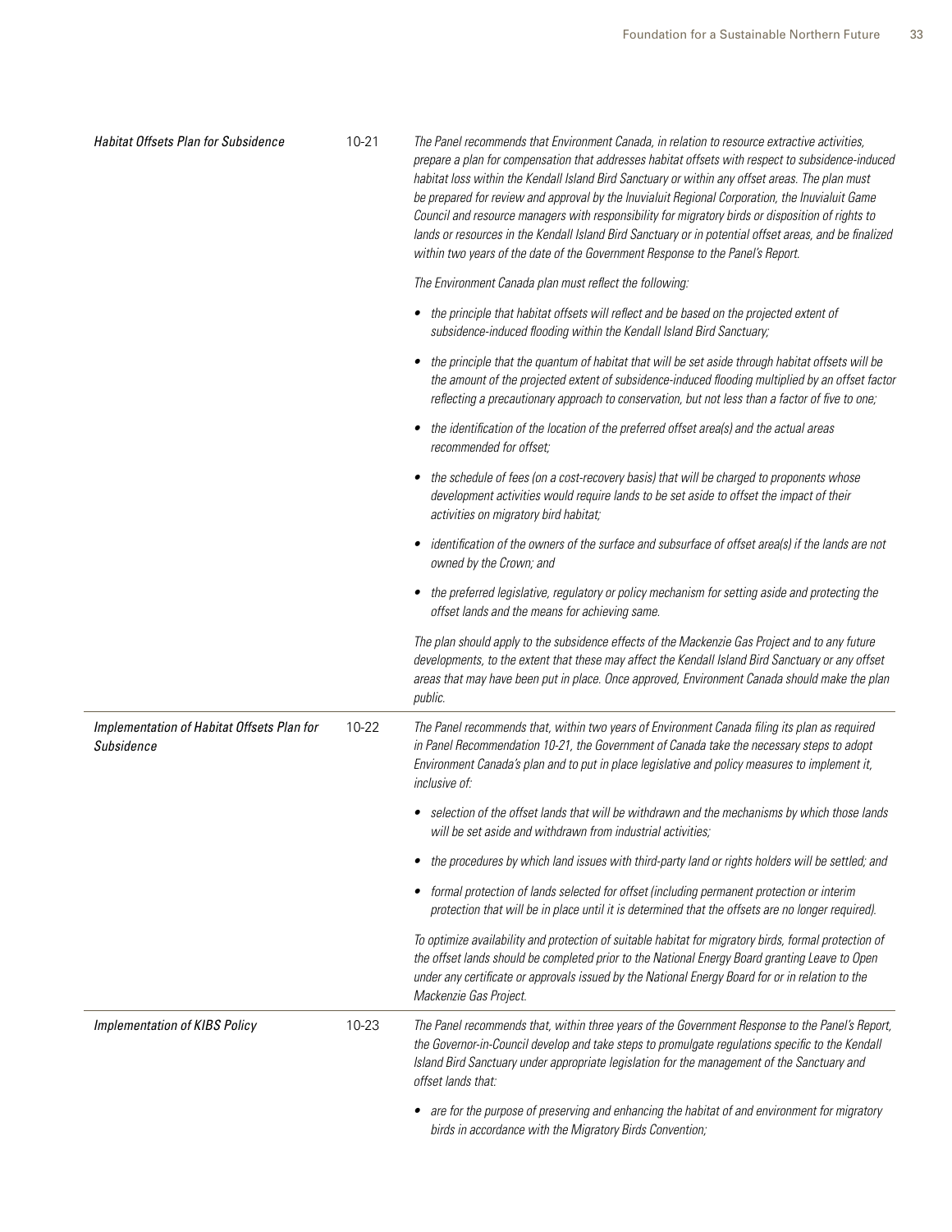*Habitat Offsets Plan for Subsidence*

10-21

*The Panel recommends that Environment Canada, in relation to resource extractive activities, prepare a plan for compensation that addresses habitat offsets with respect to subsidence-induced habitat loss within the Kendall Island Bird Sanctuary or within any offset areas. The plan must be prepared for review and approval by the Inuvialuit Regional Corporation, the Inuvialuit Game Council and resource managers with responsibility for migratory birds or disposition of rights to lands or resources in the Kendall Island Bird Sanctuary or in potential offset areas, and be finalized within two years of the date of the Government Response to the Panel's Report.*

*The Environment Canada plan must reflect the following:*

- *the principle that habitat offsets will reflect and be based on the projected extent of subsidence-induced flooding within the Kendall Island Bird Sanctuary;*
- *the principle that the quantum of habitat that will be set aside through habitat offsets will be the amount of the projected extent of subsidence-induced flooding multiplied by an offset factor reflecting a precautionary approach to conservation, but not less than a factor of five to one;*
- *the identification of the location of the preferred offset area(s) and the actual areas recommended for offset;*
- *the schedule of fees (on a cost-recovery basis) that will be charged to proponents whose development activities would require lands to be set aside to offset the impact of their activities on migratory bird habitat;*
- *identification of the owners of the surface and subsurface of offset area(s) if the lands are not owned by the Crown; and*
- *the preferred legislative, regulatory or policy mechanism for setting aside and protecting the offset lands and the means for achieving same.*

*The plan should apply to the subsidence effects of the Mackenzie Gas Project and to any future developments, to the extent that these may affect the Kendall Island Bird Sanctuary or any offset areas that may have been put in place. Once approved, Environment Canada should make the plan public.*

*Implementation of Habitat Offsets Plan for Subsidence*

10-22

*The Panel recommends that, within two years of Environment Canada filing its plan as required in Panel Recommendation 10-21, the Government of Canada take the necessary steps to adopt Environment Canada's plan and to put in place legislative and policy measures to implement it, inclusive of:*

- *selection of the offset lands that will be withdrawn and the mechanisms by which those lands will be set aside and withdrawn from industrial activities;*
- *the procedures by which land issues with third-party land or rights holders will be settled; and*
- *formal protection of lands selected for offset (including permanent protection or interim protection that will be in place until it is determined that the offsets are no longer required).*

*To optimize availability and protection of suitable habitat for migratory birds, formal protection of the offset lands should be completed prior to the National Energy Board granting Leave to Open under any certificate or approvals issued by the National Energy Board for or in relation to the Mackenzie Gas Project.*

*Implementation of KIBS Policy*

10-23

*The Panel recommends that, within three years of the Government Response to the Panel's Report, the Governor-in-Council develop and take steps to promulgate regulations specific to the Kendall Island Bird Sanctuary under appropriate legislation for the management of the Sanctuary and offset lands that:*

- *are for the purpose of preserving and enhancing the habitat of and environment for migratory birds in accordance with the Migratory Birds Convention;*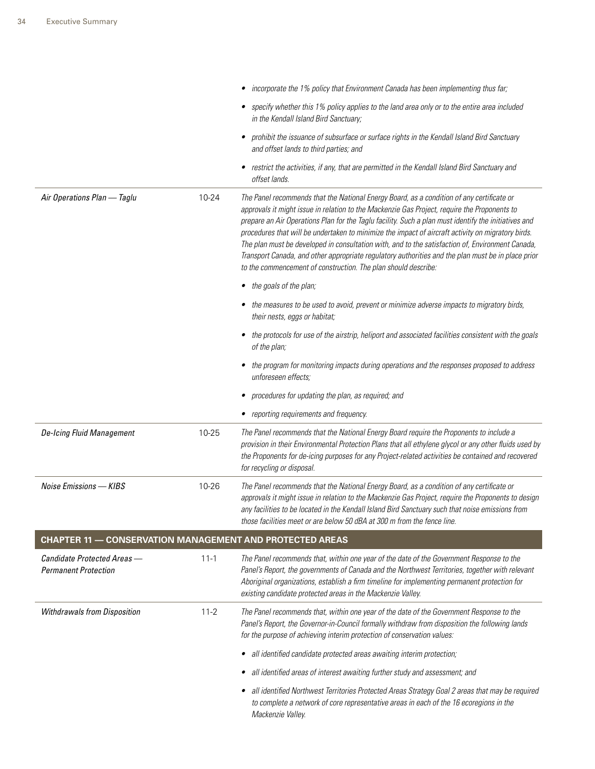| | | |
|---|---|---|
| | | • *incorporate the 1% policy that Environment Canada has been implementing thus far;*<br>• *specify whether this 1% policy applies to the land area only or to the entire area included in the Kendall Island Bird Sanctuary;*<br>• *prohibit the issuance of subsurface or surface rights in the Kendall Island Bird Sanctuary and offset lands to third parties; and*<br>• *restrict the activities, if any, that are permitted in the Kendall Island Bird Sanctuary and offset lands.* |
| *Air Operations Plan — Taglu* | 10-24 | *The Panel recommends that the National Energy Board, as a condition of any certificate or approvals it might issue in relation to the Mackenzie Gas Project, require the Proponents to prepare an Air Operations Plan for the Taglu facility. Such a plan must identify the initiatives and procedures that will be undertaken to minimize the impact of aircraft activity on migratory birds. The plan must be developed in consultation with, and to the satisfaction of, Environment Canada, Transport Canada, and other appropriate regulatory authorities and the plan must be in place prior to the commencement of construction. The plan should describe:*<br>• *the goals of the plan;*<br>• *the measures to be used to avoid, prevent or minimize adverse impacts to migratory birds, their nests, eggs or habitat;*<br>• *the protocols for use of the airstrip, heliport and associated facilities consistent with the goals of the plan;*<br>• *the program for monitoring impacts during operations and the responses proposed to address unforeseen effects;*<br>• *procedures for updating the plan, as required; and*<br>• *reporting requirements and frequency.* |
| *De-Icing Fluid Management* | 10-25 | *The Panel recommends that the National Energy Board require the Proponents to include a provision in their Environmental Protection Plans that all ethylene glycol or any other fluids used by the Proponents for de-icing purposes for any Project-related activities be contained and recovered for recycling or disposal.* |
| *Noise Emissions — KIBS* | 10-26 | *The Panel recommends that the National Energy Board, as a condition of any certificate or approvals it might issue in relation to the Mackenzie Gas Project, require the Proponents to design any facilities to be located in the Kendall Island Bird Sanctuary such that noise emissions from those facilities meet or are below 50 dBA at 300 m from the fence line.* |
| **CHAPTER 11 — CONSERVATION MANAGEMENT AND PROTECTED AREAS** | | |
| *Candidate Protected Areas — Permanent Protection* | 11-1 | *The Panel recommends that, within one year of the date of the Government Response to the Panel's Report, the governments of Canada and the Northwest Territories, together with relevant Aboriginal organizations, establish a firm timeline for implementing permanent protection for existing candidate protected areas in the Mackenzie Valley.* |
| *Withdrawals from Disposition* | 11-2 | *The Panel recommends that, within one year of the date of the Government Response to the Panel's Report, the Governor-in-Council formally withdraw from disposition the following lands for the purpose of achieving interim protection of conservation values:*<br>• *all identified candidate protected areas awaiting interim protection;*<br>• *all identified areas of interest awaiting further study and assessment; and*<br>• *all identified Northwest Territories Protected Areas Strategy Goal 2 areas that may be required to complete a network of core representative areas in each of the 16 ecoregions in the Mackenzie Valley.* |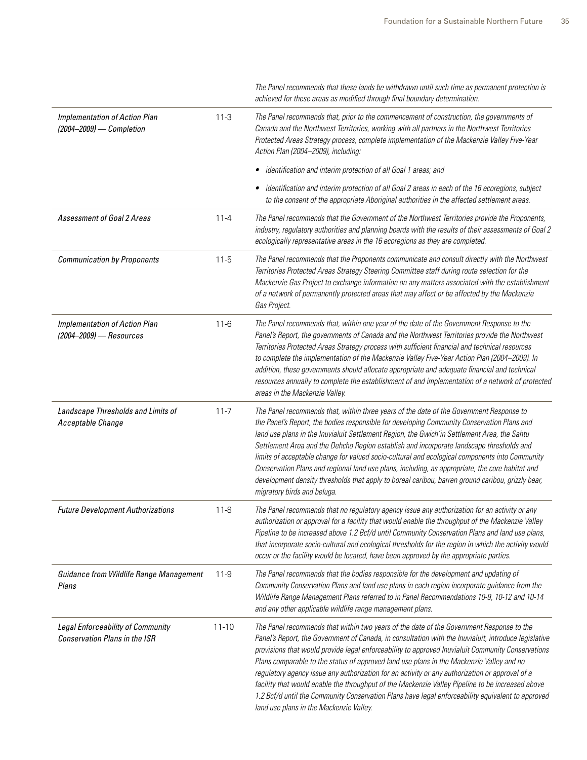| | | |
|---|---|---|
| | | *The Panel recommends that these lands be withdrawn until such time as permanent protection is achieved for these areas as modified through final boundary determination.* |
| *Implementation of Action Plan (2004–2009) — Completion* | 11-3 | *The Panel recommends that, prior to the commencement of construction, the governments of Canada and the Northwest Territories, working with all partners in the Northwest Territories Protected Areas Strategy process, complete implementation of the Mackenzie Valley Five-Year Action Plan (2004–2009), including:*<br>• *identification and interim protection of all Goal 1 areas; and*<br>• *identification and interim protection of all Goal 2 areas in each of the 16 ecoregions, subject to the consent of the appropriate Aboriginal authorities in the affected settlement areas.* |
| *Assessment of Goal 2 Areas* | 11-4 | *The Panel recommends that the Government of the Northwest Territories provide the Proponents, industry, regulatory authorities and planning boards with the results of their assessments of Goal 2 ecologically representative areas in the 16 ecoregions as they are completed.* |
| *Communication by Proponents* | 11-5 | *The Panel recommends that the Proponents communicate and consult directly with the Northwest Territories Protected Areas Strategy Steering Committee staff during route selection for the Mackenzie Gas Project to exchange information on any matters associated with the establishment of a network of permanently protected areas that may affect or be affected by the Mackenzie Gas Project.* |
| *Implementation of Action Plan (2004–2009) — Resources* | 11-6 | *The Panel recommends that, within one year of the date of the Government Response to the Panel's Report, the governments of Canada and the Northwest Territories provide the Northwest Territories Protected Areas Strategy process with sufficient financial and technical resources to complete the implementation of the Mackenzie Valley Five-Year Action Plan (2004–2009). In addition, these governments should allocate appropriate and adequate financial and technical resources annually to complete the establishment of and implementation of a network of protected areas in the Mackenzie Valley.* |
| *Landscape Thresholds and Limits of Acceptable Change* | 11-7 | *The Panel recommends that, within three years of the date of the Government Response to the Panel's Report, the bodies responsible for developing Community Conservation Plans and land use plans in the Inuvialuit Settlement Region, the Gwich'in Settlement Area, the Sahtu Settlement Area and the Dehcho Region establish and incorporate landscape thresholds and limits of acceptable change for valued socio-cultural and ecological components into Community Conservation Plans and regional land use plans, including, as appropriate, the core habitat and development density thresholds that apply to boreal caribou, barren ground caribou, grizzly bear, migratory birds and beluga.* |
| *Future Development Authorizations* | 11-8 | *The Panel recommends that no regulatory agency issue any authorization for an activity or any authorization or approval for a facility that would enable the throughput of the Mackenzie Valley Pipeline to be increased above 1.2 Bcf/d until Community Conservation Plans and land use plans, that incorporate socio-cultural and ecological thresholds for the region in which the activity would occur or the facility would be located, have been approved by the appropriate parties.* |
| *Guidance from Wildlife Range Management Plans* | 11-9 | *The Panel recommends that the bodies responsible for the development and updating of Community Conservation Plans and land use plans in each region incorporate guidance from the Wildlife Range Management Plans referred to in Panel Recommendations 10-9, 10-12 and 10-14 and any other applicable wildlife range management plans.* |
| *Legal Enforceability of Community Conservation Plans in the ISR* | 11-10 | *The Panel recommends that within two years of the date of the Government Response to the Panel's Report, the Government of Canada, in consultation with the Inuvialuit, introduce legislative provisions that would provide legal enforceability to approved Inuvialuit Community Conservations Plans comparable to the status of approved land use plans in the Mackenzie Valley and no regulatory agency issue any authorization for an activity or any authorization or approval of a facility that would enable the throughput of the Mackenzie Valley Pipeline to be increased above 1.2 Bcf/d until the Community Conservation Plans have legal enforceability equivalent to approved land use plans in the Mackenzie Valley.* |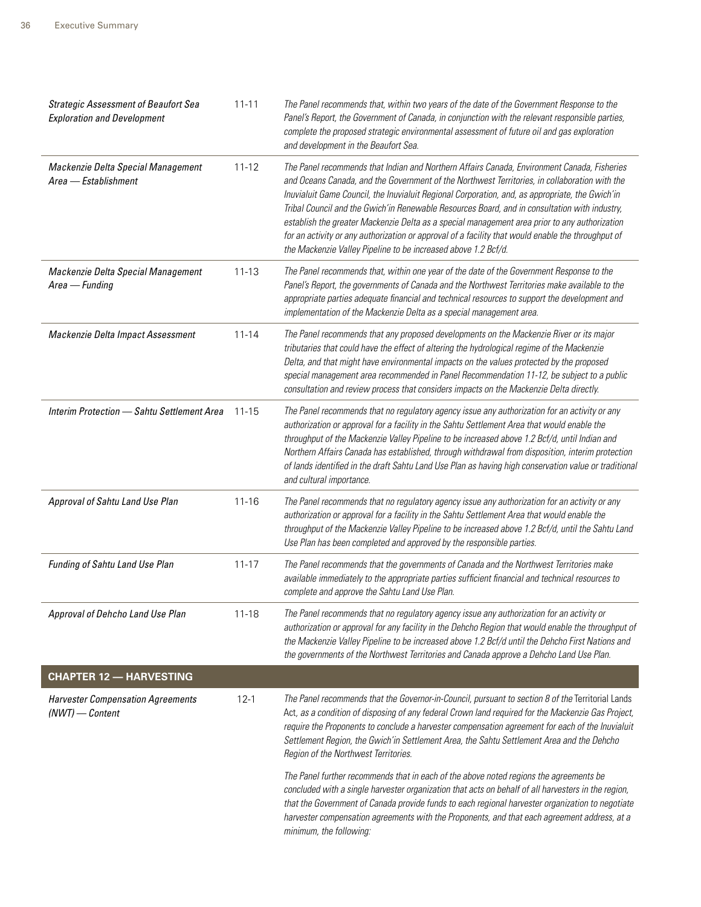| | | |
|---|---|---|
| *Strategic Assessment of Beaufort Sea Exploration and Development* | 11-11 | *The Panel recommends that, within two years of the date of the Government Response to the Panel's Report, the Government of Canada, in conjunction with the relevant responsible parties, complete the proposed strategic environmental assessment of future oil and gas exploration and development in the Beaufort Sea.* |
| *Mackenzie Delta Special Management Area — Establishment* | 11-12 | *The Panel recommends that Indian and Northern Affairs Canada, Environment Canada, Fisheries and Oceans Canada, and the Government of the Northwest Territories, in collaboration with the Inuvialuit Game Council, the Inuvialuit Regional Corporation, and, as appropriate, the Gwich'in Tribal Council and the Gwich'in Renewable Resources Board, and in consultation with industry, establish the greater Mackenzie Delta as a special management area prior to any authorization for an activity or any authorization or approval of a facility that would enable the throughput of the Mackenzie Valley Pipeline to be increased above 1.2 Bcf/d.* |
| *Mackenzie Delta Special Management Area — Funding* | 11-13 | *The Panel recommends that, within one year of the date of the Government Response to the Panel's Report, the governments of Canada and the Northwest Territories make available to the appropriate parties adequate financial and technical resources to support the development and implementation of the Mackenzie Delta as a special management area.* |
| *Mackenzie Delta Impact Assessment* | 11-14 | *The Panel recommends that any proposed developments on the Mackenzie River or its major tributaries that could have the effect of altering the hydrological regime of the Mackenzie Delta, and that might have environmental impacts on the values protected by the proposed special management area recommended in Panel Recommendation 11-12, be subject to a public consultation and review process that considers impacts on the Mackenzie Delta directly.* |
| *Interim Protection — Sahtu Settlement Area* | 11-15 | *The Panel recommends that no regulatory agency issue any authorization for an activity or any authorization or approval for a facility in the Sahtu Settlement Area that would enable the throughput of the Mackenzie Valley Pipeline to be increased above 1.2 Bcf/d, until Indian and Northern Affairs Canada has established, through withdrawal from disposition, interim protection of lands identified in the draft Sahtu Land Use Plan as having high conservation value or traditional and cultural importance.* |
| *Approval of Sahtu Land Use Plan* | 11-16 | *The Panel recommends that no regulatory agency issue any authorization for an activity or any authorization or approval for a facility in the Sahtu Settlement Area that would enable the throughput of the Mackenzie Valley Pipeline to be increased above 1.2 Bcf/d, until the Sahtu Land Use Plan has been completed and approved by the responsible parties.* |
| *Funding of Sahtu Land Use Plan* | 11-17 | *The Panel recommends that the governments of Canada and the Northwest Territories make available immediately to the appropriate parties sufficient financial and technical resources to complete and approve the Sahtu Land Use Plan.* |
| *Approval of Dehcho Land Use Plan* | 11-18 | *The Panel recommends that no regulatory agency issue any authorization for an activity or authorization or approval for any facility in the Dehcho Region that would enable the throughput of the Mackenzie Valley Pipeline to be increased above 1.2 Bcf/d until the Dehcho First Nations and the governments of the Northwest Territories and Canada approve a Dehcho Land Use Plan.* |
| **CHAPTER 12 — HARVESTING** | | |
| *Harvester Compensation Agreements (NWT) — Content* | 12-1 | *The Panel recommends that the Governor-in-Council, pursuant to section 8 of the* Territorial Lands Act, *as a condition of disposing of any federal Crown land required for the Mackenzie Gas Project, require the Proponents to conclude a harvester compensation agreement for each of the Inuvialuit Settlement Region, the Gwich'in Settlement Area, the Sahtu Settlement Area and the Dehcho Region of the Northwest Territories.*<br><br>*The Panel further recommends that in each of the above noted regions the agreements be concluded with a single harvester organization that acts on behalf of all harvesters in the region, that the Government of Canada provide funds to each regional harvester organization to negotiate harvester compensation agreements with the Proponents, and that each agreement address, at a minimum, the following:* |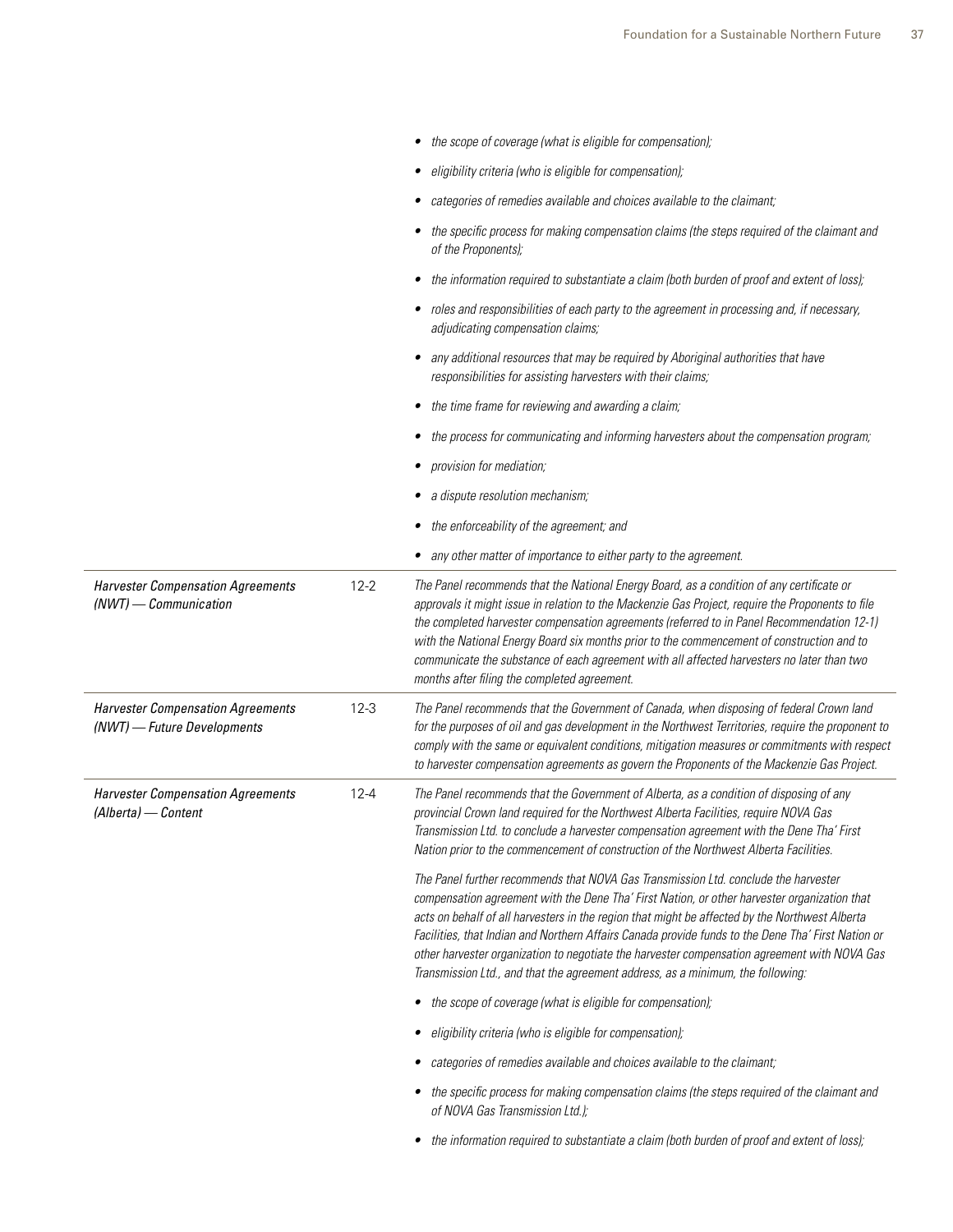| | | |
|---|---|---|
| | | *• the scope of coverage (what is eligible for compensation);*<br>*• eligibility criteria (who is eligible for compensation);*<br>*• categories of remedies available and choices available to the claimant;*<br>*• the specific process for making compensation claims (the steps required of the claimant and of the Proponents);*<br>*• the information required to substantiate a claim (both burden of proof and extent of loss);*<br>*• roles and responsibilities of each party to the agreement in processing and, if necessary, adjudicating compensation claims;*<br>*• any additional resources that may be required by Aboriginal authorities that have responsibilities for assisting harvesters with their claims;*<br>*• the time frame for reviewing and awarding a claim;*<br>*• the process for communicating and informing harvesters about the compensation program;*<br>*• provision for mediation;*<br>*• a dispute resolution mechanism;*<br>*• the enforceability of the agreement; and*<br>*• any other matter of importance to either party to the agreement.* |
| *Harvester Compensation Agreements (NWT) — Communication* | 12-2 | *The Panel recommends that the National Energy Board, as a condition of any certificate or approvals it might issue in relation to the Mackenzie Gas Project, require the Proponents to file the completed harvester compensation agreements (referred to in Panel Recommendation 12-1) with the National Energy Board six months prior to the commencement of construction and to communicate the substance of each agreement with all affected harvesters no later than two months after filing the completed agreement.* |
| *Harvester Compensation Agreements (NWT) — Future Developments* | 12-3 | *The Panel recommends that the Government of Canada, when disposing of federal Crown land for the purposes of oil and gas development in the Northwest Territories, require the proponent to comply with the same or equivalent conditions, mitigation measures or commitments with respect to harvester compensation agreements as govern the Proponents of the Mackenzie Gas Project.* |
| *Harvester Compensation Agreements (Alberta) — Content* | 12-4 | *The Panel recommends that the Government of Alberta, as a condition of disposing of any provincial Crown land required for the Northwest Alberta Facilities, require NOVA Gas Transmission Ltd. to conclude a harvester compensation agreement with the Dene Tha' First Nation prior to the commencement of construction of the Northwest Alberta Facilities.*<br><br>*The Panel further recommends that NOVA Gas Transmission Ltd. conclude the harvester compensation agreement with the Dene Tha' First Nation, or other harvester organization that acts on behalf of all harvesters in the region that might be affected by the Northwest Alberta Facilities, that Indian and Northern Affairs Canada provide funds to the Dene Tha' First Nation or other harvester organization to negotiate the harvester compensation agreement with NOVA Gas Transmission Ltd., and that the agreement address, as a minimum, the following:*<br><br>*• the scope of coverage (what is eligible for compensation);*<br>*• eligibility criteria (who is eligible for compensation);*<br>*• categories of remedies available and choices available to the claimant;*<br>*• the specific process for making compensation claims (the steps required of the claimant and of NOVA Gas Transmission Ltd.);*<br>*• the information required to substantiate a claim (both burden of proof and extent of loss);* |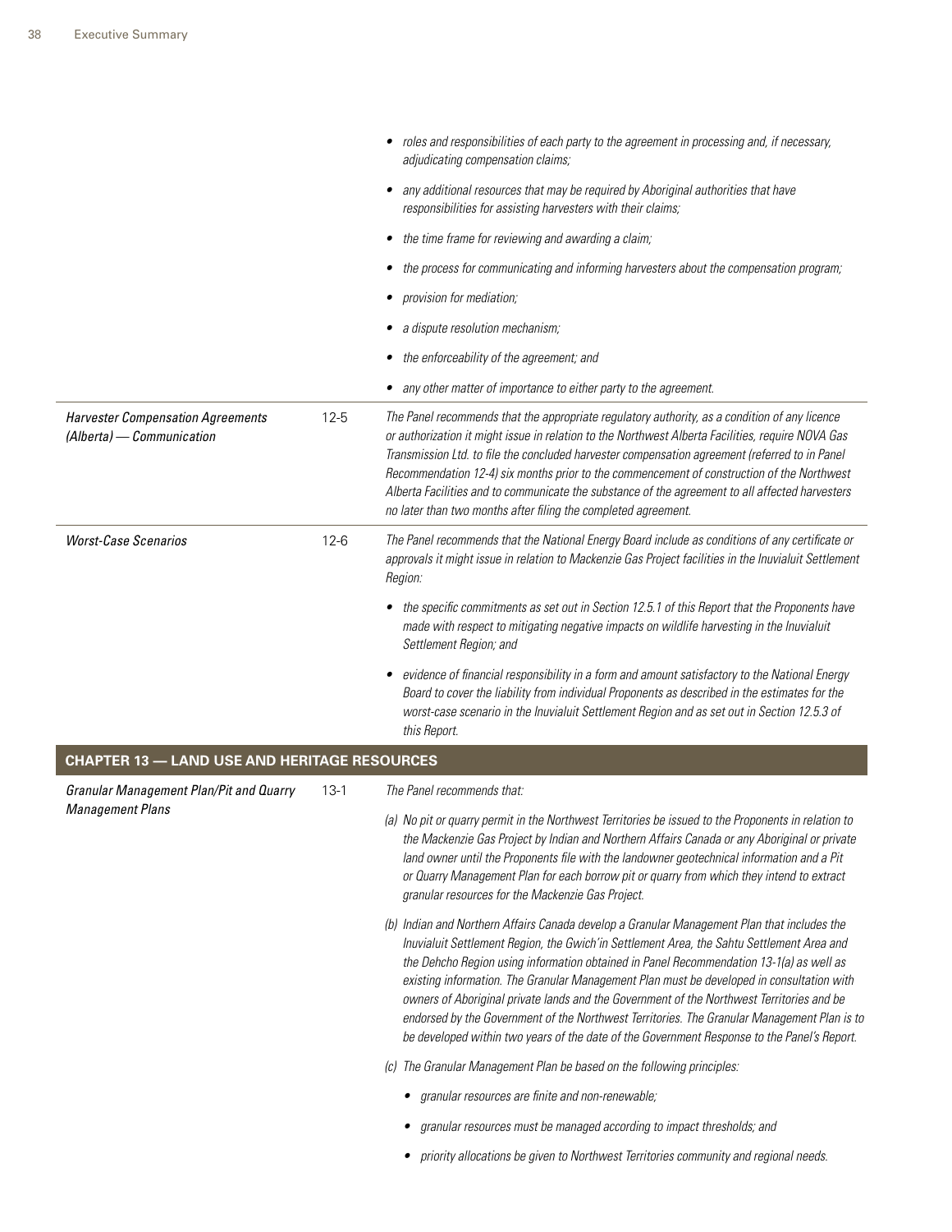| | | |
|---|---|---|
| | | • *roles and responsibilities of each party to the agreement in processing and, if necessary, adjudicating compensation claims;*<br>• *any additional resources that may be required by Aboriginal authorities that have responsibilities for assisting harvesters with their claims;*<br>• *the time frame for reviewing and awarding a claim;*<br>• *the process for communicating and informing harvesters about the compensation program;*<br>• *provision for mediation;*<br>• *a dispute resolution mechanism;*<br>• *the enforceability of the agreement; and*<br>• *any other matter of importance to either party to the agreement.* |
| *Harvester Compensation Agreements (Alberta) — Communication* | 12-5 | *The Panel recommends that the appropriate regulatory authority, as a condition of any licence or authorization it might issue in relation to the Northwest Alberta Facilities, require NOVA Gas Transmission Ltd. to file the concluded harvester compensation agreement (referred to in Panel Recommendation 12-4) six months prior to the commencement of construction of the Northwest Alberta Facilities and to communicate the substance of the agreement to all affected harvesters no later than two months after filing the completed agreement.* |
| *Worst-Case Scenarios* | 12-6 | *The Panel recommends that the National Energy Board include as conditions of any certificate or approvals it might issue in relation to Mackenzie Gas Project facilities in the Inuvialuit Settlement Region:*<br>• *the specific commitments as set out in Section 12.5.1 of this Report that the Proponents have made with respect to mitigating negative impacts on wildlife harvesting in the Inuvialuit Settlement Region; and*<br>• *evidence of financial responsibility in a form and amount satisfactory to the National Energy Board to cover the liability from individual Proponents as described in the estimates for the worst-case scenario in the Inuvialuit Settlement Region and as set out in Section 12.5.3 of this Report.* |
| **CHAPTER 13 — LAND USE AND HERITAGE RESOURCES** | | |
| *Granular Management Plan/Pit and Quarry Management Plans* | 13-1 | *The Panel recommends that:*<br>*(a) No pit or quarry permit in the Northwest Territories be issued to the Proponents in relation to the Mackenzie Gas Project by Indian and Northern Affairs Canada or any Aboriginal or private land owner until the Proponents file with the landowner geotechnical information and a Pit or Quarry Management Plan for each borrow pit or quarry from which they intend to extract granular resources for the Mackenzie Gas Project.*<br>*(b) Indian and Northern Affairs Canada develop a Granular Management Plan that includes the Inuvialuit Settlement Region, the Gwich'in Settlement Area, the Sahtu Settlement Area and the Dehcho Region using information obtained in Panel Recommendation 13-1(a) as well as existing information. The Granular Management Plan must be developed in consultation with owners of Aboriginal private lands and the Government of the Northwest Territories and be endorsed by the Government of the Northwest Territories. The Granular Management Plan is to be developed within two years of the date of the Government Response to the Panel's Report.*<br>*(c) The Granular Management Plan be based on the following principles:*<br>• *granular resources are finite and non-renewable;*<br>• *granular resources must be managed according to impact thresholds; and*<br>• *priority allocations be given to Northwest Territories community and regional needs.* |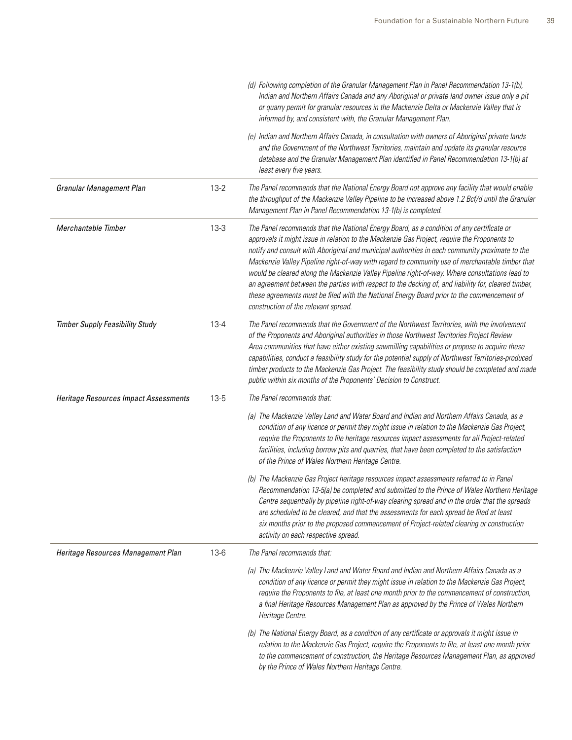| | | |
|---|---|---|
| | | *(d) Following completion of the Granular Management Plan in Panel Recommendation 13-1(b), Indian and Northern Affairs Canada and any Aboriginal or private land owner issue only a pit or quarry permit for granular resources in the Mackenzie Delta or Mackenzie Valley that is informed by, and consistent with, the Granular Management Plan.*<br><br>*(e) Indian and Northern Affairs Canada, in consultation with owners of Aboriginal private lands and the Government of the Northwest Territories, maintain and update its granular resource database and the Granular Management Plan identified in Panel Recommendation 13-1(b) at least every five years.* |
| *Granular Management Plan* | 13-2 | *The Panel recommends that the National Energy Board not approve any facility that would enable the throughput of the Mackenzie Valley Pipeline to be increased above 1.2 Bcf/d until the Granular Management Plan in Panel Recommendation 13-1(b) is completed.* |
| *Merchantable Timber* | 13-3 | *The Panel recommends that the National Energy Board, as a condition of any certificate or approvals it might issue in relation to the Mackenzie Gas Project, require the Proponents to notify and consult with Aboriginal and municipal authorities in each community proximate to the Mackenzie Valley Pipeline right-of-way with regard to community use of merchantable timber that would be cleared along the Mackenzie Valley Pipeline right-of-way. Where consultations lead to an agreement between the parties with respect to the decking of, and liability for, cleared timber, these agreements must be filed with the National Energy Board prior to the commencement of construction of the relevant spread.* |
| *Timber Supply Feasibility Study* | 13-4 | *The Panel recommends that the Government of the Northwest Territories, with the involvement of the Proponents and Aboriginal authorities in those Northwest Territories Project Review Area communities that have either existing sawmilling capabilities or propose to acquire these capabilities, conduct a feasibility study for the potential supply of Northwest Territories-produced timber products to the Mackenzie Gas Project. The feasibility study should be completed and made public within six months of the Proponents' Decision to Construct.* |
| *Heritage Resources Impact Assessments* | 13-5 | *The Panel recommends that:*<br><br>*(a) The Mackenzie Valley Land and Water Board and Indian and Northern Affairs Canada, as a condition of any licence or permit they might issue in relation to the Mackenzie Gas Project, require the Proponents to file heritage resources impact assessments for all Project-related facilities, including borrow pits and quarries, that have been completed to the satisfaction of the Prince of Wales Northern Heritage Centre.*<br><br>*(b) The Mackenzie Gas Project heritage resources impact assessments referred to in Panel Recommendation 13-5(a) be completed and submitted to the Prince of Wales Northern Heritage Centre sequentially by pipeline right-of-way clearing spread and in the order that the spreads are scheduled to be cleared, and that the assessments for each spread be filed at least six months prior to the proposed commencement of Project-related clearing or construction activity on each respective spread.* |
| *Heritage Resources Management Plan* | 13-6 | *The Panel recommends that:*<br><br>*(a) The Mackenzie Valley Land and Water Board and Indian and Northern Affairs Canada as a condition of any licence or permit they might issue in relation to the Mackenzie Gas Project, require the Proponents to file, at least one month prior to the commencement of construction, a final Heritage Resources Management Plan as approved by the Prince of Wales Northern Heritage Centre.*<br><br>*(b) The National Energy Board, as a condition of any certificate or approvals it might issue in relation to the Mackenzie Gas Project, require the Proponents to file, at least one month prior to the commencement of construction, the Heritage Resources Management Plan, as approved by the Prince of Wales Northern Heritage Centre.* |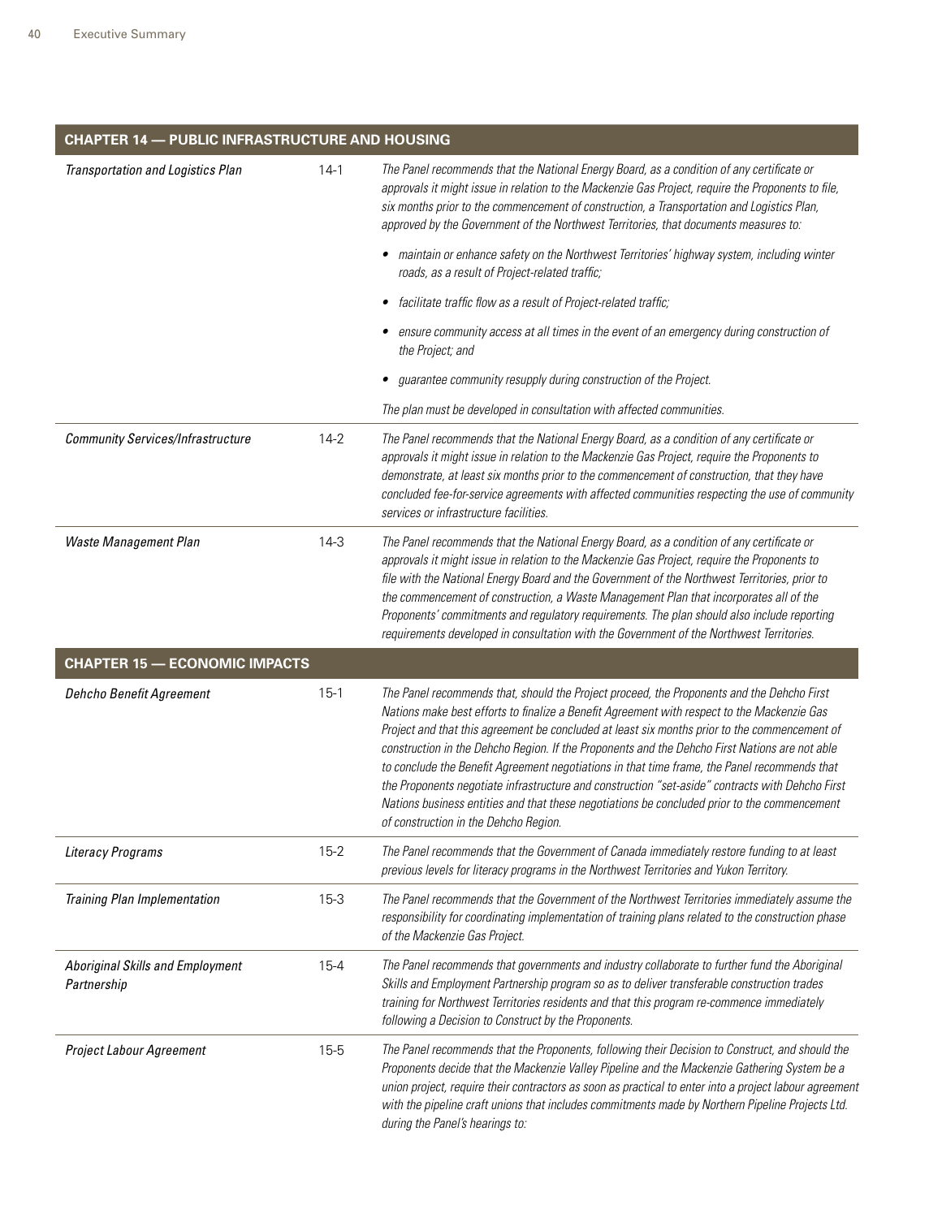| CHAPTER 14 — PUBLIC INFRASTRUCTURE AND HOUSING | | |
|---|---|---|
| *Transportation and Logistics Plan* | 14-1 | *The Panel recommends that the National Energy Board, as a condition of any certificate or approvals it might issue in relation to the Mackenzie Gas Project, require the Proponents to file, six months prior to the commencement of construction, a Transportation and Logistics Plan, approved by the Government of the Northwest Territories, that documents measures to:*<br>• *maintain or enhance safety on the Northwest Territories' highway system, including winter roads, as a result of Project-related traffic;*<br>• *facilitate traffic flow as a result of Project-related traffic;*<br>• *ensure community access at all times in the event of an emergency during construction of the Project; and*<br>• *guarantee community resupply during construction of the Project.*<br>*The plan must be developed in consultation with affected communities.* |
| *Community Services/Infrastructure* | 14-2 | *The Panel recommends that the National Energy Board, as a condition of any certificate or approvals it might issue in relation to the Mackenzie Gas Project, require the Proponents to demonstrate, at least six months prior to the commencement of construction, that they have concluded fee-for-service agreements with affected communities respecting the use of community services or infrastructure facilities.* |
| *Waste Management Plan* | 14-3 | *The Panel recommends that the National Energy Board, as a condition of any certificate or approvals it might issue in relation to the Mackenzie Gas Project, require the Proponents to file with the National Energy Board and the Government of the Northwest Territories, prior to the commencement of construction, a Waste Management Plan that incorporates all of the Proponents' commitments and regulatory requirements. The plan should also include reporting requirements developed in consultation with the Government of the Northwest Territories.* |
| **CHAPTER 15 — ECONOMIC IMPACTS** | | |
| *Dehcho Benefit Agreement* | 15-1 | *The Panel recommends that, should the Project proceed, the Proponents and the Dehcho First Nations make best efforts to finalize a Benefit Agreement with respect to the Mackenzie Gas Project and that this agreement be concluded at least six months prior to the commencement of construction in the Dehcho Region. If the Proponents and the Dehcho First Nations are not able to conclude the Benefit Agreement negotiations in that time frame, the Panel recommends that the Proponents negotiate infrastructure and construction "set-aside" contracts with Dehcho First Nations business entities and that these negotiations be concluded prior to the commencement of construction in the Dehcho Region.* |
| *Literacy Programs* | 15-2 | *The Panel recommends that the Government of Canada immediately restore funding to at least previous levels for literacy programs in the Northwest Territories and Yukon Territory.* |
| *Training Plan Implementation* | 15-3 | *The Panel recommends that the Government of the Northwest Territories immediately assume the responsibility for coordinating implementation of training plans related to the construction phase of the Mackenzie Gas Project.* |
| *Aboriginal Skills and Employment Partnership* | 15-4 | *The Panel recommends that governments and industry collaborate to further fund the Aboriginal Skills and Employment Partnership program so as to deliver transferable construction trades training for Northwest Territories residents and that this program re-commence immediately following a Decision to Construct by the Proponents.* |
| *Project Labour Agreement* | 15-5 | *The Panel recommends that the Proponents, following their Decision to Construct, and should the Proponents decide that the Mackenzie Valley Pipeline and the Mackenzie Gathering System be a union project, require their contractors as soon as practical to enter into a project labour agreement with the pipeline craft unions that includes commitments made by Northern Pipeline Projects Ltd. during the Panel's hearings to:* |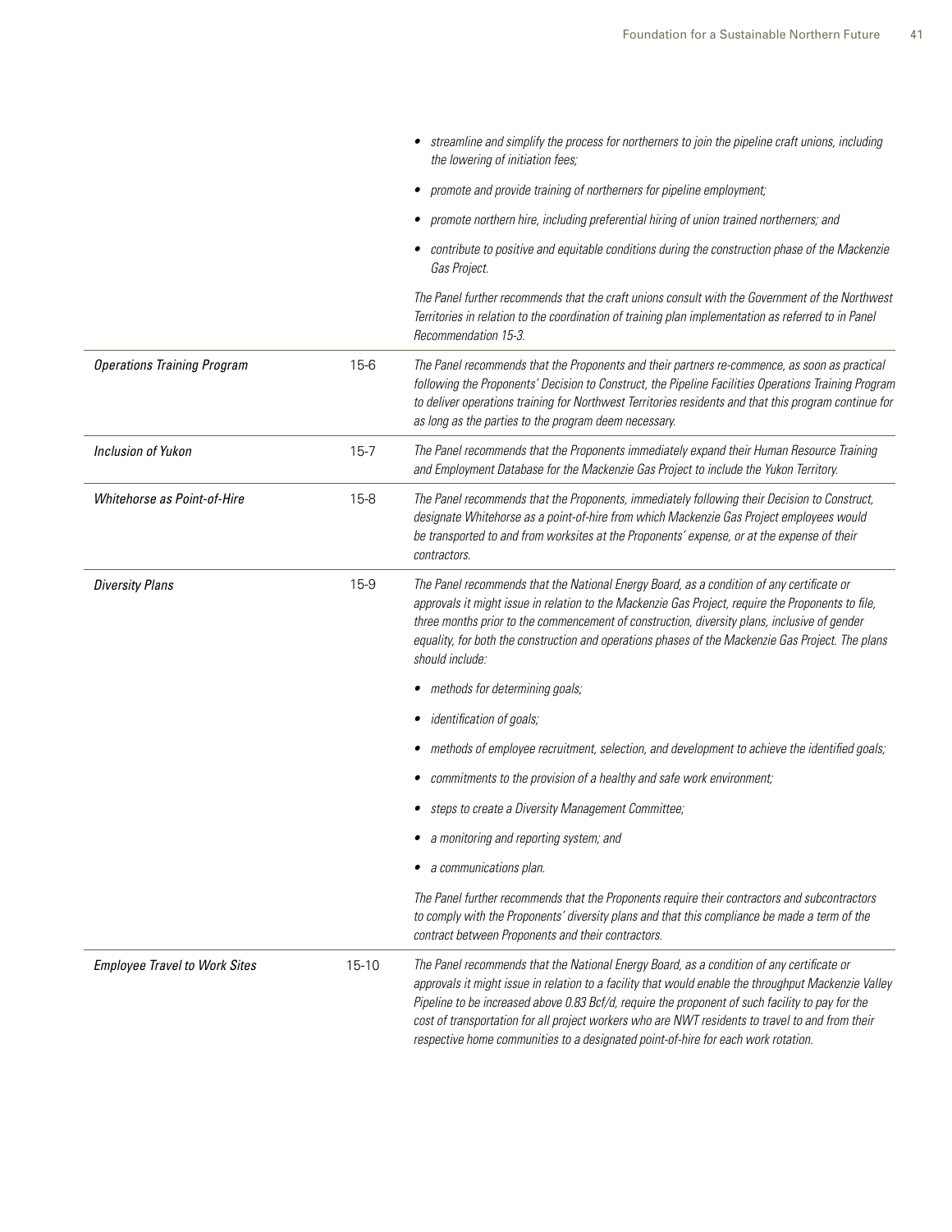| | | |
|---|---|---|
| | | • *streamline and simplify the process for northerners to join the pipeline craft unions, including the lowering of initiation fees;*<br>• *promote and provide training of northerners for pipeline employment;*<br>• *promote northern hire, including preferential hiring of union trained northerners; and*<br>• *contribute to positive and equitable conditions during the construction phase of the Mackenzie Gas Project.*<br><br>*The Panel further recommends that the craft unions consult with the Government of the Northwest Territories in relation to the coordination of training plan implementation as referred to in Panel Recommendation 15-3.* |
| *Operations Training Program* | 15-6 | *The Panel recommends that the Proponents and their partners re-commence, as soon as practical following the Proponents' Decision to Construct, the Pipeline Facilities Operations Training Program to deliver operations training for Northwest Territories residents and that this program continue for as long as the parties to the program deem necessary.* |
| *Inclusion of Yukon* | 15-7 | *The Panel recommends that the Proponents immediately expand their Human Resource Training and Employment Database for the Mackenzie Gas Project to include the Yukon Territory.* |
| *Whitehorse as Point-of-Hire* | 15-8 | *The Panel recommends that the Proponents, immediately following their Decision to Construct, designate Whitehorse as a point-of-hire from which Mackenzie Gas Project employees would be transported to and from worksites at the Proponents' expense, or at the expense of their contractors.* |
| *Diversity Plans* | 15-9 | *The Panel recommends that the National Energy Board, as a condition of any certificate or approvals it might issue in relation to the Mackenzie Gas Project, require the Proponents to file, three months prior to the commencement of construction, diversity plans, inclusive of gender equality, for both the construction and operations phases of the Mackenzie Gas Project. The plans should include:*<br>• *methods for determining goals;*<br>• *identification of goals;*<br>• *methods of employee recruitment, selection, and development to achieve the identified goals;*<br>• *commitments to the provision of a healthy and safe work environment;*<br>• *steps to create a Diversity Management Committee;*<br>• *a monitoring and reporting system; and*<br>• *a communications plan.*<br><br>*The Panel further recommends that the Proponents require their contractors and subcontractors to comply with the Proponents' diversity plans and that this compliance be made a term of the contract between Proponents and their contractors.* |
| *Employee Travel to Work Sites* | 15-10 | *The Panel recommends that the National Energy Board, as a condition of any certificate or approvals it might issue in relation to a facility that would enable the throughput Mackenzie Valley Pipeline to be increased above 0.83 Bcf/d, require the proponent of such facility to pay for the cost of transportation for all project workers who are NWT residents to travel to and from their respective home communities to a designated point-of-hire for each work rotation.* |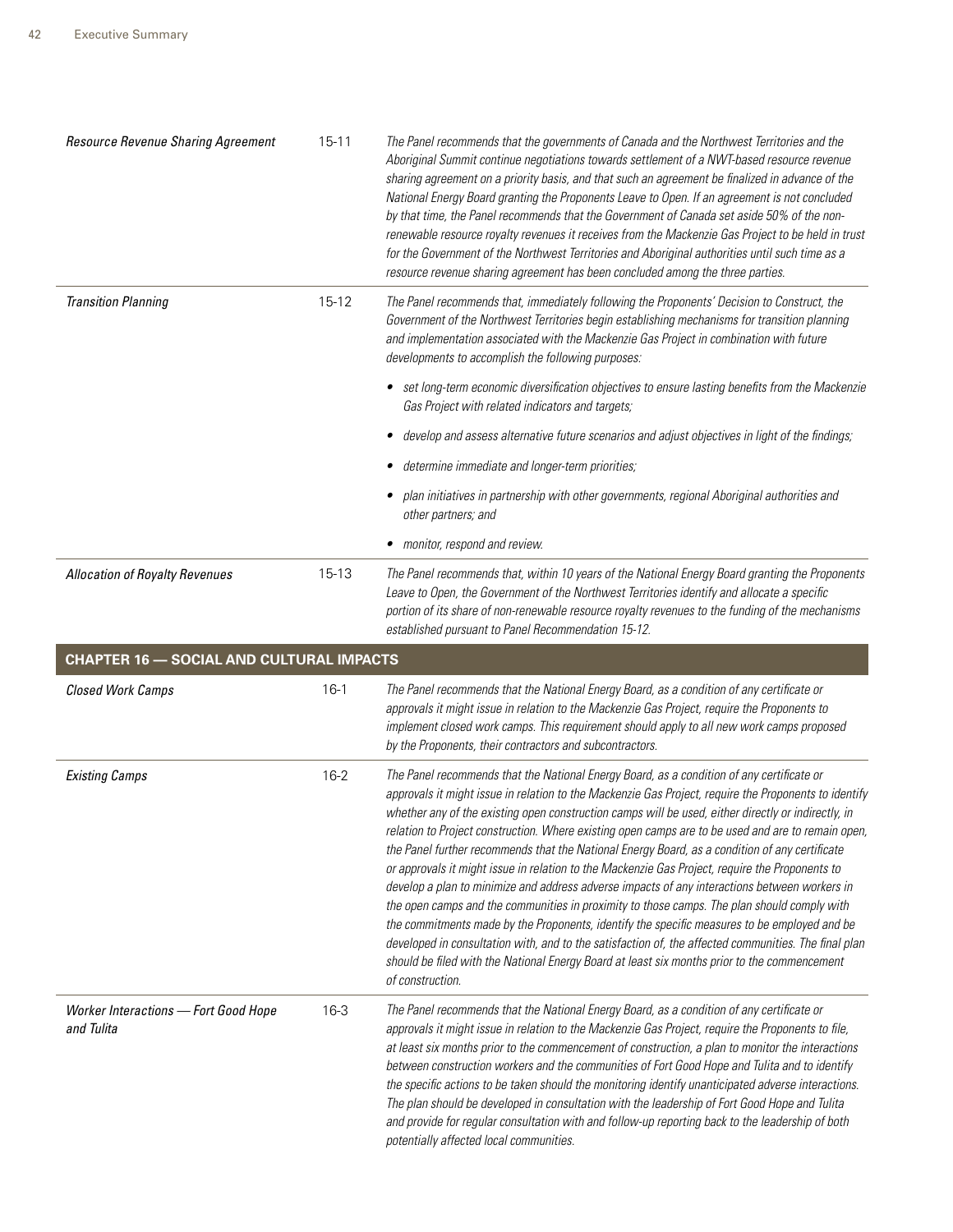| | | |
|---|---|---|
| *Resource Revenue Sharing Agreement* | 15-11 | *The Panel recommends that the governments of Canada and the Northwest Territories and the Aboriginal Summit continue negotiations towards settlement of a NWT-based resource revenue sharing agreement on a priority basis, and that such an agreement be finalized in advance of the National Energy Board granting the Proponents Leave to Open. If an agreement is not concluded by that time, the Panel recommends that the Government of Canada set aside 50% of the non-renewable resource royalty revenues it receives from the Mackenzie Gas Project to be held in trust for the Government of the Northwest Territories and Aboriginal authorities until such time as a resource revenue sharing agreement has been concluded among the three parties.* |
| *Transition Planning* | 15-12 | *The Panel recommends that, immediately following the Proponents' Decision to Construct, the Government of the Northwest Territories begin establishing mechanisms for transition planning and implementation associated with the Mackenzie Gas Project in combination with future developments to accomplish the following purposes:* <br>• *set long-term economic diversification objectives to ensure lasting benefits from the Mackenzie Gas Project with related indicators and targets;* <br>• *develop and assess alternative future scenarios and adjust objectives in light of the findings;* <br>• *determine immediate and longer-term priorities;* <br>• *plan initiatives in partnership with other governments, regional Aboriginal authorities and other partners; and* <br>• *monitor, respond and review.* |
| *Allocation of Royalty Revenues* | 15-13 | *The Panel recommends that, within 10 years of the National Energy Board granting the Proponents Leave to Open, the Government of the Northwest Territories identify and allocate a specific portion of its share of non-renewable resource royalty revenues to the funding of the mechanisms established pursuant to Panel Recommendation 15-12.* |
| **CHAPTER 16 — SOCIAL AND CULTURAL IMPACTS** | | |
| *Closed Work Camps* | 16-1 | *The Panel recommends that the National Energy Board, as a condition of any certificate or approvals it might issue in relation to the Mackenzie Gas Project, require the Proponents to implement closed work camps. This requirement should apply to all new work camps proposed by the Proponents, their contractors and subcontractors.* |
| *Existing Camps* | 16-2 | *The Panel recommends that the National Energy Board, as a condition of any certificate or approvals it might issue in relation to the Mackenzie Gas Project, require the Proponents to identify whether any of the existing open construction camps will be used, either directly or indirectly, in relation to Project construction. Where existing open camps are to be used and are to remain open, the Panel further recommends that the National Energy Board, as a condition of any certificate or approvals it might issue in relation to the Mackenzie Gas Project, require the Proponents to develop a plan to minimize and address adverse impacts of any interactions between workers in the open camps and the communities in proximity to those camps. The plan should comply with the commitments made by the Proponents, identify the specific measures to be employed and be developed in consultation with, and to the satisfaction of, the affected communities. The final plan should be filed with the National Energy Board at least six months prior to the commencement of construction.* |
| *Worker Interactions — Fort Good Hope and Tulita* | 16-3 | *The Panel recommends that the National Energy Board, as a condition of any certificate or approvals it might issue in relation to the Mackenzie Gas Project, require the Proponents to file, at least six months prior to the commencement of construction, a plan to monitor the interactions between construction workers and the communities of Fort Good Hope and Tulita and to identify the specific actions to be taken should the monitoring identify unanticipated adverse interactions. The plan should be developed in consultation with the leadership of Fort Good Hope and Tulita and provide for regular consultation with and follow-up reporting back to the leadership of both potentially affected local communities.* |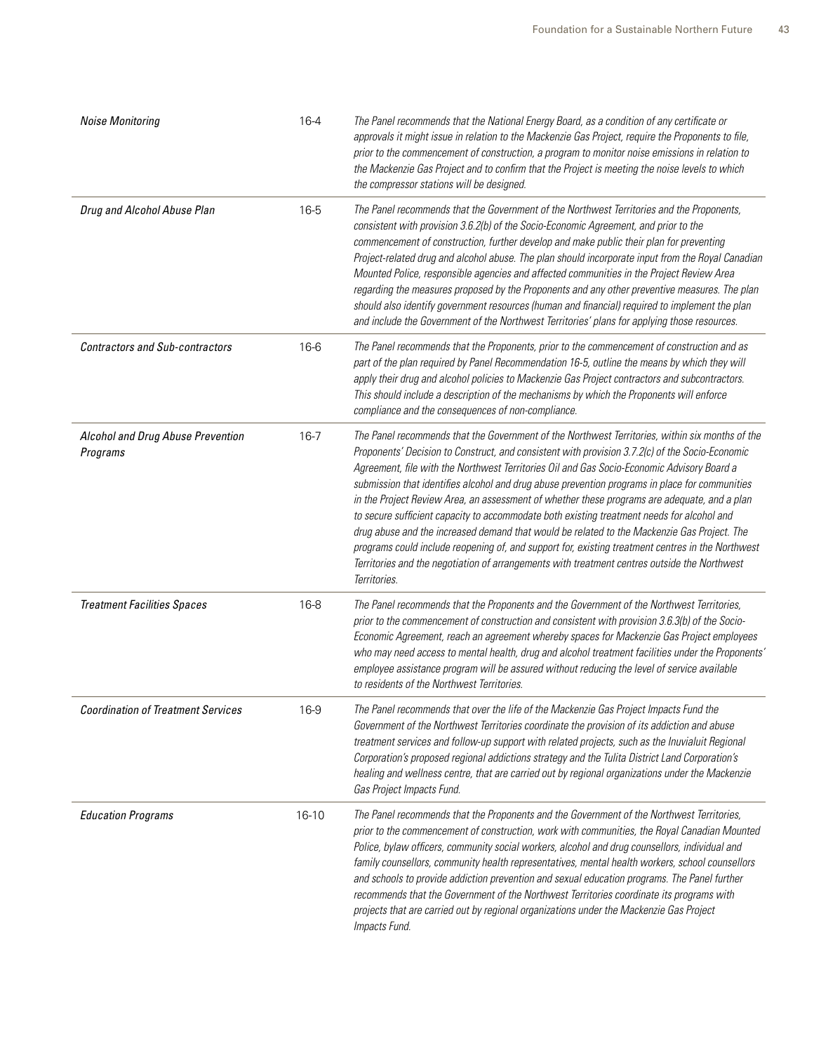| | | |
|---|---|---|
| *Noise Monitoring* | 16-4 | *The Panel recommends that the National Energy Board, as a condition of any certificate or approvals it might issue in relation to the Mackenzie Gas Project, require the Proponents to file, prior to the commencement of construction, a program to monitor noise emissions in relation to the Mackenzie Gas Project and to confirm that the Project is meeting the noise levels to which the compressor stations will be designed.* |
| *Drug and Alcohol Abuse Plan* | 16-5 | *The Panel recommends that the Government of the Northwest Territories and the Proponents, consistent with provision 3.6.2(b) of the Socio-Economic Agreement, and prior to the commencement of construction, further develop and make public their plan for preventing Project-related drug and alcohol abuse. The plan should incorporate input from the Royal Canadian Mounted Police, responsible agencies and affected communities in the Project Review Area regarding the measures proposed by the Proponents and any other preventive measures. The plan should also identify government resources (human and financial) required to implement the plan and include the Government of the Northwest Territories' plans for applying those resources.* |
| *Contractors and Sub-contractors* | 16-6 | *The Panel recommends that the Proponents, prior to the commencement of construction and as part of the plan required by Panel Recommendation 16-5, outline the means by which they will apply their drug and alcohol policies to Mackenzie Gas Project contractors and subcontractors. This should include a description of the mechanisms by which the Proponents will enforce compliance and the consequences of non-compliance.* |
| *Alcohol and Drug Abuse Prevention Programs* | 16-7 | *The Panel recommends that the Government of the Northwest Territories, within six months of the Proponents' Decision to Construct, and consistent with provision 3.7.2(c) of the Socio-Economic Agreement, file with the Northwest Territories Oil and Gas Socio-Economic Advisory Board a submission that identifies alcohol and drug abuse prevention programs in place for communities in the Project Review Area, an assessment of whether these programs are adequate, and a plan to secure sufficient capacity to accommodate both existing treatment needs for alcohol and drug abuse and the increased demand that would be related to the Mackenzie Gas Project. The programs could include reopening of, and support for, existing treatment centres in the Northwest Territories and the negotiation of arrangements with treatment centres outside the Northwest Territories.* |
| *Treatment Facilities Spaces* | 16-8 | *The Panel recommends that the Proponents and the Government of the Northwest Territories, prior to the commencement of construction and consistent with provision 3.6.3(b) of the Socio-Economic Agreement, reach an agreement whereby spaces for Mackenzie Gas Project employees who may need access to mental health, drug and alcohol treatment facilities under the Proponents' employee assistance program will be assured without reducing the level of service available to residents of the Northwest Territories.* |
| *Coordination of Treatment Services* | 16-9 | *The Panel recommends that over the life of the Mackenzie Gas Project Impacts Fund the Government of the Northwest Territories coordinate the provision of its addiction and abuse treatment services and follow-up support with related projects, such as the Inuvialuit Regional Corporation's proposed regional addictions strategy and the Tulita District Land Corporation's healing and wellness centre, that are carried out by regional organizations under the Mackenzie Gas Project Impacts Fund.* |
| *Education Programs* | 16-10 | *The Panel recommends that the Proponents and the Government of the Northwest Territories, prior to the commencement of construction, work with communities, the Royal Canadian Mounted Police, bylaw officers, community social workers, alcohol and drug counsellors, individual and family counsellors, community health representatives, mental health workers, school counsellors and schools to provide addiction prevention and sexual education programs. The Panel further recommends that the Government of the Northwest Territories coordinate its programs with projects that are carried out by regional organizations under the Mackenzie Gas Project Impacts Fund.* |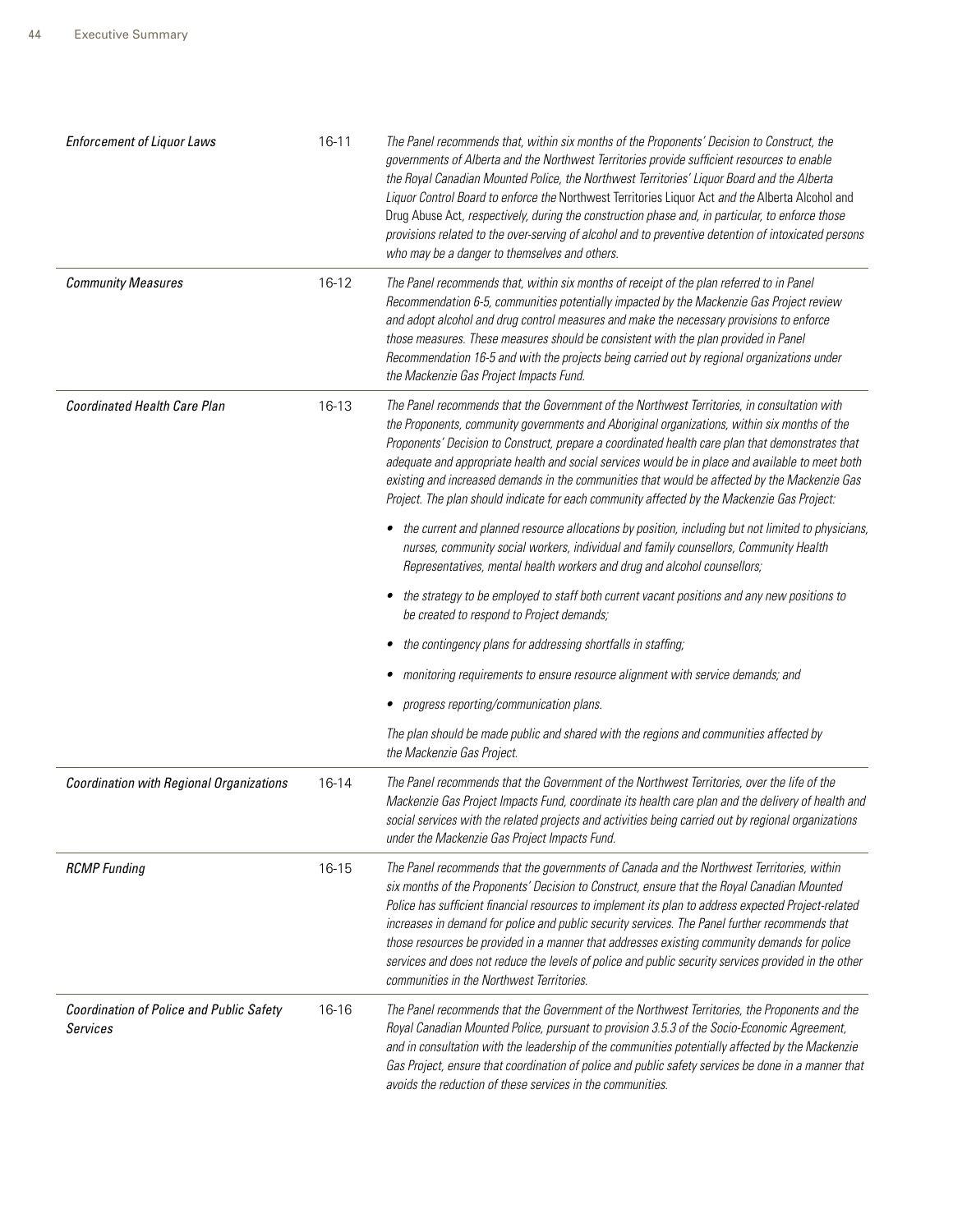| | | |
|---|---|---|
| *Enforcement of Liquor Laws* | 16-11 | *The Panel recommends that, within six months of the Proponents' Decision to Construct, the governments of Alberta and the Northwest Territories provide sufficient resources to enable the Royal Canadian Mounted Police, the Northwest Territories' Liquor Board and the Alberta Liquor Control Board to enforce the* Northwest Territories Liquor Act *and the* Alberta Alcohol and Drug Abuse Act, *respectively, during the construction phase and, in particular, to enforce those provisions related to the over-serving of alcohol and to preventive detention of intoxicated persons who may be a danger to themselves and others.* |
| *Community Measures* | 16-12 | *The Panel recommends that, within six months of receipt of the plan referred to in Panel Recommendation 6-5, communities potentially impacted by the Mackenzie Gas Project review and adopt alcohol and drug control measures and make the necessary provisions to enforce those measures. These measures should be consistent with the plan provided in Panel Recommendation 16-5 and with the projects being carried out by regional organizations under the Mackenzie Gas Project Impacts Fund.* |
| *Coordinated Health Care Plan* | 16-13 | *The Panel recommends that the Government of the Northwest Territories, in consultation with the Proponents, community governments and Aboriginal organizations, within six months of the Proponents' Decision to Construct, prepare a coordinated health care plan that demonstrates that adequate and appropriate health and social services would be in place and available to meet both existing and increased demands in the communities that would be affected by the Mackenzie Gas Project. The plan should indicate for each community affected by the Mackenzie Gas Project:*<br>• *the current and planned resource allocations by position, including but not limited to physicians, nurses, community social workers, individual and family counsellors, Community Health Representatives, mental health workers and drug and alcohol counsellors;*<br>• *the strategy to be employed to staff both current vacant positions and any new positions to be created to respond to Project demands;*<br>• *the contingency plans for addressing shortfalls in staffing;*<br>• *monitoring requirements to ensure resource alignment with service demands; and*<br>• *progress reporting/communication plans.*<br>*The plan should be made public and shared with the regions and communities affected by the Mackenzie Gas Project.* |
| *Coordination with Regional Organizations* | 16-14 | *The Panel recommends that the Government of the Northwest Territories, over the life of the Mackenzie Gas Project Impacts Fund, coordinate its health care plan and the delivery of health and social services with the related projects and activities being carried out by regional organizations under the Mackenzie Gas Project Impacts Fund.* |
| *RCMP Funding* | 16-15 | *The Panel recommends that the governments of Canada and the Northwest Territories, within six months of the Proponents' Decision to Construct, ensure that the Royal Canadian Mounted Police has sufficient financial resources to implement its plan to address expected Project-related increases in demand for police and public security services. The Panel further recommends that those resources be provided in a manner that addresses existing community demands for police services and does not reduce the levels of police and public security services provided in the other communities in the Northwest Territories.* |
| *Coordination of Police and Public Safety Services* | 16-16 | *The Panel recommends that the Government of the Northwest Territories, the Proponents and the Royal Canadian Mounted Police, pursuant to provision 3.5.3 of the Socio-Economic Agreement, and in consultation with the leadership of the communities potentially affected by the Mackenzie Gas Project, ensure that coordination of police and public safety services be done in a manner that avoids the reduction of these services in the communities.* |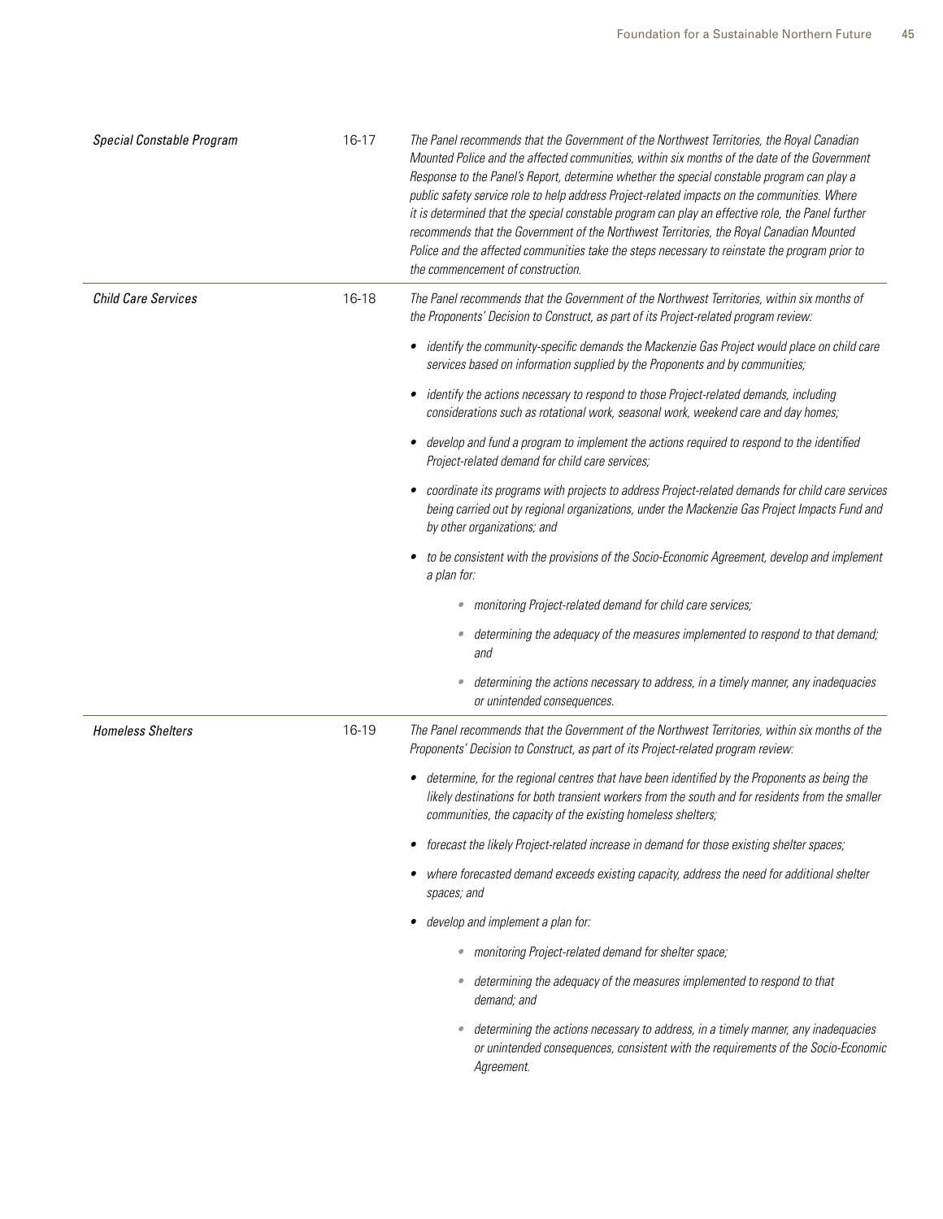| | | |
|---|---|---|
| *Special Constable Program* | 16-17 | *The Panel recommends that the Government of the Northwest Territories, the Royal Canadian Mounted Police and the affected communities, within six months of the date of the Government Response to the Panel's Report, determine whether the special constable program can play a public safety service role to help address Project-related impacts on the communities. Where it is determined that the special constable program can play an effective role, the Panel further recommends that the Government of the Northwest Territories, the Royal Canadian Mounted Police and the affected communities take the steps necessary to reinstate the program prior to the commencement of construction.* |
| *Child Care Services* | 16-18 | *The Panel recommends that the Government of the Northwest Territories, within six months of the Proponents' Decision to Construct, as part of its Project-related program review:*<br><br>• *identify the community-specific demands the Mackenzie Gas Project would place on child care services based on information supplied by the Proponents and by communities;*<br><br>• *identify the actions necessary to respond to those Project-related demands, including considerations such as rotational work, seasonal work, weekend care and day homes;*<br><br>• *develop and fund a program to implement the actions required to respond to the identified Project-related demand for child care services;*<br><br>• *coordinate its programs with projects to address Project-related demands for child care services being carried out by regional organizations, under the Mackenzie Gas Project Impacts Fund and by other organizations; and*<br><br>• *to be consistent with the provisions of the Socio-Economic Agreement, develop and implement a plan for:*<br><br>&nbsp;&nbsp;&nbsp;&nbsp;• *monitoring Project-related demand for child care services;*<br><br>&nbsp;&nbsp;&nbsp;&nbsp;• *determining the adequacy of the measures implemented to respond to that demand; and*<br><br>&nbsp;&nbsp;&nbsp;&nbsp;• *determining the actions necessary to address, in a timely manner, any inadequacies or unintended consequences.* |
| *Homeless Shelters* | 16-19 | *The Panel recommends that the Government of the Northwest Territories, within six months of the Proponents' Decision to Construct, as part of its Project-related program review:*<br><br>• *determine, for the regional centres that have been identified by the Proponents as being the likely destinations for both transient workers from the south and for residents from the smaller communities, the capacity of the existing homeless shelters;*<br><br>• *forecast the likely Project-related increase in demand for those existing shelter spaces;*<br><br>• *where forecasted demand exceeds existing capacity, address the need for additional shelter spaces; and*<br><br>• *develop and implement a plan for:*<br><br>&nbsp;&nbsp;&nbsp;&nbsp;• *monitoring Project-related demand for shelter space;*<br><br>&nbsp;&nbsp;&nbsp;&nbsp;• *determining the adequacy of the measures implemented to respond to that demand; and*<br><br>&nbsp;&nbsp;&nbsp;&nbsp;• *determining the actions necessary to address, in a timely manner, any inadequacies or unintended consequences, consistent with the requirements of the Socio-Economic Agreement.* |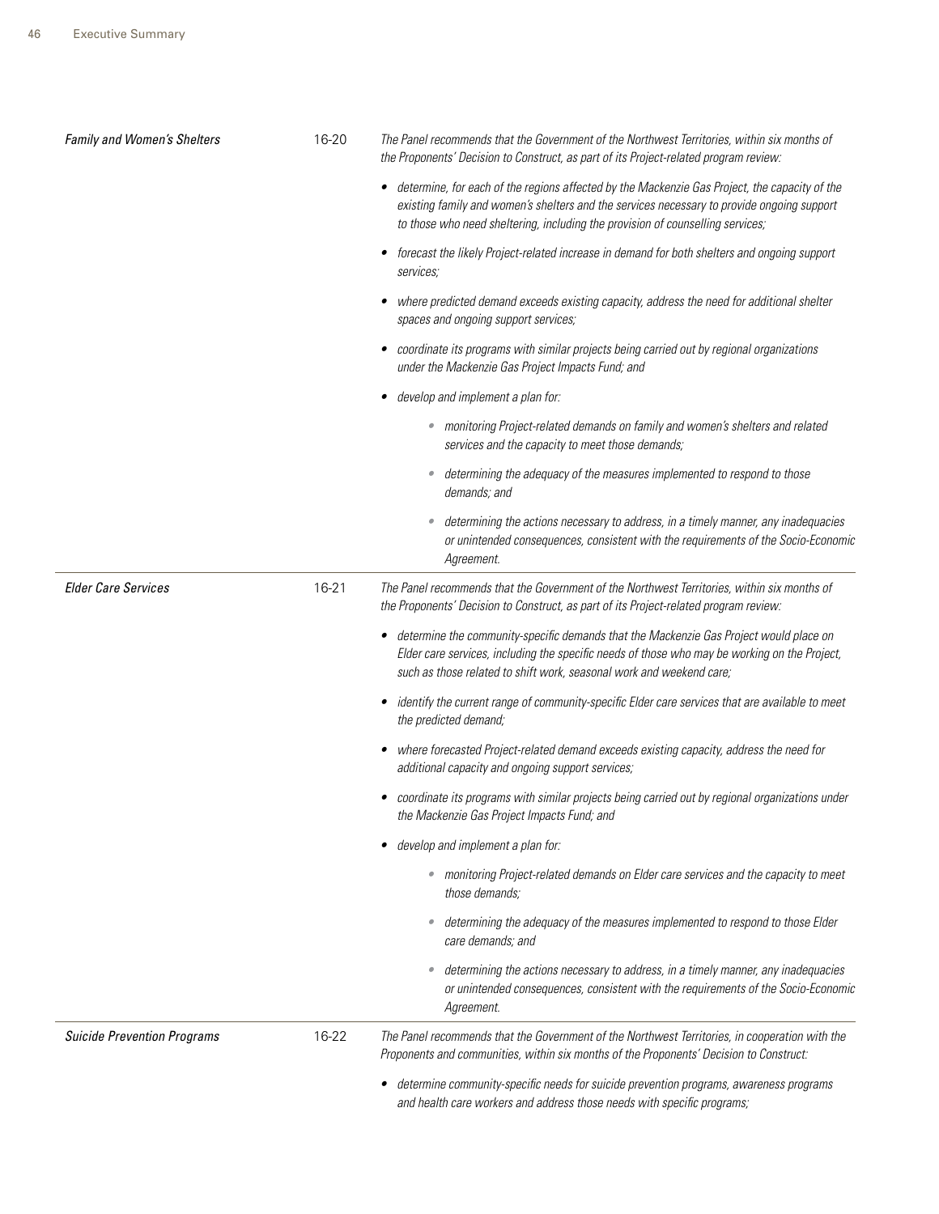*Family and Women's Shelters*

16-20

*The Panel recommends that the Government of the Northwest Territories, within six months of the Proponents' Decision to Construct, as part of its Project-related program review:*

- *determine, for each of the regions affected by the Mackenzie Gas Project, the capacity of the existing family and women's shelters and the services necessary to provide ongoing support to those who need sheltering, including the provision of counselling services;*
- *forecast the likely Project-related increase in demand for both shelters and ongoing support services;*
- *where predicted demand exceeds existing capacity, address the need for additional shelter spaces and ongoing support services;*
- *coordinate its programs with similar projects being carried out by regional organizations under the Mackenzie Gas Project Impacts Fund; and*
- *develop and implement a plan for:*
  - *monitoring Project-related demands on family and women's shelters and related services and the capacity to meet those demands;*
  - *determining the adequacy of the measures implemented to respond to those demands; and*
  - *determining the actions necessary to address, in a timely manner, any inadequacies or unintended consequences, consistent with the requirements of the Socio-Economic Agreement.*

*Elder Care Services*

16-21

*The Panel recommends that the Government of the Northwest Territories, within six months of the Proponents' Decision to Construct, as part of its Project-related program review:*

- *determine the community-specific demands that the Mackenzie Gas Project would place on Elder care services, including the specific needs of those who may be working on the Project, such as those related to shift work, seasonal work and weekend care;*
- *identify the current range of community-specific Elder care services that are available to meet the predicted demand;*
- *where forecasted Project-related demand exceeds existing capacity, address the need for additional capacity and ongoing support services;*
- *coordinate its programs with similar projects being carried out by regional organizations under the Mackenzie Gas Project Impacts Fund; and*
- *develop and implement a plan for:*
  - *monitoring Project-related demands on Elder care services and the capacity to meet those demands;*
  - *determining the adequacy of the measures implemented to respond to those Elder care demands; and*
  - *determining the actions necessary to address, in a timely manner, any inadequacies or unintended consequences, consistent with the requirements of the Socio-Economic Agreement.*

*Suicide Prevention Programs*

16-22

*The Panel recommends that the Government of the Northwest Territories, in cooperation with the Proponents and communities, within six months of the Proponents' Decision to Construct:*

- *determine community-specific needs for suicide prevention programs, awareness programs and health care workers and address those needs with specific programs;*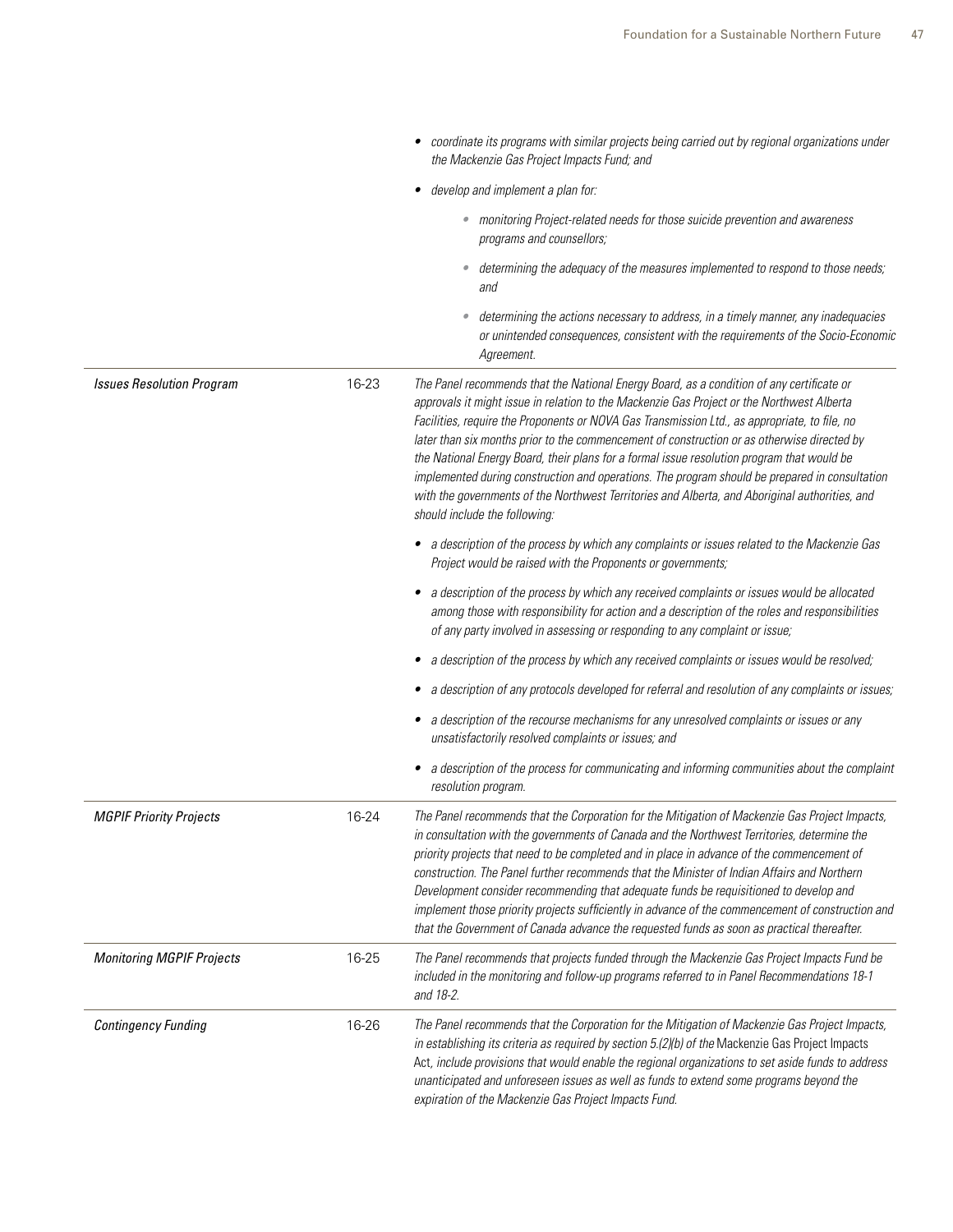| | | |
|---|---|---|
| | | • *coordinate its programs with similar projects being carried out by regional organizations under the Mackenzie Gas Project Impacts Fund; and*<br>• *develop and implement a plan for:*<br>  • *monitoring Project-related needs for those suicide prevention and awareness programs and counsellors;*<br>  • *determining the adequacy of the measures implemented to respond to those needs; and*<br>  • *determining the actions necessary to address, in a timely manner, any inadequacies or unintended consequences, consistent with the requirements of the Socio-Economic Agreement.* |
| *Issues Resolution Program* | 16-23 | *The Panel recommends that the National Energy Board, as a condition of any certificate or approvals it might issue in relation to the Mackenzie Gas Project or the Northwest Alberta Facilities, require the Proponents or NOVA Gas Transmission Ltd., as appropriate, to file, no later than six months prior to the commencement of construction or as otherwise directed by the National Energy Board, their plans for a formal issue resolution program that would be implemented during construction and operations. The program should be prepared in consultation with the governments of the Northwest Territories and Alberta, and Aboriginal authorities, and should include the following:*<br>• *a description of the process by which any complaints or issues related to the Mackenzie Gas Project would be raised with the Proponents or governments;*<br>• *a description of the process by which any received complaints or issues would be allocated among those with responsibility for action and a description of the roles and responsibilities of any party involved in assessing or responding to any complaint or issue;*<br>• *a description of the process by which any received complaints or issues would be resolved;*<br>• *a description of any protocols developed for referral and resolution of any complaints or issues;*<br>• *a description of the recourse mechanisms for any unresolved complaints or issues or any unsatisfactorily resolved complaints or issues; and*<br>• *a description of the process for communicating and informing communities about the complaint resolution program.* |
| *MGPIF Priority Projects* | 16-24 | *The Panel recommends that the Corporation for the Mitigation of Mackenzie Gas Project Impacts, in consultation with the governments of Canada and the Northwest Territories, determine the priority projects that need to be completed and in place in advance of the commencement of construction. The Panel further recommends that the Minister of Indian Affairs and Northern Development consider recommending that adequate funds be requisitioned to develop and implement those priority projects sufficiently in advance of the commencement of construction and that the Government of Canada advance the requested funds as soon as practical thereafter.* |
| *Monitoring MGPIF Projects* | 16-25 | *The Panel recommends that projects funded through the Mackenzie Gas Project Impacts Fund be included in the monitoring and follow-up programs referred to in Panel Recommendations 18-1 and 18-2.* |
| *Contingency Funding* | 16-26 | *The Panel recommends that the Corporation for the Mitigation of Mackenzie Gas Project Impacts, in establishing its criteria as required by section 5.(2)(b) of the* Mackenzie Gas Project Impacts Act, *include provisions that would enable the regional organizations to set aside funds to address unanticipated and unforeseen issues as well as funds to extend some programs beyond the expiration of the Mackenzie Gas Project Impacts Fund.* |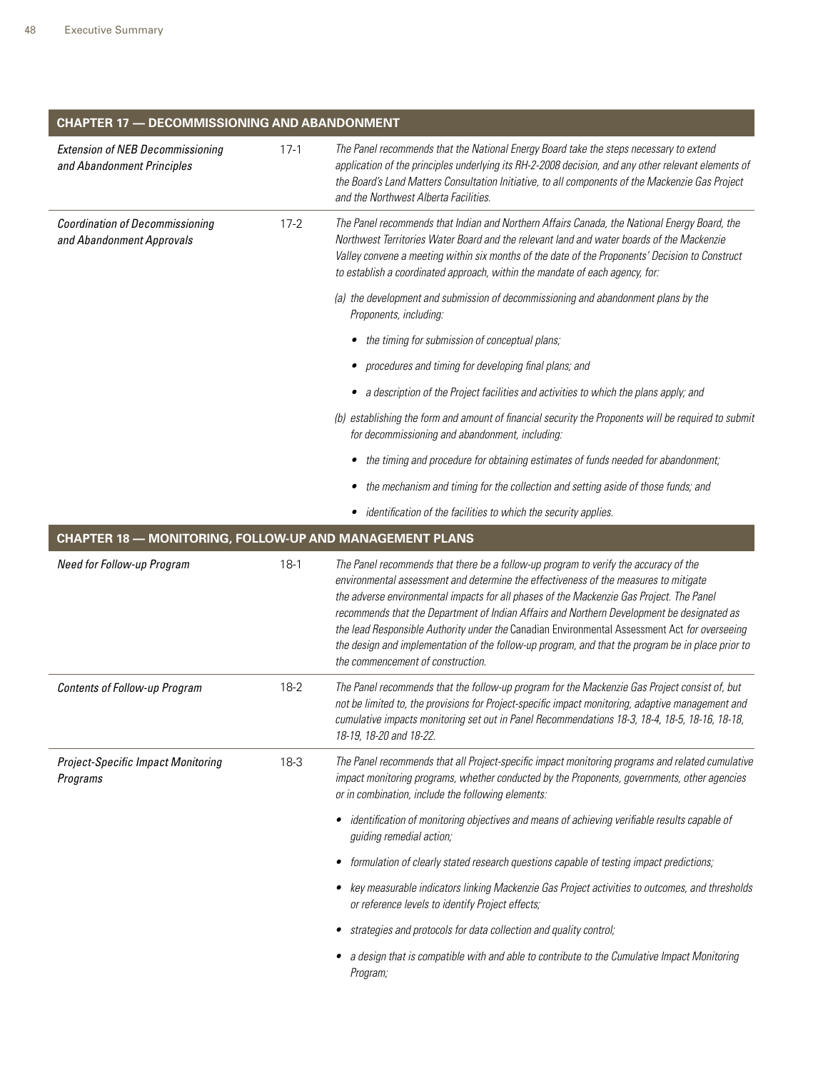| CHAPTER 17 — DECOMMISSIONING AND ABANDONMENT | | |
|---|---|---|
| *Extension of NEB Decommissioning and Abandonment Principles* | 17-1 | *The Panel recommends that the National Energy Board take the steps necessary to extend application of the principles underlying its RH-2-2008 decision, and any other relevant elements of the Board's Land Matters Consultation Initiative, to all components of the Mackenzie Gas Project and the Northwest Alberta Facilities.* |
| *Coordination of Decommissioning and Abandonment Approvals* | 17-2 | *The Panel recommends that Indian and Northern Affairs Canada, the National Energy Board, the Northwest Territories Water Board and the relevant land and water boards of the Mackenzie Valley convene a meeting within six months of the date of the Proponents' Decision to Construct to establish a coordinated approach, within the mandate of each agency, for:*<br><br>*(a) the development and submission of decommissioning and abandonment plans by the Proponents, including:*<br>• *the timing for submission of conceptual plans;*<br>• *procedures and timing for developing final plans; and*<br>• *a description of the Project facilities and activities to which the plans apply; and*<br><br>*(b) establishing the form and amount of financial security the Proponents will be required to submit for decommissioning and abandonment, including:*<br>• *the timing and procedure for obtaining estimates of funds needed for abandonment;*<br>• *the mechanism and timing for the collection and setting aside of those funds; and*<br>• *identification of the facilities to which the security applies.* |

| CHAPTER 18 — MONITORING, FOLLOW-UP AND MANAGEMENT PLANS | | |
|---|---|---|
| *Need for Follow-up Program* | 18-1 | *The Panel recommends that there be a follow-up program to verify the accuracy of the environmental assessment and determine the effectiveness of the measures to mitigate the adverse environmental impacts for all phases of the Mackenzie Gas Project. The Panel recommends that the Department of Indian Affairs and Northern Development be designated as the lead Responsible Authority under the* Canadian Environmental Assessment Act *for overseeing the design and implementation of the follow-up program, and that the program be in place prior to the commencement of construction.* |
| *Contents of Follow-up Program* | 18-2 | *The Panel recommends that the follow-up program for the Mackenzie Gas Project consist of, but not be limited to, the provisions for Project-specific impact monitoring, adaptive management and cumulative impacts monitoring set out in Panel Recommendations 18-3, 18-4, 18-5, 18-16, 18-18, 18-19, 18-20 and 18-22.* |
| *Project-Specific Impact Monitoring Programs* | 18-3 | *The Panel recommends that all Project-specific impact monitoring programs and related cumulative impact monitoring programs, whether conducted by the Proponents, governments, other agencies or in combination, include the following elements:*<br>• *identification of monitoring objectives and means of achieving verifiable results capable of guiding remedial action;*<br>• *formulation of clearly stated research questions capable of testing impact predictions;*<br>• *key measurable indicators linking Mackenzie Gas Project activities to outcomes, and thresholds or reference levels to identify Project effects;*<br>• *strategies and protocols for data collection and quality control;*<br>• *a design that is compatible with and able to contribute to the Cumulative Impact Monitoring Program;* |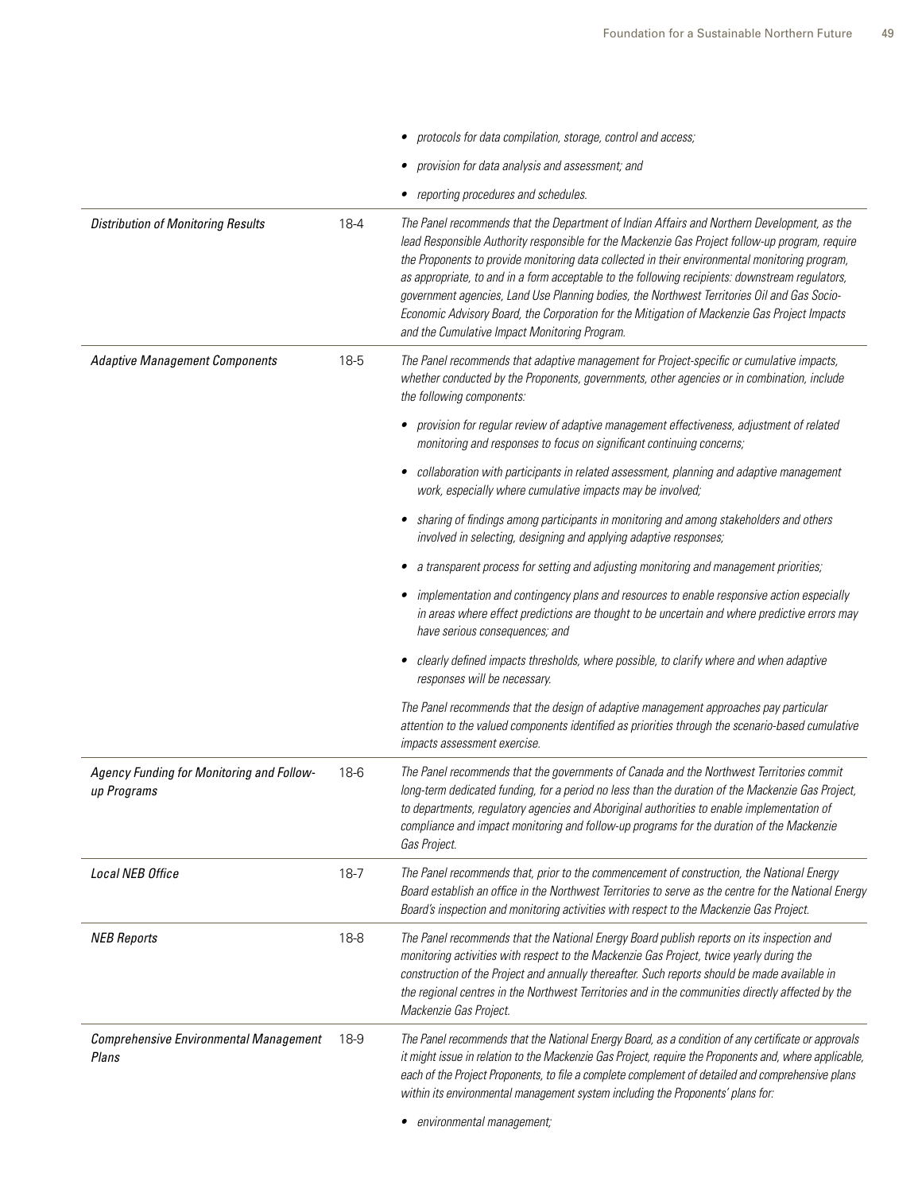| | | |
|---|---|---|
| | | • *protocols for data compilation, storage, control and access;*<br>• *provision for data analysis and assessment; and*<br>• *reporting procedures and schedules.* |
| *Distribution of Monitoring Results* | 18-4 | *The Panel recommends that the Department of Indian Affairs and Northern Development, as the lead Responsible Authority responsible for the Mackenzie Gas Project follow-up program, require the Proponents to provide monitoring data collected in their environmental monitoring program, as appropriate, to and in a form acceptable to the following recipients: downstream regulators, government agencies, Land Use Planning bodies, the Northwest Territories Oil and Gas Socio-Economic Advisory Board, the Corporation for the Mitigation of Mackenzie Gas Project Impacts and the Cumulative Impact Monitoring Program.* |
| *Adaptive Management Components* | 18-5 | *The Panel recommends that adaptive management for Project-specific or cumulative impacts, whether conducted by the Proponents, governments, other agencies or in combination, include the following components:*<br>• *provision for regular review of adaptive management effectiveness, adjustment of related monitoring and responses to focus on significant continuing concerns;*<br>• *collaboration with participants in related assessment, planning and adaptive management work, especially where cumulative impacts may be involved;*<br>• *sharing of findings among participants in monitoring and among stakeholders and others involved in selecting, designing and applying adaptive responses;*<br>• *a transparent process for setting and adjusting monitoring and management priorities;*<br>• *implementation and contingency plans and resources to enable responsive action especially in areas where effect predictions are thought to be uncertain and where predictive errors may have serious consequences; and*<br>• *clearly defined impacts thresholds, where possible, to clarify where and when adaptive responses will be necessary.*<br>*The Panel recommends that the design of adaptive management approaches pay particular attention to the valued components identified as priorities through the scenario-based cumulative impacts assessment exercise.* |
| *Agency Funding for Monitoring and Follow-up Programs* | 18-6 | *The Panel recommends that the governments of Canada and the Northwest Territories commit long-term dedicated funding, for a period no less than the duration of the Mackenzie Gas Project, to departments, regulatory agencies and Aboriginal authorities to enable implementation of compliance and impact monitoring and follow-up programs for the duration of the Mackenzie Gas Project.* |
| *Local NEB Office* | 18-7 | *The Panel recommends that, prior to the commencement of construction, the National Energy Board establish an office in the Northwest Territories to serve as the centre for the National Energy Board's inspection and monitoring activities with respect to the Mackenzie Gas Project.* |
| *NEB Reports* | 18-8 | *The Panel recommends that the National Energy Board publish reports on its inspection and monitoring activities with respect to the Mackenzie Gas Project, twice yearly during the construction of the Project and annually thereafter. Such reports should be made available in the regional centres in the Northwest Territories and in the communities directly affected by the Mackenzie Gas Project.* |
| *Comprehensive Environmental Management Plans* | 18-9 | *The Panel recommends that the National Energy Board, as a condition of any certificate or approvals it might issue in relation to the Mackenzie Gas Project, require the Proponents and, where applicable, each of the Project Proponents, to file a complete complement of detailed and comprehensive plans within its environmental management system including the Proponents' plans for:*<br>• *environmental management;* |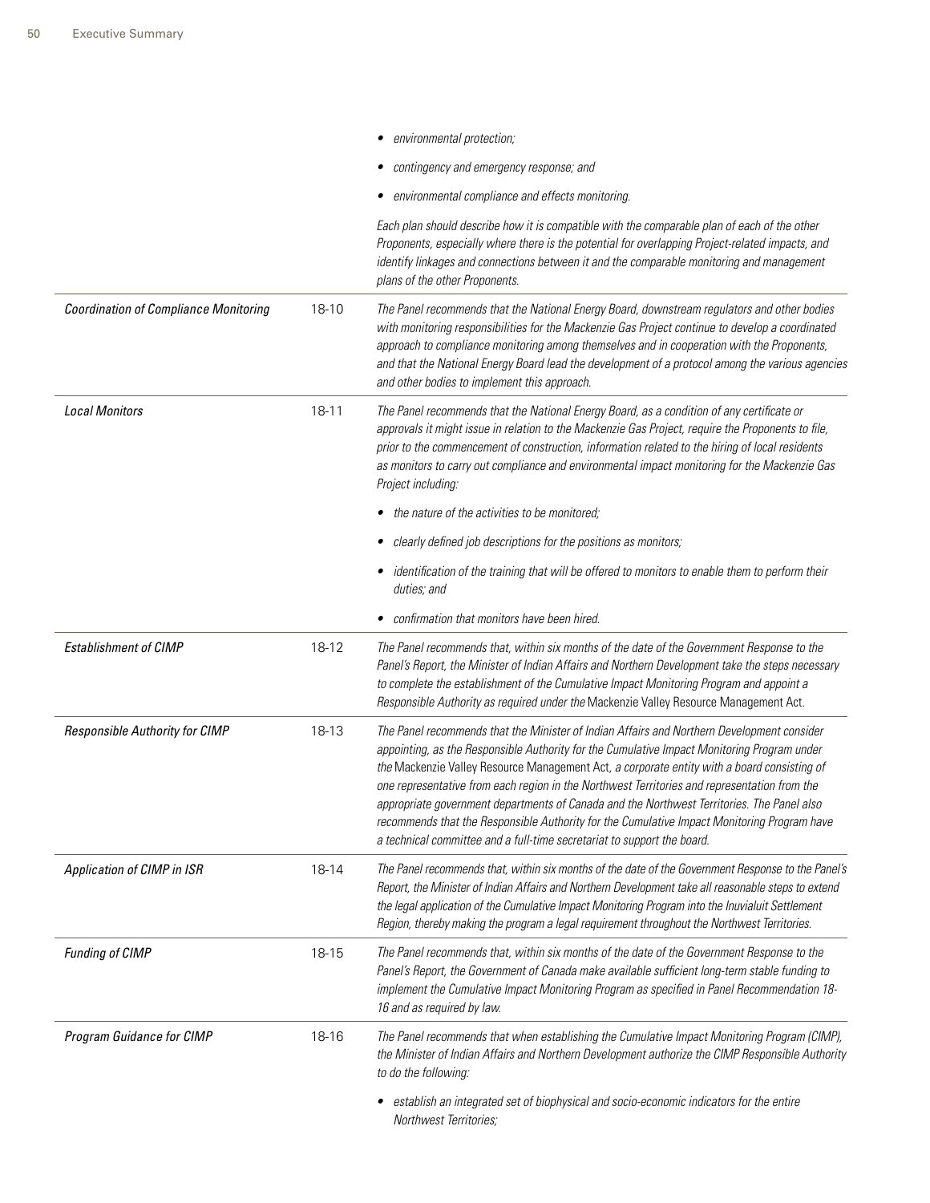| | | |
|---|---|---|
| | | • *environmental protection;*<br>• *contingency and emergency response; and*<br>• *environmental compliance and effects monitoring.*<br><br>*Each plan should describe how it is compatible with the comparable plan of each of the other Proponents, especially where there is the potential for overlapping Project-related impacts, and identify linkages and connections between it and the comparable monitoring and management plans of the other Proponents.* |
| *Coordination of Compliance Monitoring* | 18-10 | *The Panel recommends that the National Energy Board, downstream regulators and other bodies with monitoring responsibilities for the Mackenzie Gas Project continue to develop a coordinated approach to compliance monitoring among themselves and in cooperation with the Proponents, and that the National Energy Board lead the development of a protocol among the various agencies and other bodies to implement this approach.* |
| *Local Monitors* | 18-11 | *The Panel recommends that the National Energy Board, as a condition of any certificate or approvals it might issue in relation to the Mackenzie Gas Project, require the Proponents to file, prior to the commencement of construction, information related to the hiring of local residents as monitors to carry out compliance and environmental impact monitoring for the Mackenzie Gas Project including:*<br>• *the nature of the activities to be monitored;*<br>• *clearly defined job descriptions for the positions as monitors;*<br>• *identification of the training that will be offered to monitors to enable them to perform their duties; and*<br>• *confirmation that monitors have been hired.* |
| *Establishment of CIMP* | 18-12 | *The Panel recommends that, within six months of the date of the Government Response to the Panel's Report, the Minister of Indian Affairs and Northern Development take the steps necessary to complete the establishment of the Cumulative Impact Monitoring Program and appoint a Responsible Authority as required under the* Mackenzie Valley Resource Management Act. |
| *Responsible Authority for CIMP* | 18-13 | *The Panel recommends that the Minister of Indian Affairs and Northern Development consider appointing, as the Responsible Authority for the Cumulative Impact Monitoring Program under the* Mackenzie Valley Resource Management Act, *a corporate entity with a board consisting of one representative from each region in the Northwest Territories and representation from the appropriate government departments of Canada and the Northwest Territories. The Panel also recommends that the Responsible Authority for the Cumulative Impact Monitoring Program have a technical committee and a full-time secretariat to support the board.* |
| *Application of CIMP in ISR* | 18-14 | *The Panel recommends that, within six months of the date of the Government Response to the Panel's Report, the Minister of Indian Affairs and Northern Development take all reasonable steps to extend the legal application of the Cumulative Impact Monitoring Program into the Inuvialuit Settlement Region, thereby making the program a legal requirement throughout the Northwest Territories.* |
| *Funding of CIMP* | 18-15 | *The Panel recommends that, within six months of the date of the Government Response to the Panel's Report, the Government of Canada make available sufficient long-term stable funding to implement the Cumulative Impact Monitoring Program as specified in Panel Recommendation 18-16 and as required by law.* |
| *Program Guidance for CIMP* | 18-16 | *The Panel recommends that when establishing the Cumulative Impact Monitoring Program (CIMP), the Minister of Indian Affairs and Northern Development authorize the CIMP Responsible Authority to do the following:*<br>• *establish an integrated set of biophysical and socio-economic indicators for the entire Northwest Territories;* |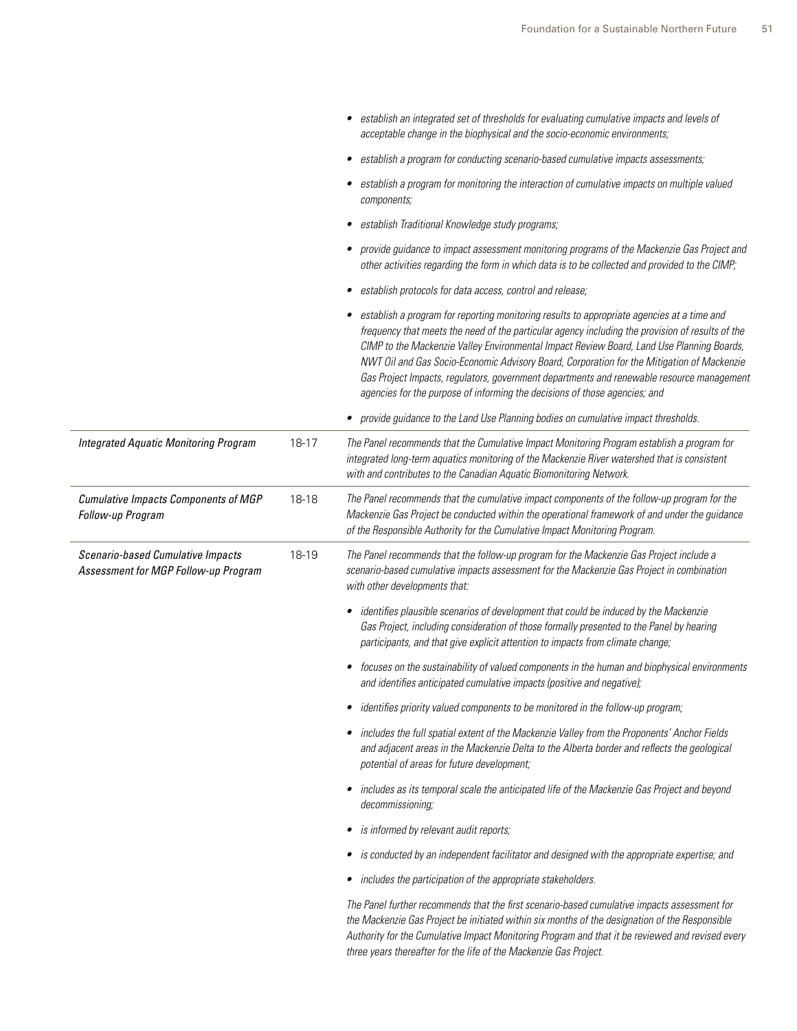| | | |
|---|---|---|
| | | • *establish an integrated set of thresholds for evaluating cumulative impacts and levels of acceptable change in the biophysical and the socio-economic environments;*<br>• *establish a program for conducting scenario-based cumulative impacts assessments;*<br>• *establish a program for monitoring the interaction of cumulative impacts on multiple valued components;*<br>• *establish Traditional Knowledge study programs;*<br>• *provide guidance to impact assessment monitoring programs of the Mackenzie Gas Project and other activities regarding the form in which data is to be collected and provided to the CIMP;*<br>• *establish protocols for data access, control and release;*<br>• *establish a program for reporting monitoring results to appropriate agencies at a time and frequency that meets the need of the particular agency including the provision of results of the CIMP to the Mackenzie Valley Environmental Impact Review Board, Land Use Planning Boards, NWT Oil and Gas Socio-Economic Advisory Board, Corporation for the Mitigation of Mackenzie Gas Project Impacts, regulators, government departments and renewable resource management agencies for the purpose of informing the decisions of those agencies; and*<br>• *provide guidance to the Land Use Planning bodies on cumulative impact thresholds.* |
| *Integrated Aquatic Monitoring Program* | 18-17 | *The Panel recommends that the Cumulative Impact Monitoring Program establish a program for integrated long-term aquatics monitoring of the Mackenzie River watershed that is consistent with and contributes to the Canadian Aquatic Biomonitoring Network.* |
| *Cumulative Impacts Components of MGP Follow-up Program* | 18-18 | *The Panel recommends that the cumulative impact components of the follow-up program for the Mackenzie Gas Project be conducted within the operational framework of and under the guidance of the Responsible Authority for the Cumulative Impact Monitoring Program.* |
| *Scenario-based Cumulative Impacts Assessment for MGP Follow-up Program* | 18-19 | *The Panel recommends that the follow-up program for the Mackenzie Gas Project include a scenario-based cumulative impacts assessment for the Mackenzie Gas Project in combination with other developments that:*<br>• *identifies plausible scenarios of development that could be induced by the Mackenzie Gas Project, including consideration of those formally presented to the Panel by hearing participants, and that give explicit attention to impacts from climate change;*<br>• *focuses on the sustainability of valued components in the human and biophysical environments and identifies anticipated cumulative impacts (positive and negative);*<br>• *identifies priority valued components to be monitored in the follow-up program;*<br>• *includes the full spatial extent of the Mackenzie Valley from the Proponents' Anchor Fields and adjacent areas in the Mackenzie Delta to the Alberta border and reflects the geological potential of areas for future development;*<br>• *includes as its temporal scale the anticipated life of the Mackenzie Gas Project and beyond decommissioning;*<br>• *is informed by relevant audit reports;*<br>• *is conducted by an independent facilitator and designed with the appropriate expertise; and*<br>• *includes the participation of the appropriate stakeholders.*<br><br>*The Panel further recommends that the first scenario-based cumulative impacts assessment for the Mackenzie Gas Project be initiated within six months of the designation of the Responsible Authority for the Cumulative Impact Monitoring Program and that it be reviewed and revised every three years thereafter for the life of the Mackenzie Gas Project.* |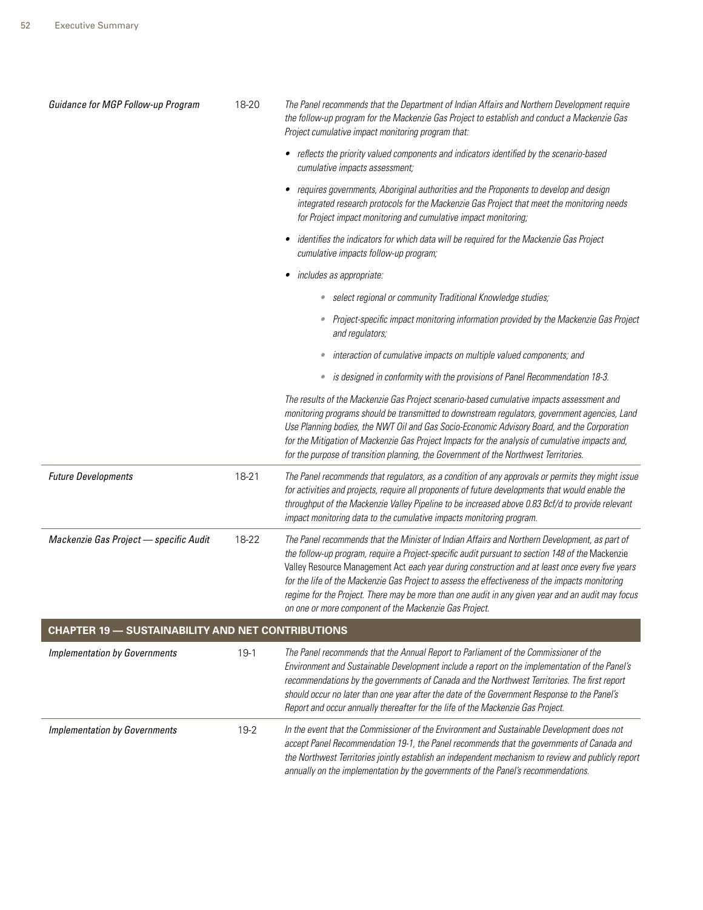| | | |
|---|---|---|
| *Guidance for MGP Follow-up Program* | 18-20 | *The Panel recommends that the Department of Indian Affairs and Northern Development require the follow-up program for the Mackenzie Gas Project to establish and conduct a Mackenzie Gas Project cumulative impact monitoring program that:*<br>• *reflects the priority valued components and indicators identified by the scenario-based cumulative impacts assessment;*<br>• *requires governments, Aboriginal authorities and the Proponents to develop and design integrated research protocols for the Mackenzie Gas Project that meet the monitoring needs for Project impact monitoring and cumulative impact monitoring;*<br>• *identifies the indicators for which data will be required for the Mackenzie Gas Project cumulative impacts follow-up program;*<br>• *includes as appropriate:*<br>&nbsp;&nbsp;&nbsp;&nbsp;• *select regional or community Traditional Knowledge studies;*<br>&nbsp;&nbsp;&nbsp;&nbsp;• *Project-specific impact monitoring information provided by the Mackenzie Gas Project and regulators;*<br>&nbsp;&nbsp;&nbsp;&nbsp;• *interaction of cumulative impacts on multiple valued components; and*<br>&nbsp;&nbsp;&nbsp;&nbsp;• *is designed in conformity with the provisions of Panel Recommendation 18-3.*<br>*The results of the Mackenzie Gas Project scenario-based cumulative impacts assessment and monitoring programs should be transmitted to downstream regulators, government agencies, Land Use Planning bodies, the NWT Oil and Gas Socio-Economic Advisory Board, and the Corporation for the Mitigation of Mackenzie Gas Project Impacts for the analysis of cumulative impacts and, for the purpose of transition planning, the Government of the Northwest Territories.* |
| *Future Developments* | 18-21 | *The Panel recommends that regulators, as a condition of any approvals or permits they might issue for activities and projects, require all proponents of future developments that would enable the throughput of the Mackenzie Valley Pipeline to be increased above 0.83 Bcf/d to provide relevant impact monitoring data to the cumulative impacts monitoring program.* |
| *Mackenzie Gas Project — specific Audit* | 18-22 | *The Panel recommends that the Minister of Indian Affairs and Northern Development, as part of the follow-up program, require a Project-specific audit pursuant to section 148 of the* Mackenzie Valley Resource Management Act *each year during construction and at least once every five years for the life of the Mackenzie Gas Project to assess the effectiveness of the impacts monitoring regime for the Project. There may be more than one audit in any given year and an audit may focus on one or more component of the Mackenzie Gas Project.* |
| **CHAPTER 19 — SUSTAINABILITY AND NET CONTRIBUTIONS** | | |
| *Implementation by Governments* | 19-1 | *The Panel recommends that the Annual Report to Parliament of the Commissioner of the Environment and Sustainable Development include a report on the implementation of the Panel's recommendations by the governments of Canada and the Northwest Territories. The first report should occur no later than one year after the date of the Government Response to the Panel's Report and occur annually thereafter for the life of the Mackenzie Gas Project.* |
| *Implementation by Governments* | 19-2 | *In the event that the Commissioner of the Environment and Sustainable Development does not accept Panel Recommendation 19-1, the Panel recommends that the governments of Canada and the Northwest Territories jointly establish an independent mechanism to review and publicly report annually on the implementation by the governments of the Panel's recommendations.* |